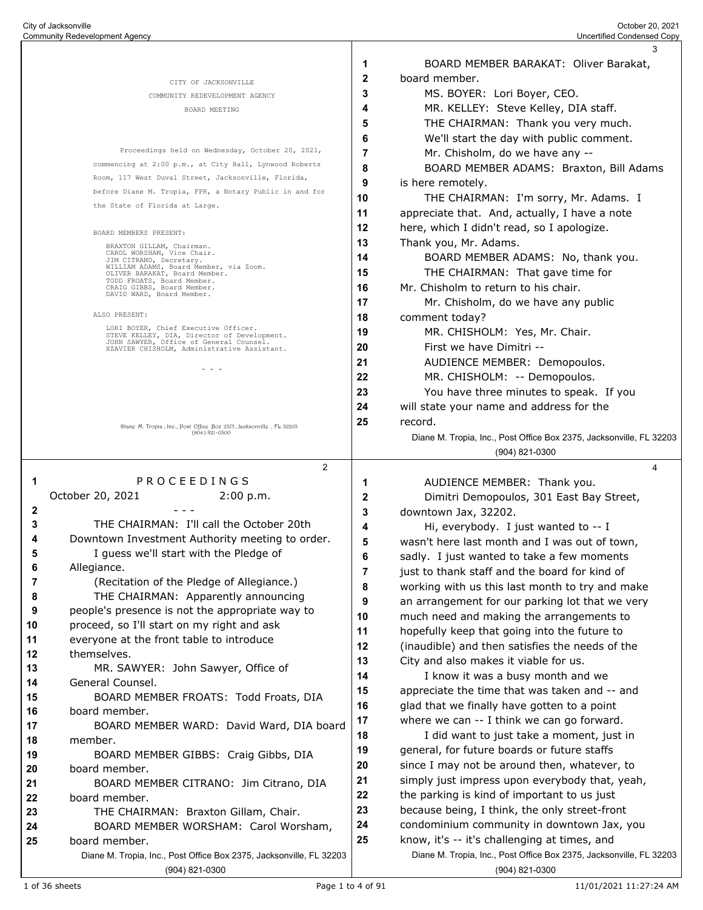CITY OF JACKSONVILLE

COMMUNITY REDEVELOPMENT AGENCY

BOARD MEETING

Proceedings held on Wednesday, October 20, 2021, commencing at 2:00 p.m., at City Hall, Lynwood Roberts Room, 117 West Duval Street, Jacksonville, Florida, before Diane M. Tropia, FPR, a Notary Public in and for the State of Florida at Large.

BOARD MEMBERS PRESENT:

BRAXTON GILLAM, Chairman.
CAROL WORSHAM, Vice Chair.
JIM CITRANO, Secretary.
WILLIAM ADAMS, Board Member, via Zoom.
OLIVER BARAKAT, Board Member.
TODD FROATS, Board Member.
CRAIG GIBBS, Board Member.
DAVID WARD, Board Member.

ALSO PRESENT:

LORI BOYER, Chief Executive Officer.
STEVE KELLEY, DIA, Director of Development.
JOHN SAWYER, Office of General Counsel.
XZAVIER CHISHOLM, Administrative Assistant.

\- - -

P R O C E E D I N G S

October 20, 2021 2:00 p.m.

\- - -

THE CHAIRMAN: I'll call the October 20th Downtown Investment Authority meeting to order.

I guess we'll start with the Pledge of Allegiance.

(Recitation of the Pledge of Allegiance.)

THE CHAIRMAN: Apparently announcing people's presence is not the appropriate way to proceed, so I'll start on my right and ask everyone at the front table to introduce themselves.

MR. SAWYER: John Sawyer, Office of General Counsel.

BOARD MEMBER FROATS: Todd Froats, DIA board member.

BOARD MEMBER WARD: David Ward, DIA board member.

BOARD MEMBER GIBBS: Craig Gibbs, DIA board member.

BOARD MEMBER CITRANO: Jim Citrano, DIA board member.

THE CHAIRMAN: Braxton Gillam, Chair.

BOARD MEMBER WORSHAM: Carol Worsham, board member.

BOARD MEMBER BARAKAT: Oliver Barakat, board member.

MS. BOYER: Lori Boyer, CEO.

MR. KELLEY: Steve Kelley, DIA staff.

THE CHAIRMAN: Thank you very much.

We'll start the day with public comment.

Mr. Chisholm, do we have any --

BOARD MEMBER ADAMS: Braxton, Bill Adams is here remotely.

THE CHAIRMAN: I'm sorry, Mr. Adams. I appreciate that. And, actually, I have a note here, which I didn't read, so I apologize. Thank you, Mr. Adams.

BOARD MEMBER ADAMS: No, thank you.

THE CHAIRMAN: That gave time for Mr. Chisholm to return to his chair.

Mr. Chisholm, do we have any public comment today?

MR. CHISHOLM: Yes, Mr. Chair.

First we have Dimitri --

AUDIENCE MEMBER: Demopoulos.

MR. CHISHOLM: -- Demopoulos.

You have three minutes to speak. If you will state your name and address for the record.

AUDIENCE MEMBER: Thank you.

Dimitri Demopoulos, 301 East Bay Street, downtown Jax, 32202.

Hi, everybody. I just wanted to -- I wasn't here last month and I was out of town, sadly. I just wanted to take a few moments just to thank staff and the board for kind of working with us this last month to try and make an arrangement for our parking lot that we very much need and making the arrangements to hopefully keep that going into the future to (inaudible) and then satisfies the needs of the City and also makes it viable for us.

I know it was a busy month and we appreciate the time that was taken and -- and glad that we finally have gotten to a point where we can -- I think we can go forward.

I did want to just take a moment, just in general, for future boards or future staffs since I may not be around then, whatever, to simply just impress upon everybody that, yeah, the parking is kind of important to us just because being, I think, the only street-front condominium community in downtown Jax, you know, it's -- it's challenging at times, and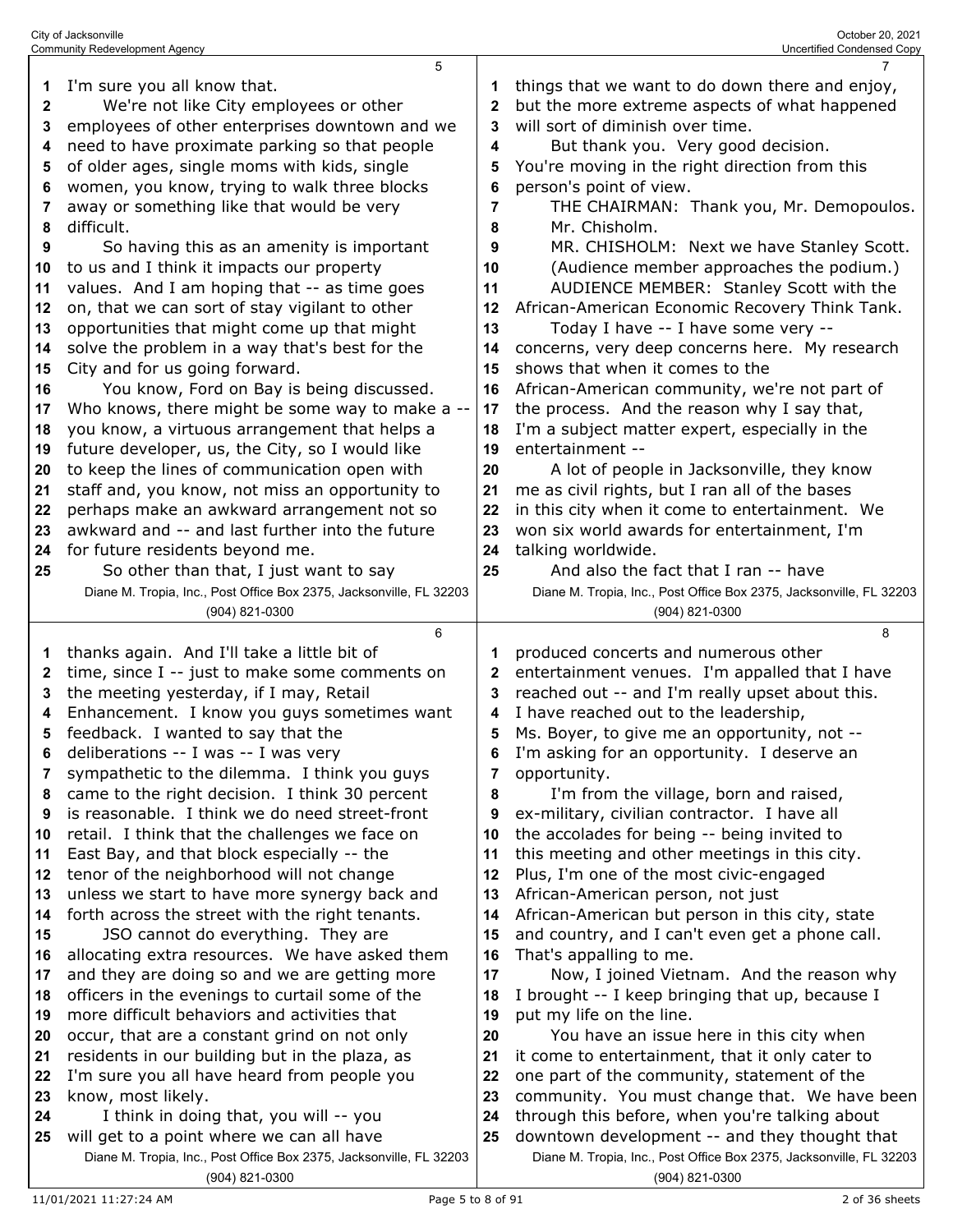I'm sure you all know that.

We're not like City employees or other employees of other enterprises downtown and we need to have proximate parking so that people of older ages, single moms with kids, single women, you know, trying to walk three blocks away or something like that would be very difficult.

So having this as an amenity is important to us and I think it impacts our property values. And I am hoping that -- as time goes on, that we can sort of stay vigilant to other opportunities that might come up that might solve the problem in a way that's best for the City and for us going forward.

You know, Ford on Bay is being discussed. Who knows, there might be some way to make a -- you know, a virtuous arrangement that helps a future developer, us, the City, so I would like to keep the lines of communication open with staff and, you know, not miss an opportunity to perhaps make an awkward arrangement not so awkward and -- and last further into the future for future residents beyond me.

So other than that, I just want to say thanks again. And I'll take a little bit of time, since I -- just to make some comments on the meeting yesterday, if I may, Retail Enhancement. I know you guys sometimes want feedback. I wanted to say that the deliberations -- I was -- I was very sympathetic to the dilemma. I think you guys came to the right decision. I think 30 percent is reasonable. I think we do need street-front retail. I think that the challenges we face on East Bay, and that block especially -- the tenor of the neighborhood will not change unless we start to have more synergy back and forth across the street with the right tenants.

JSO cannot do everything. They are allocating extra resources. We have asked them and they are doing so and we are getting more officers in the evenings to curtail some of the more difficult behaviors and activities that occur, that are a constant grind on not only residents in our building but in the plaza, as I'm sure you all have heard from people you know, most likely.

I think in doing that, you will -- you will get to a point where we can all have things that we want to do down there and enjoy, but the more extreme aspects of what happened will sort of diminish over time.

But thank you. Very good decision. You're moving in the right direction from this person's point of view.

THE CHAIRMAN: Thank you, Mr. Demopoulos.

Mr. Chisholm.

MR. CHISHOLM: Next we have Stanley Scott.

(Audience member approaches the podium.)

AUDIENCE MEMBER: Stanley Scott with the African-American Economic Recovery Think Tank.

Today I have -- I have some very -- concerns, very deep concerns here. My research shows that when it comes to the African-American community, we're not part of the process. And the reason why I say that, I'm a subject matter expert, especially in the entertainment --

A lot of people in Jacksonville, they know me as civil rights, but I ran all of the bases in this city when it come to entertainment. We won six world awards for entertainment, I'm talking worldwide.

And also the fact that I ran -- have produced concerts and numerous other entertainment venues. I'm appalled that I have reached out -- and I'm really upset about this. I have reached out to the leadership, Ms. Boyer, to give me an opportunity, not -- I'm asking for an opportunity. I deserve an opportunity.

I'm from the village, born and raised, ex-military, civilian contractor. I have all the accolades for being -- being invited to this meeting and other meetings in this city. Plus, I'm one of the most civic-engaged African-American person, not just African-American but person in this city, state and country, and I can't even get a phone call. That's appalling to me.

Now, I joined Vietnam. And the reason why I brought -- I keep bringing that up, because I put my life on the line.

You have an issue here in this city when it come to entertainment, that it only cater to one part of the community, statement of the community. You must change that. We have been through this before, when you're talking about downtown development -- and they thought that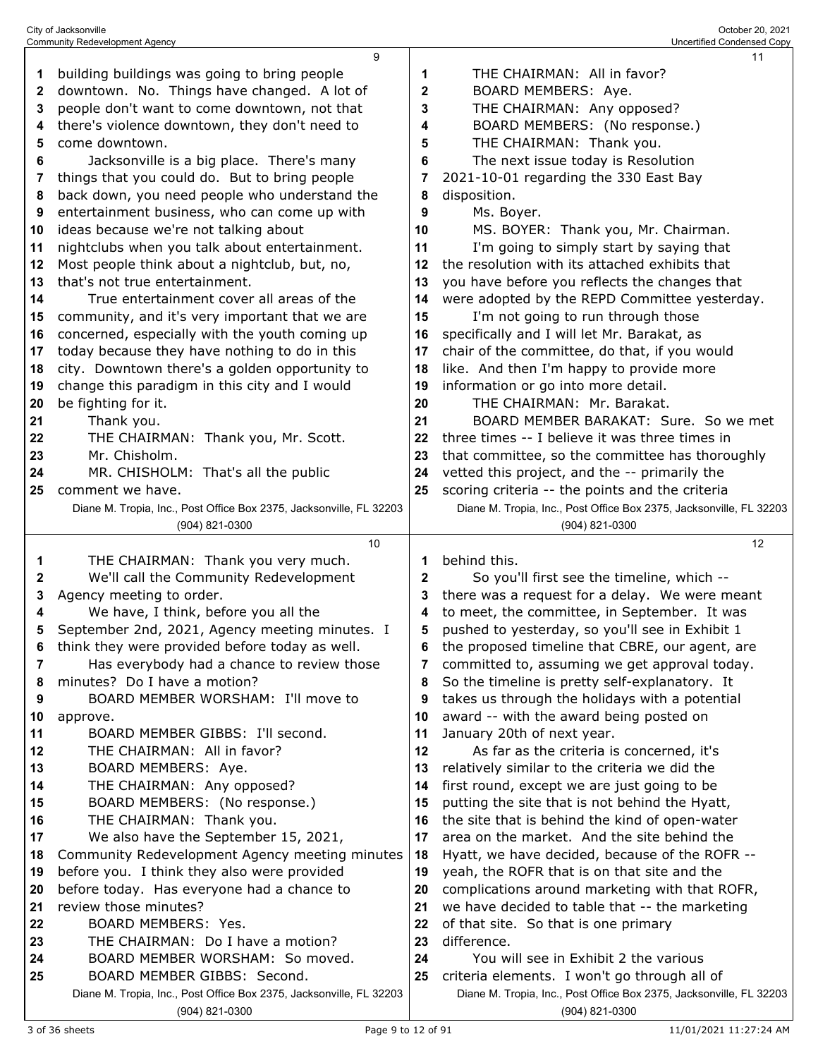building buildings was going to bring people downtown. No. Things have changed. A lot of people don't want to come downtown, not that there's violence downtown, they don't need to come downtown.

Jacksonville is a big place. There's many things that you could do. But to bring people back down, you need people who understand the entertainment business, who can come up with ideas because we're not talking about nightclubs when you talk about entertainment. Most people think about a nightclub, but, no, that's not true entertainment.

True entertainment cover all areas of the community, and it's very important that we are concerned, especially with the youth coming up today because they have nothing to do in this city. Downtown there's a golden opportunity to change this paradigm in this city and I would be fighting for it.

Thank you.

THE CHAIRMAN: Thank you, Mr. Scott.

Mr. Chisholm.

MR. CHISHOLM: That's all the public comment we have.

THE CHAIRMAN: Thank you very much.

We'll call the Community Redevelopment Agency meeting to order.

We have, I think, before you all the September 2nd, 2021, Agency meeting minutes. I think they were provided before today as well.

Has everybody had a chance to review those minutes? Do I have a motion?

BOARD MEMBER WORSHAM: I'll move to approve.

BOARD MEMBER GIBBS: I'll second.

THE CHAIRMAN: All in favor?

BOARD MEMBERS: Aye.

THE CHAIRMAN: Any opposed?

BOARD MEMBERS: (No response.)

THE CHAIRMAN: Thank you.

We also have the September 15, 2021, Community Redevelopment Agency meeting minutes before you. I think they also were provided before today. Has everyone had a chance to review those minutes?

BOARD MEMBERS: Yes.

THE CHAIRMAN: Do I have a motion?

BOARD MEMBER WORSHAM: So moved.

BOARD MEMBER GIBBS: Second.

THE CHAIRMAN: All in favor?

BOARD MEMBERS: Aye.

THE CHAIRMAN: Any opposed?

BOARD MEMBERS: (No response.)

THE CHAIRMAN: Thank you.

The next issue today is Resolution 2021-10-01 regarding the 330 East Bay disposition.

Ms. Boyer.

MS. BOYER: Thank you, Mr. Chairman.

I'm going to simply start by saying that the resolution with its attached exhibits that you have before you reflects the changes that were adopted by the REPD Committee yesterday.

I'm not going to run through those specifically and I will let Mr. Barakat, as chair of the committee, do that, if you would like. And then I'm happy to provide more information or go into more detail.

THE CHAIRMAN: Mr. Barakat.

BOARD MEMBER BARAKAT: Sure. So we met three times -- I believe it was three times in that committee, so the committee has thoroughly vetted this project, and the -- primarily the scoring criteria -- the points and the criteria behind this.

So you'll first see the timeline, which -- there was a request for a delay. We were meant to meet, the committee, in September. It was pushed to yesterday, so you'll see in Exhibit 1 the proposed timeline that CBRE, our agent, are committed to, assuming we get approval today. So the timeline is pretty self-explanatory. It takes us through the holidays with a potential award -- with the award being posted on January 20th of next year.

As far as the criteria is concerned, it's relatively similar to the criteria we did the first round, except we are just going to be putting the site that is not behind the Hyatt, the site that is behind the kind of open-water area on the market. And the site behind the Hyatt, we have decided, because of the ROFR -- yeah, the ROFR that is on that site and the complications around marketing with that ROFR, we have decided to table that -- the marketing of that site. So that is one primary difference.

You will see in Exhibit 2 the various criteria elements. I won't go through all of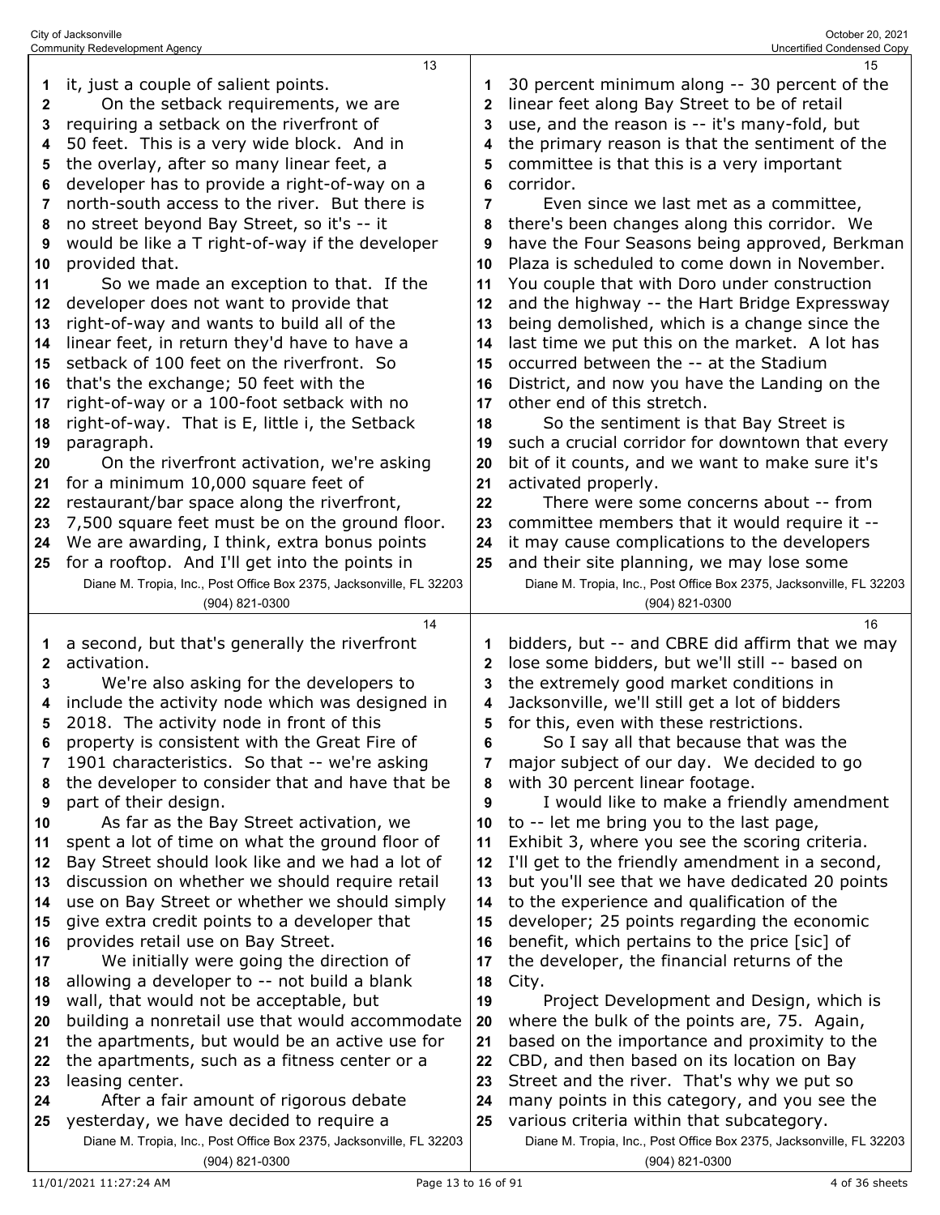it, just a couple of salient points.

On the setback requirements, we are requiring a setback on the riverfront of 50 feet. This is a very wide block. And in the overlay, after so many linear feet, a developer has to provide a right-of-way on a north-south access to the river. But there is no street beyond Bay Street, so it's -- it would be like a T right-of-way if the developer provided that.

So we made an exception to that. If the developer does not want to provide that right-of-way and wants to build all of the linear feet, in return they'd have to have a setback of 100 feet on the riverfront. So that's the exchange; 50 feet with the right-of-way or a 100-foot setback with no right-of-way. That is E, little i, the Setback paragraph.

On the riverfront activation, we're asking for a minimum 10,000 square feet of restaurant/bar space along the riverfront, 7,500 square feet must be on the ground floor. We are awarding, I think, extra bonus points for a rooftop. And I'll get into the points in a second, but that's generally the riverfront activation.

We're also asking for the developers to include the activity node which was designed in 2018. The activity node in front of this property is consistent with the Great Fire of 1901 characteristics. So that -- we're asking the developer to consider that and have that be part of their design.

As far as the Bay Street activation, we spent a lot of time on what the ground floor of Bay Street should look like and we had a lot of discussion on whether we should require retail use on Bay Street or whether we should simply give extra credit points to a developer that provides retail use on Bay Street.

We initially were going the direction of allowing a developer to -- not build a blank wall, that would not be acceptable, but building a nonretail use that would accommodate the apartments, but would be an active use for the apartments, such as a fitness center or a leasing center.

After a fair amount of rigorous debate yesterday, we have decided to require a 30 percent minimum along -- 30 percent of the linear feet along Bay Street to be of retail use, and the reason is -- it's many-fold, but the primary reason is that the sentiment of the committee is that this is a very important corridor.

Even since we last met as a committee, there's been changes along this corridor. We have the Four Seasons being approved, Berkman Plaza is scheduled to come down in November. You couple that with Doro under construction and the highway -- the Hart Bridge Expressway being demolished, which is a change since the last time we put this on the market. A lot has occurred between the -- at the Stadium District, and now you have the Landing on the other end of this stretch.

So the sentiment is that Bay Street is such a crucial corridor for downtown that every bit of it counts, and we want to make sure it's activated properly.

There were some concerns about -- from committee members that it would require it -- it may cause complications to the developers and their site planning, we may lose some bidders, but -- and CBRE did affirm that we may lose some bidders, but we'll still -- based on the extremely good market conditions in Jacksonville, we'll still get a lot of bidders for this, even with these restrictions.

So I say all that because that was the major subject of our day. We decided to go with 30 percent linear footage.

I would like to make a friendly amendment to -- let me bring you to the last page, Exhibit 3, where you see the scoring criteria. I'll get to the friendly amendment in a second, but you'll see that we have dedicated 20 points to the experience and qualification of the developer; 25 points regarding the economic benefit, which pertains to the price [sic] of the developer, the financial returns of the City.

Project Development and Design, which is where the bulk of the points are, 75. Again, based on the importance and proximity to the CBD, and then based on its location on Bay Street and the river. That's why we put so many points in this category, and you see the various criteria within that subcategory.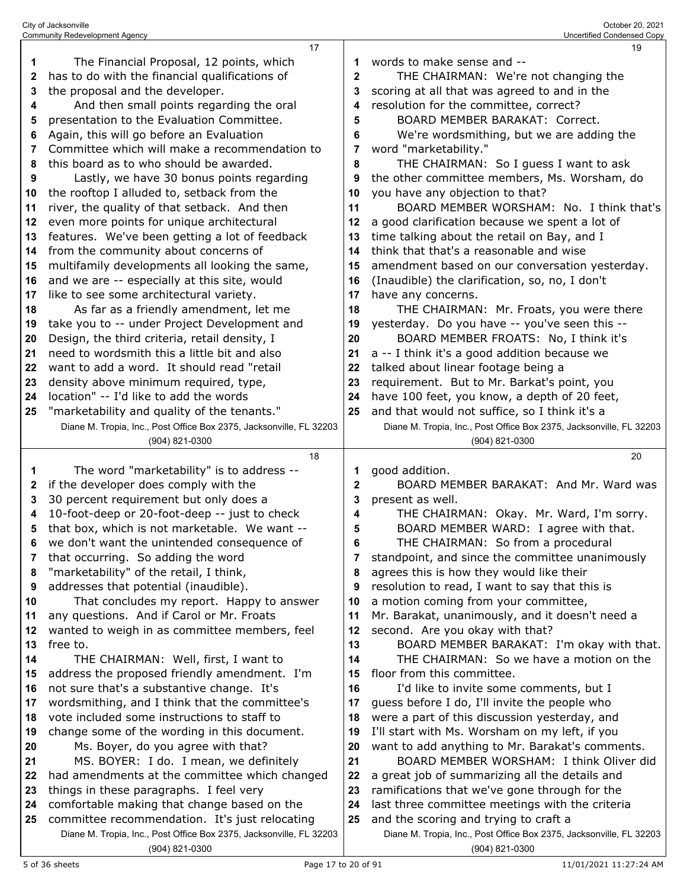The Financial Proposal, 12 points, which has to do with the financial qualifications of the proposal and the developer.

And then small points regarding the oral presentation to the Evaluation Committee. Again, this will go before an Evaluation Committee which will make a recommendation to this board as to who should be awarded.

Lastly, we have 30 bonus points regarding the rooftop I alluded to, setback from the river, the quality of that setback. And then even more points for unique architectural features. We've been getting a lot of feedback from the community about concerns of multifamily developments all looking the same, and we are -- especially at this site, would like to see some architectural variety.

As far as a friendly amendment, let me take you to -- under Project Development and Design, the third criteria, retail density, I need to wordsmith this a little bit and also want to add a word. It should read "retail density above minimum required, type, location" -- I'd like to add the words "marketability and quality of the tenants."

The word "marketability" is to address -- if the developer does comply with the 30 percent requirement but only does a 10-foot-deep or 20-foot-deep -- just to check that box, which is not marketable. We want -- we don't want the unintended consequence of that occurring. So adding the word "marketability" of the retail, I think, addresses that potential (inaudible).

That concludes my report. Happy to answer any questions. And if Carol or Mr. Froats wanted to weigh in as committee members, feel free to.

THE CHAIRMAN: Well, first, I want to address the proposed friendly amendment. I'm not sure that's a substantive change. It's wordsmithing, and I think that the committee's vote included some instructions to staff to change some of the wording in this document.

Ms. Boyer, do you agree with that?

MS. BOYER: I do. I mean, we definitely had amendments at the committee which changed things in these paragraphs. I feel very comfortable making that change based on the committee recommendation. It's just relocating words to make sense and --

THE CHAIRMAN: We're not changing the scoring at all that was agreed to and in the resolution for the committee, correct?

BOARD MEMBER BARAKAT: Correct.

We're wordsmithing, but we are adding the word "marketability."

THE CHAIRMAN: So I guess I want to ask the other committee members, Ms. Worsham, do you have any objection to that?

BOARD MEMBER WORSHAM: No. I think that's a good clarification because we spent a lot of time talking about the retail on Bay, and I think that that's a reasonable and wise amendment based on our conversation yesterday. (Inaudible) the clarification, so, no, I don't have any concerns.

THE CHAIRMAN: Mr. Froats, you were there yesterday. Do you have -- you've seen this --

BOARD MEMBER FROATS: No, I think it's a -- I think it's a good addition because we talked about linear footage being a requirement. But to Mr. Barkat's point, you have 100 feet, you know, a depth of 20 feet, and that would not suffice, so I think it's a good addition.

BOARD MEMBER BARAKAT: And Mr. Ward was present as well.

THE CHAIRMAN: Okay. Mr. Ward, I'm sorry.

BOARD MEMBER WARD: I agree with that.

THE CHAIRMAN: So from a procedural standpoint, and since the committee unanimously agrees this is how they would like their resolution to read, I want to say that this is a motion coming from your committee, Mr. Barakat, unanimously, and it doesn't need a second. Are you okay with that?

BOARD MEMBER BARAKAT: I'm okay with that.

THE CHAIRMAN: So we have a motion on the floor from this committee.

I'd like to invite some comments, but I guess before I do, I'll invite the people who were a part of this discussion yesterday, and I'll start with Ms. Worsham on my left, if you want to add anything to Mr. Barakat's comments.

BOARD MEMBER WORSHAM: I think Oliver did a great job of summarizing all the details and ramifications that we've gone through for the last three committee meetings with the criteria and the scoring and trying to craft a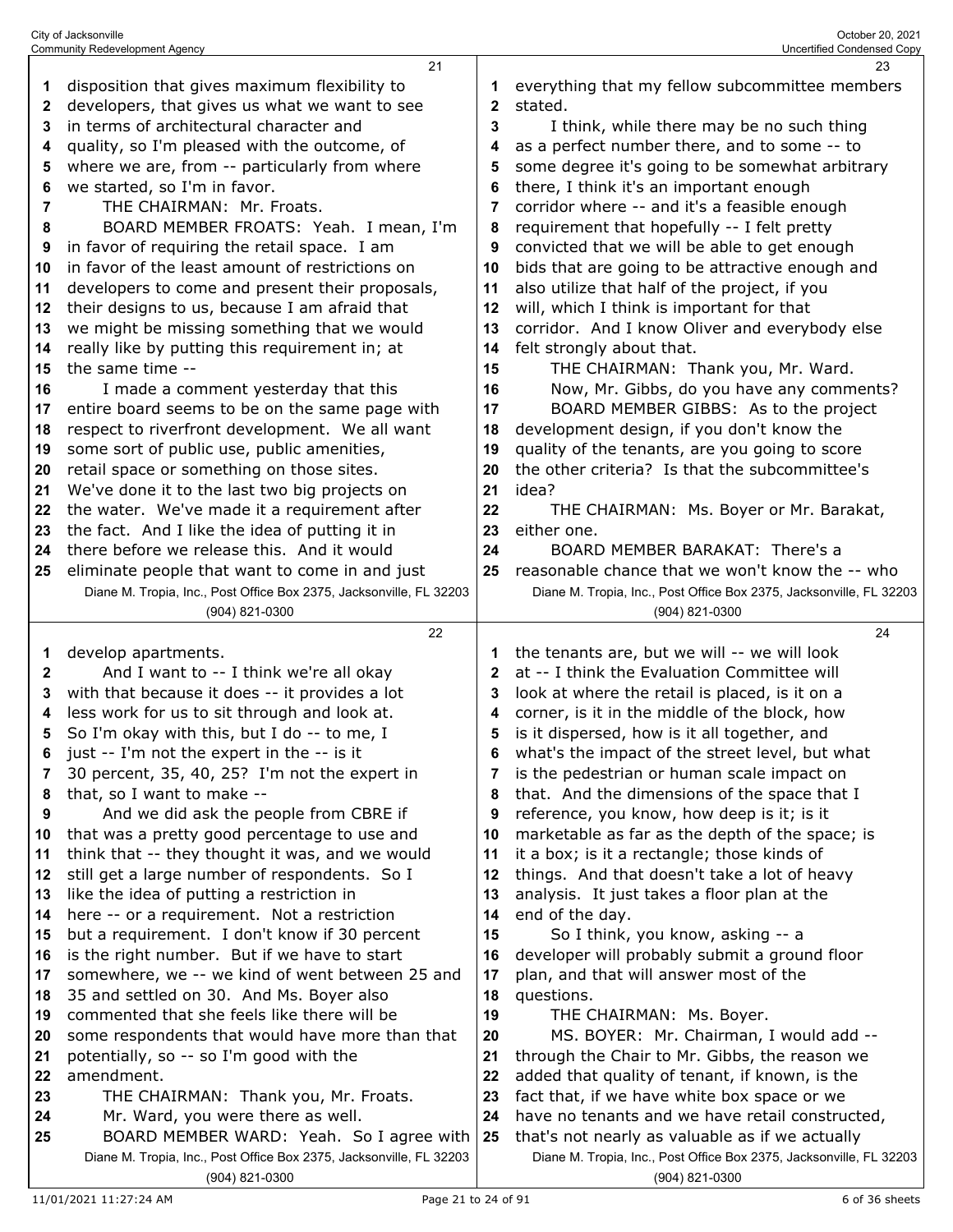disposition that gives maximum flexibility to developers, that gives us what we want to see in terms of architectural character and quality, so I'm pleased with the outcome, of where we are, from -- particularly from where we started, so I'm in favor.

THE CHAIRMAN: Mr. Froats.

BOARD MEMBER FROATS: Yeah. I mean, I'm in favor of requiring the retail space. I am in favor of the least amount of restrictions on developers to come and present their proposals, their designs to us, because I am afraid that we might be missing something that we would really like by putting this requirement in; at the same time --

I made a comment yesterday that this entire board seems to be on the same page with respect to riverfront development. We all want some sort of public use, public amenities, retail space or something on those sites. We've done it to the last two big projects on the water. We've made it a requirement after the fact. And I like the idea of putting it in there before we release this. And it would eliminate people that want to come in and just develop apartments.

And I want to -- I think we're all okay with that because it does -- it provides a lot less work for us to sit through and look at. So I'm okay with this, but I do -- to me, I just -- I'm not the expert in the -- is it 30 percent, 35, 40, 25? I'm not the expert in that, so I want to make --

And we did ask the people from CBRE if that was a pretty good percentage to use and think that -- they thought it was, and we would still get a large number of respondents. So I like the idea of putting a restriction in here -- or a requirement. Not a restriction but a requirement. I don't know if 30 percent is the right number. But if we have to start somewhere, we -- we kind of went between 25 and 35 and settled on 30. And Ms. Boyer also commented that she feels like there will be some respondents that would have more than that potentially, so -- so I'm good with the amendment.

THE CHAIRMAN: Thank you, Mr. Froats.

Mr. Ward, you were there as well.

BOARD MEMBER WARD: Yeah. So I agree with everything that my fellow subcommittee members stated.

I think, while there may be no such thing as a perfect number there, and to some -- to some degree it's going to be somewhat arbitrary there, I think it's an important enough corridor where -- and it's a feasible enough requirement that hopefully -- I felt pretty convicted that we will be able to get enough bids that are going to be attractive enough and also utilize that half of the project, if you will, which I think is important for that corridor. And I know Oliver and everybody else felt strongly about that.

THE CHAIRMAN: Thank you, Mr. Ward.

Now, Mr. Gibbs, do you have any comments?

BOARD MEMBER GIBBS: As to the project development design, if you don't know the quality of the tenants, are you going to score the other criteria? Is that the subcommittee's idea?

THE CHAIRMAN: Ms. Boyer or Mr. Barakat, either one.

BOARD MEMBER BARAKAT: There's a reasonable chance that we won't know the -- who the tenants are, but we will -- we will look at -- I think the Evaluation Committee will look at where the retail is placed, is it on a corner, is it in the middle of the block, how is it dispersed, how is it all together, and what's the impact of the street level, but what is the pedestrian or human scale impact on that. And the dimensions of the space that I reference, you know, how deep is it; is it marketable as far as the depth of the space; is it a box; is it a rectangle; those kinds of things. And that doesn't take a lot of heavy analysis. It just takes a floor plan at the end of the day.

So I think, you know, asking -- a developer will probably submit a ground floor plan, and that will answer most of the questions.

THE CHAIRMAN: Ms. Boyer.

MS. BOYER: Mr. Chairman, I would add -- through the Chair to Mr. Gibbs, the reason we added that quality of tenant, if known, is the fact that, if we have white box space or we have no tenants and we have retail constructed, that's not nearly as valuable as if we actually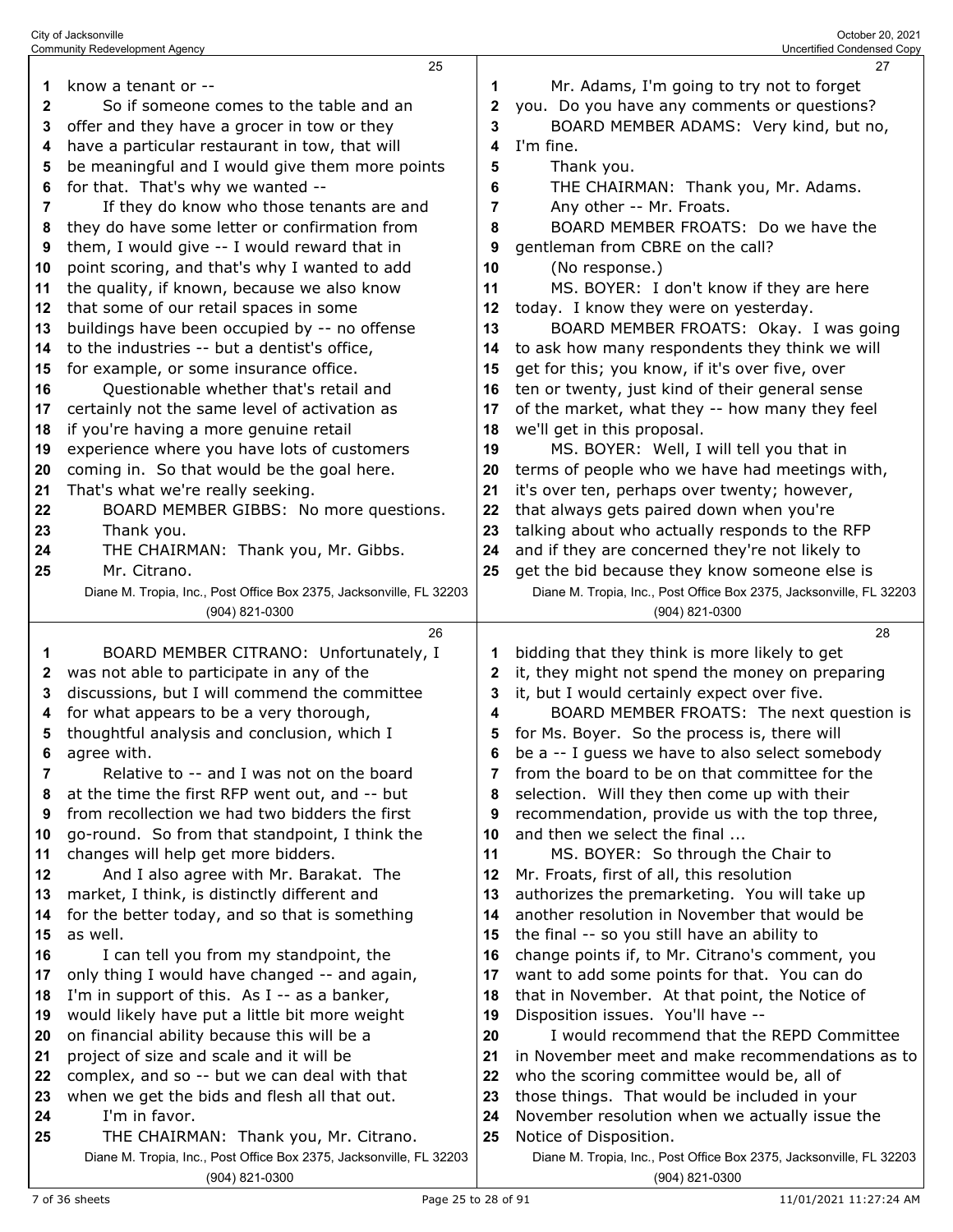know a tenant or --

So if someone comes to the table and an offer and they have a grocer in tow or they have a particular restaurant in tow, that will be meaningful and I would give them more points for that. That's why we wanted --

If they do know who those tenants are and they do have some letter or confirmation from them, I would give -- I would reward that in point scoring, and that's why I wanted to add the quality, if known, because we also know that some of our retail spaces in some buildings have been occupied by -- no offense to the industries -- but a dentist's office, for example, or some insurance office.

Questionable whether that's retail and certainly not the same level of activation as if you're having a more genuine retail experience where you have lots of customers coming in. So that would be the goal here. That's what we're really seeking.

BOARD MEMBER GIBBS: No more questions. Thank you.

THE CHAIRMAN: Thank you, Mr. Gibbs.

Mr. Citrano.

BOARD MEMBER CITRANO: Unfortunately, I was not able to participate in any of the discussions, but I will commend the committee for what appears to be a very thorough, thoughtful analysis and conclusion, which I agree with.

Relative to -- and I was not on the board at the time the first RFP went out, and -- but from recollection we had two bidders the first go-round. So from that standpoint, I think the changes will help get more bidders.

And I also agree with Mr. Barakat. The market, I think, is distinctly different and for the better today, and so that is something as well.

I can tell you from my standpoint, the only thing I would have changed -- and again, I'm in support of this. As I -- as a banker, would likely have put a little bit more weight on financial ability because this will be a project of size and scale and it will be complex, and so -- but we can deal with that when we get the bids and flesh all that out.

I'm in favor.

THE CHAIRMAN: Thank you, Mr. Citrano.

Mr. Adams, I'm going to try not to forget you. Do you have any comments or questions?

BOARD MEMBER ADAMS: Very kind, but no, I'm fine.

Thank you.

THE CHAIRMAN: Thank you, Mr. Adams.

Any other -- Mr. Froats.

BOARD MEMBER FROATS: Do we have the gentleman from CBRE on the call?

(No response.)

MS. BOYER: I don't know if they are here today. I know they were on yesterday.

BOARD MEMBER FROATS: Okay. I was going to ask how many respondents they think we will get for this; you know, if it's over five, over ten or twenty, just kind of their general sense of the market, what they -- how many they feel we'll get in this proposal.

MS. BOYER: Well, I will tell you that in terms of people who we have had meetings with, it's over ten, perhaps over twenty; however, that always gets paired down when you're talking about who actually responds to the RFP and if they are concerned they're not likely to get the bid because they know someone else is bidding that they think is more likely to get it, they might not spend the money on preparing it, but I would certainly expect over five.

BOARD MEMBER FROATS: The next question is for Ms. Boyer. So the process is, there will be a -- I guess we have to also select somebody from the board to be on that committee for the selection. Will they then come up with their recommendation, provide us with the top three, and then we select the final ...

MS. BOYER: So through the Chair to Mr. Froats, first of all, this resolution authorizes the premarketing. You will take up another resolution in November that would be the final -- so you still have an ability to change points if, to Mr. Citrano's comment, you want to add some points for that. You can do that in November. At that point, the Notice of Disposition issues. You'll have --

I would recommend that the REPD Committee in November meet and make recommendations as to who the scoring committee would be, all of those things. That would be included in your November resolution when we actually issue the Notice of Disposition.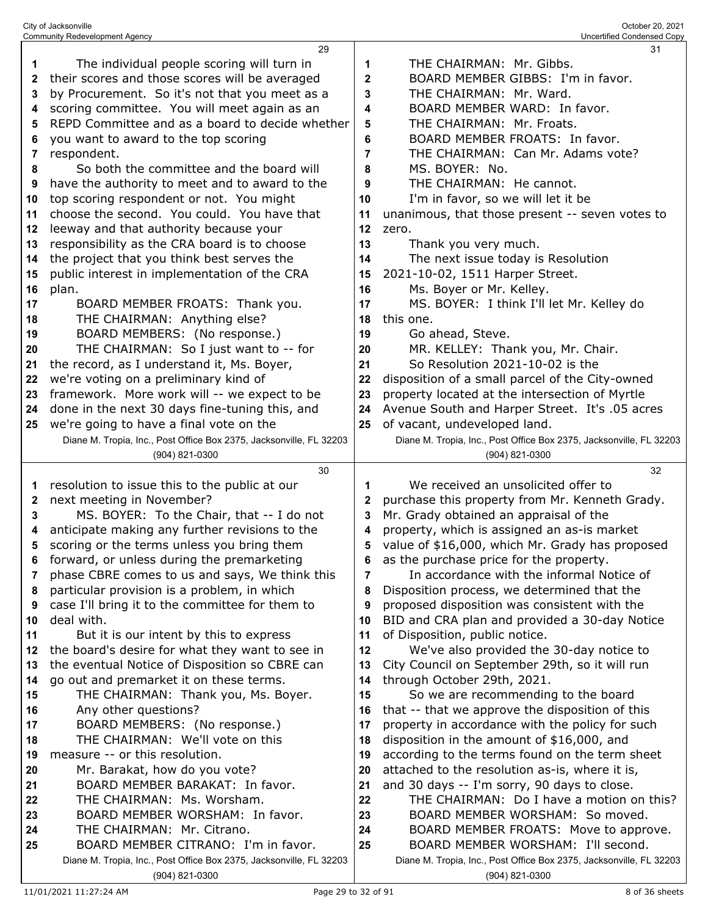The individual people scoring will turn in their scores and those scores will be averaged by Procurement. So it's not that you meet as a scoring committee. You will meet again as an REPD Committee and as a board to decide whether you want to award to the top scoring respondent.

So both the committee and the board will have the authority to meet and to award to the top scoring respondent or not. You might choose the second. You could. You have that leeway and that authority because your responsibility as the CRA board is to choose the project that you think best serves the public interest in implementation of the CRA plan.

BOARD MEMBER FROATS: Thank you.

THE CHAIRMAN: Anything else?

BOARD MEMBERS: (No response.)

THE CHAIRMAN: So I just want to -- for the record, as I understand it, Ms. Boyer, we're voting on a preliminary kind of framework. More work will -- we expect to be done in the next 30 days fine-tuning this, and we're going to have a final vote on the resolution to issue this to the public at our next meeting in November?

MS. BOYER: To the Chair, that -- I do not anticipate making any further revisions to the scoring or the terms unless you bring them forward, or unless during the premarketing phase CBRE comes to us and says, We think this particular provision is a problem, in which case I'll bring it to the committee for them to deal with.

But it is our intent by this to express the board's desire for what they want to see in the eventual Notice of Disposition so CBRE can go out and premarket it on these terms.

THE CHAIRMAN: Thank you, Ms. Boyer.

Any other questions?

BOARD MEMBERS: (No response.)

THE CHAIRMAN: We'll vote on this measure -- or this resolution.

Mr. Barakat, how do you vote?

BOARD MEMBER BARAKAT: In favor.

THE CHAIRMAN: Ms. Worsham.

BOARD MEMBER WORSHAM: In favor.

THE CHAIRMAN: Mr. Citrano.

BOARD MEMBER CITRANO: I'm in favor.

THE CHAIRMAN: Mr. Gibbs.

BOARD MEMBER GIBBS: I'm in favor.

THE CHAIRMAN: Mr. Ward.

BOARD MEMBER WARD: In favor.

THE CHAIRMAN: Mr. Froats.

BOARD MEMBER FROATS: In favor.

THE CHAIRMAN: Can Mr. Adams vote?

MS. BOYER: No.

THE CHAIRMAN: He cannot.

I'm in favor, so we will let it be unanimous, that those present -- seven votes to zero.

Thank you very much.

The next issue today is Resolution 2021-10-02, 1511 Harper Street.

Ms. Boyer or Mr. Kelley.

MS. BOYER: I think I'll let Mr. Kelley do this one.

Go ahead, Steve.

MR. KELLEY: Thank you, Mr. Chair.

So Resolution 2021-10-02 is the disposition of a small parcel of the City-owned property located at the intersection of Myrtle Avenue South and Harper Street. It's .05 acres of vacant, undeveloped land.

We received an unsolicited offer to purchase this property from Mr. Kenneth Grady. Mr. Grady obtained an appraisal of the property, which is assigned an as-is market value of $16,000, which Mr. Grady has proposed as the purchase price for the property.

In accordance with the informal Notice of Disposition process, we determined that the proposed disposition was consistent with the BID and CRA plan and provided a 30-day Notice of Disposition, public notice.

We've also provided the 30-day notice to City Council on September 29th, so it will run through October 29th, 2021.

So we are recommending to the board that -- that we approve the disposition of this property in accordance with the policy for such disposition in the amount of $16,000, and according to the terms found on the term sheet attached to the resolution as-is, where it is, and 30 days -- I'm sorry, 90 days to close.

THE CHAIRMAN: Do I have a motion on this?

BOARD MEMBER WORSHAM: So moved.

BOARD MEMBER FROATS: Move to approve.

BOARD MEMBER WORSHAM: I'll second.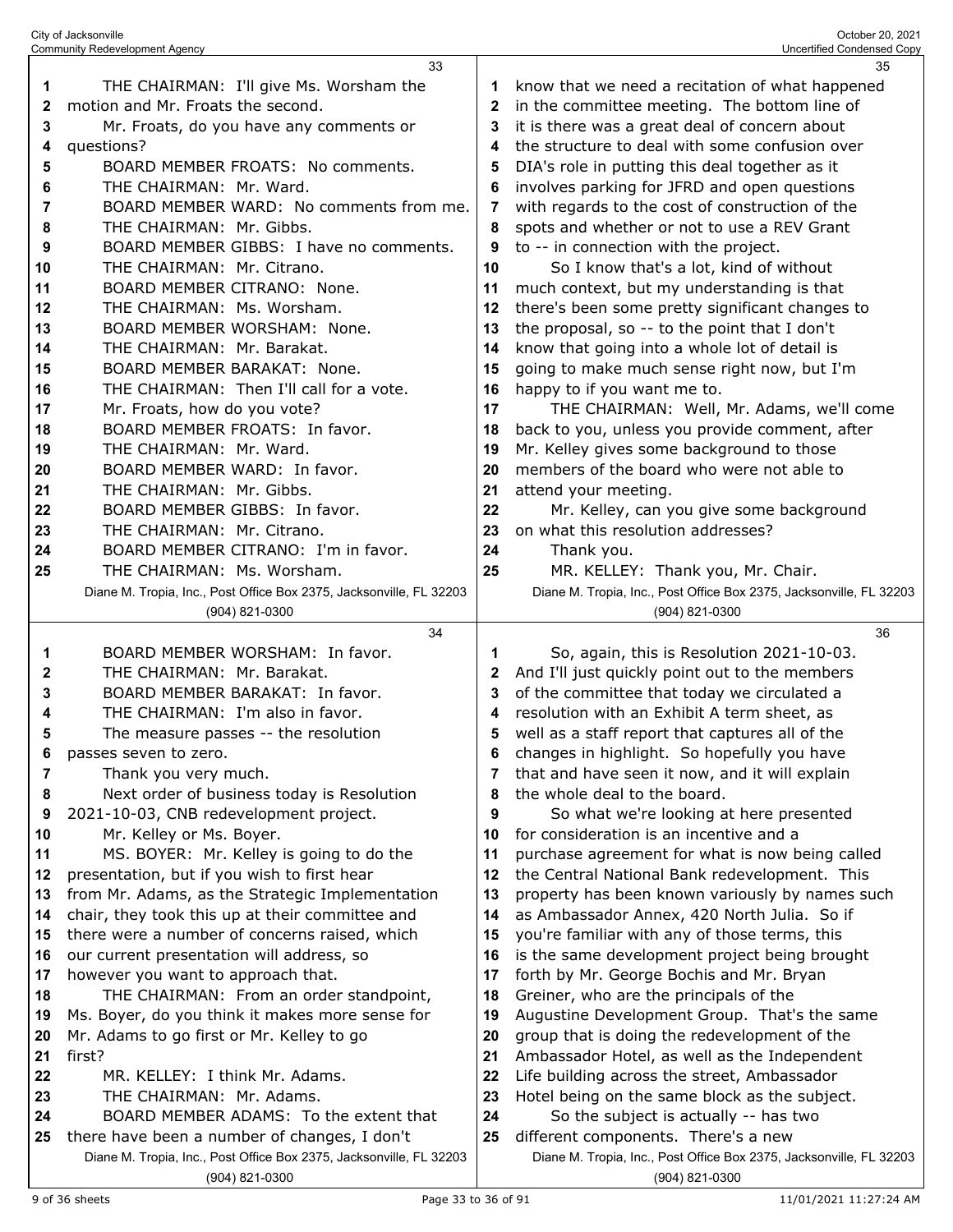THE CHAIRMAN: I'll give Ms. Worsham the motion and Mr. Froats the second.

Mr. Froats, do you have any comments or questions?

BOARD MEMBER FROATS: No comments.

THE CHAIRMAN: Mr. Ward.

BOARD MEMBER WARD: No comments from me.

THE CHAIRMAN: Mr. Gibbs.

BOARD MEMBER GIBBS: I have no comments.

THE CHAIRMAN: Mr. Citrano.

BOARD MEMBER CITRANO: None.

THE CHAIRMAN: Ms. Worsham.

BOARD MEMBER WORSHAM: None.

THE CHAIRMAN: Mr. Barakat.

BOARD MEMBER BARAKAT: None.

THE CHAIRMAN: Then I'll call for a vote.

Mr. Froats, how do you vote?

BOARD MEMBER FROATS: In favor.

THE CHAIRMAN: Mr. Ward.

BOARD MEMBER WARD: In favor.

THE CHAIRMAN: Mr. Gibbs.

BOARD MEMBER GIBBS: In favor.

THE CHAIRMAN: Mr. Citrano.

BOARD MEMBER CITRANO: I'm in favor.

THE CHAIRMAN: Ms. Worsham.

BOARD MEMBER WORSHAM: In favor.

THE CHAIRMAN: Mr. Barakat.

BOARD MEMBER BARAKAT: In favor.

THE CHAIRMAN: I'm also in favor.

The measure passes -- the resolution passes seven to zero.

Thank you very much.

Next order of business today is Resolution 2021-10-03, CNB redevelopment project.

Mr. Kelley or Ms. Boyer.

MS. BOYER: Mr. Kelley is going to do the presentation, but if you wish to first hear from Mr. Adams, as the Strategic Implementation chair, they took this up at their committee and there were a number of concerns raised, which our current presentation will address, so however you want to approach that.

THE CHAIRMAN: From an order standpoint, Ms. Boyer, do you think it makes more sense for Mr. Adams to go first or Mr. Kelley to go first?

MR. KELLEY: I think Mr. Adams.

THE CHAIRMAN: Mr. Adams.

BOARD MEMBER ADAMS: To the extent that there have been a number of changes, I don't know that we need a recitation of what happened in the committee meeting. The bottom line of it is there was a great deal of concern about the structure to deal with some confusion over DIA's role in putting this deal together as it involves parking for JFRD and open questions with regards to the cost of construction of the spots and whether or not to use a REV Grant to -- in connection with the project.

So I know that's a lot, kind of without much context, but my understanding is that there's been some pretty significant changes to the proposal, so -- to the point that I don't know that going into a whole lot of detail is going to make much sense right now, but I'm happy to if you want me to.

THE CHAIRMAN: Well, Mr. Adams, we'll come back to you, unless you provide comment, after Mr. Kelley gives some background to those members of the board who were not able to attend your meeting.

Mr. Kelley, can you give some background on what this resolution addresses?

Thank you.

MR. KELLEY: Thank you, Mr. Chair.

So, again, this is Resolution 2021-10-03. And I'll just quickly point out to the members of the committee that today we circulated a resolution with an Exhibit A term sheet, as well as a staff report that captures all of the changes in highlight. So hopefully you have that and have seen it now, and it will explain the whole deal to the board.

So what we're looking at here presented for consideration is an incentive and a purchase agreement for what is now being called the Central National Bank redevelopment. This property has been known variously by names such as Ambassador Annex, 420 North Julia. So if you're familiar with any of those terms, this is the same development project being brought forth by Mr. George Bochis and Mr. Bryan Greiner, who are the principals of the Augustine Development Group. That's the same group that is doing the redevelopment of the Ambassador Hotel, as well as the Independent Life building across the street, Ambassador Hotel being on the same block as the subject.

So the subject is actually -- has two different components. There's a new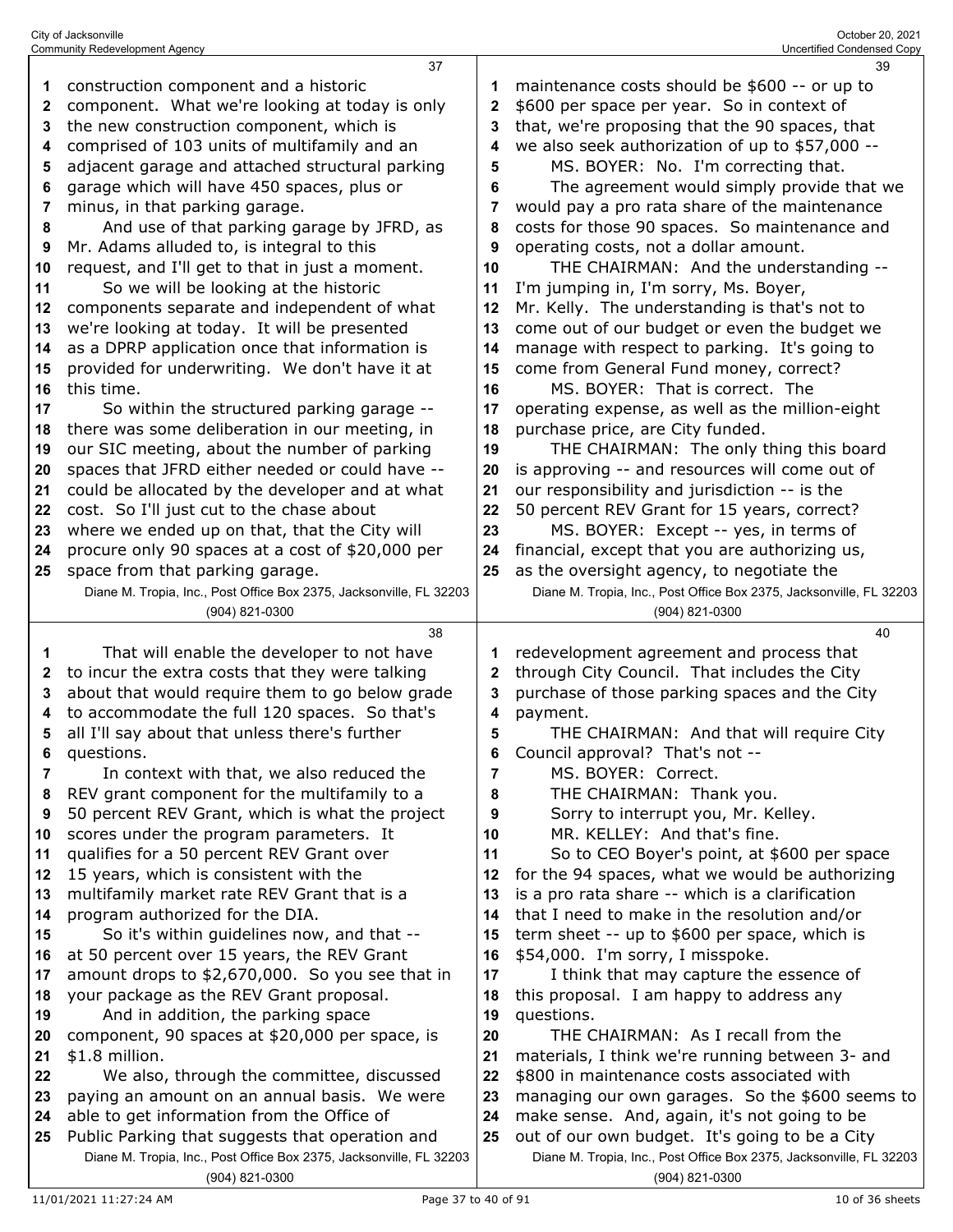construction component and a historic component. What we're looking at today is only the new construction component, which is comprised of 103 units of multifamily and an adjacent garage and attached structural parking garage which will have 450 spaces, plus or minus, in that parking garage.

And use of that parking garage by JFRD, as Mr. Adams alluded to, is integral to this request, and I'll get to that in just a moment.

So we will be looking at the historic components separate and independent of what we're looking at today. It will be presented as a DPRP application once that information is provided for underwriting. We don't have it at this time.

So within the structured parking garage -- there was some deliberation in our meeting, in our SIC meeting, about the number of parking spaces that JFRD either needed or could have -- could be allocated by the developer and at what cost. So I'll just cut to the chase about where we ended up on that, that the City will procure only 90 spaces at a cost of $20,000 per space from that parking garage.

That will enable the developer to not have to incur the extra costs that they were talking about that would require them to go below grade to accommodate the full 120 spaces. So that's all I'll say about that unless there's further questions.

In context with that, we also reduced the REV grant component for the multifamily to a 50 percent REV Grant, which is what the project scores under the program parameters. It qualifies for a 50 percent REV Grant over 15 years, which is consistent with the multifamily market rate REV Grant that is a program authorized for the DIA.

So it's within guidelines now, and that -- at 50 percent over 15 years, the REV Grant amount drops to $2,670,000. So you see that in your package as the REV Grant proposal.

And in addition, the parking space component, 90 spaces at $20,000 per space, is $1.8 million.

We also, through the committee, discussed paying an amount on an annual basis. We were able to get information from the Office of Public Parking that suggests that operation and maintenance costs should be $600 -- or up to $600 per space per year. So in context of that, we're proposing that the 90 spaces, that we also seek authorization of up to $57,000 --

MS. BOYER: No. I'm correcting that.

The agreement would simply provide that we would pay a pro rata share of the maintenance costs for those 90 spaces. So maintenance and operating costs, not a dollar amount.

THE CHAIRMAN: And the understanding -- I'm jumping in, I'm sorry, Ms. Boyer, Mr. Kelly. The understanding is that's not to come out of our budget or even the budget we manage with respect to parking. It's going to come from General Fund money, correct?

MS. BOYER: That is correct. The operating expense, as well as the million-eight purchase price, are City funded.

THE CHAIRMAN: The only thing this board is approving -- and resources will come out of our responsibility and jurisdiction -- is the 50 percent REV Grant for 15 years, correct?

MS. BOYER: Except -- yes, in terms of financial, except that you are authorizing us, as the oversight agency, to negotiate the redevelopment agreement and process that through City Council. That includes the City purchase of those parking spaces and the City payment.

THE CHAIRMAN: And that will require City Council approval? That's not --

MS. BOYER: Correct.

THE CHAIRMAN: Thank you.

Sorry to interrupt you, Mr. Kelley.

MR. KELLEY: And that's fine.

So to CEO Boyer's point, at $600 per space for the 94 spaces, what we would be authorizing is a pro rata share -- which is a clarification that I need to make in the resolution and/or term sheet -- up to $600 per space, which is $54,000. I'm sorry, I misspoke.

I think that may capture the essence of this proposal. I am happy to address any questions.

THE CHAIRMAN: As I recall from the materials, I think we're running between 3- and $800 in maintenance costs associated with managing our own garages. So the $600 seems to make sense. And, again, it's not going to be out of our own budget. It's going to be a City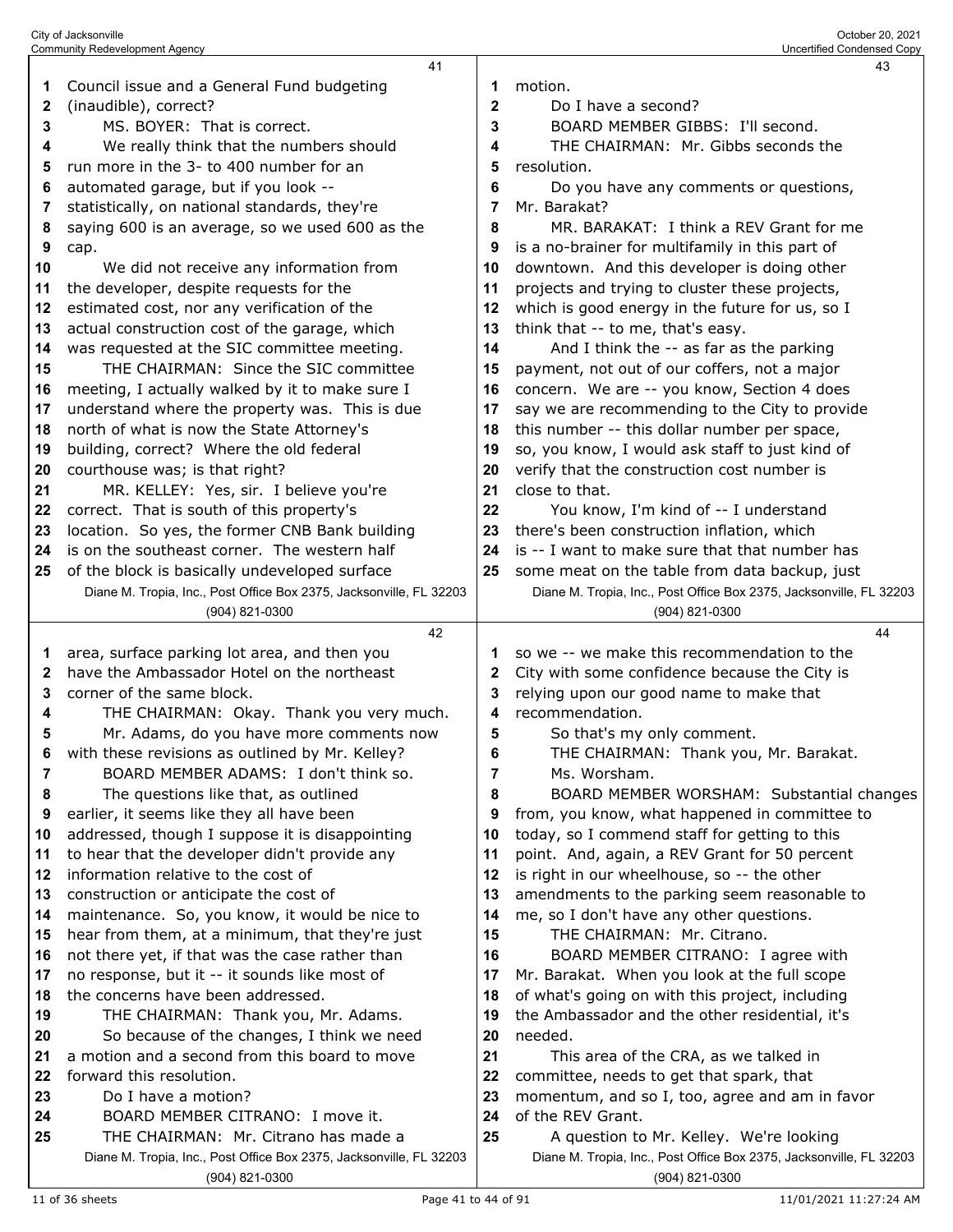Council issue and a General Fund budgeting (inaudible), correct?

MS. BOYER: That is correct.

We really think that the numbers should run more in the 3- to 400 number for an automated garage, but if you look -- statistically, on national standards, they're saying 600 is an average, so we used 600 as the cap.

We did not receive any information from the developer, despite requests for the estimated cost, nor any verification of the actual construction cost of the garage, which was requested at the SIC committee meeting.

THE CHAIRMAN: Since the SIC committee meeting, I actually walked by it to make sure I understand where the property was. This is due north of what is now the State Attorney's building, correct? Where the old federal courthouse was; is that right?

MR. KELLEY: Yes, sir. I believe you're correct. That is south of this property's location. So yes, the former CNB Bank building is on the southeast corner. The western half of the block is basically undeveloped surface area, surface parking lot area, and then you have the Ambassador Hotel on the northeast corner of the same block.

THE CHAIRMAN: Okay. Thank you very much.

Mr. Adams, do you have more comments now with these revisions as outlined by Mr. Kelley?

BOARD MEMBER ADAMS: I don't think so.

The questions like that, as outlined earlier, it seems like they all have been addressed, though I suppose it is disappointing to hear that the developer didn't provide any information relative to the cost of construction or anticipate the cost of maintenance. So, you know, it would be nice to hear from them, at a minimum, that they're just not there yet, if that was the case rather than no response, but it -- it sounds like most of the concerns have been addressed.

THE CHAIRMAN: Thank you, Mr. Adams.

So because of the changes, I think we need a motion and a second from this board to move forward this resolution.

Do I have a motion?

BOARD MEMBER CITRANO: I move it.

THE CHAIRMAN: Mr. Citrano has made a motion.

Do I have a second?

BOARD MEMBER GIBBS: I'll second.

THE CHAIRMAN: Mr. Gibbs seconds the resolution.

Do you have any comments or questions, Mr. Barakat?

MR. BARAKAT: I think a REV Grant for me is a no-brainer for multifamily in this part of downtown. And this developer is doing other projects and trying to cluster these projects, which is good energy in the future for us, so I think that -- to me, that's easy.

And I think the -- as far as the parking payment, not out of our coffers, not a major concern. We are -- you know, Section 4 does say we are recommending to the City to provide this number -- this dollar number per space, so, you know, I would ask staff to just kind of verify that the construction cost number is close to that.

You know, I'm kind of -- I understand there's been construction inflation, which is -- I want to make sure that that number has some meat on the table from data backup, just so we -- we make this recommendation to the City with some confidence because the City is relying upon our good name to make that recommendation.

So that's my only comment.

THE CHAIRMAN: Thank you, Mr. Barakat.

Ms. Worsham.

BOARD MEMBER WORSHAM: Substantial changes from, you know, what happened in committee to today, so I commend staff for getting to this point. And, again, a REV Grant for 50 percent is right in our wheelhouse, so -- the other amendments to the parking seem reasonable to me, so I don't have any other questions.

THE CHAIRMAN: Mr. Citrano.

BOARD MEMBER CITRANO: I agree with Mr. Barakat. When you look at the full scope of what's going on with this project, including the Ambassador and the other residential, it's needed.

This area of the CRA, as we talked in committee, needs to get that spark, that momentum, and so I, too, agree and am in favor of the REV Grant.

A question to Mr. Kelley. We're looking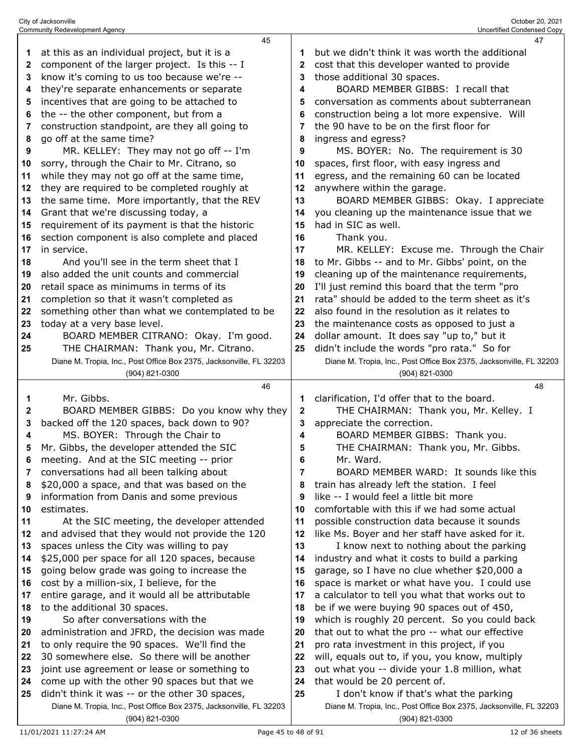at this as an individual project, but it is a component of the larger project. Is this -- I know it's coming to us too because we're -- they're separate enhancements or separate incentives that are going to be attached to the -- the other component, but from a construction standpoint, are they all going to go off at the same time?

MR. KELLEY: They may not go off -- I'm sorry, through the Chair to Mr. Citrano, so while they may not go off at the same time, they are required to be completed roughly at the same time. More importantly, that the REV Grant that we're discussing today, a requirement of its payment is that the historic section component is also complete and placed in service.

And you'll see in the term sheet that I also added the unit counts and commercial retail space as minimums in terms of its completion so that it wasn't completed as something other than what we contemplated to be today at a very base level.

BOARD MEMBER CITRANO: Okay. I'm good.

THE CHAIRMAN: Thank you, Mr. Citrano. Mr. Gibbs.

BOARD MEMBER GIBBS: Do you know why they backed off the 120 spaces, back down to 90?

MS. BOYER: Through the Chair to Mr. Gibbs, the developer attended the SIC meeting. And at the SIC meeting -- prior conversations had all been talking about $20,000 a space, and that was based on the information from Danis and some previous estimates.

At the SIC meeting, the developer attended and advised that they would not provide the 120 spaces unless the City was willing to pay $25,000 per space for all 120 spaces, because going below grade was going to increase the cost by a million-six, I believe, for the entire garage, and it would all be attributable to the additional 30 spaces.

So after conversations with the administration and JFRD, the decision was made to only require the 90 spaces. We'll find the 30 somewhere else. So there will be another joint use agreement or lease or something to come up with the other 90 spaces but that we didn't think it was -- or the other 30 spaces, but we didn't think it was worth the additional cost that this developer wanted to provide those additional 30 spaces.

BOARD MEMBER GIBBS: I recall that conversation as comments about subterranean construction being a lot more expensive. Will the 90 have to be on the first floor for ingress and egress?

MS. BOYER: No. The requirement is 30 spaces, first floor, with easy ingress and egress, and the remaining 60 can be located anywhere within the garage.

BOARD MEMBER GIBBS: Okay. I appreciate you cleaning up the maintenance issue that we had in SIC as well.

Thank you.

MR. KELLEY: Excuse me. Through the Chair to Mr. Gibbs -- and to Mr. Gibbs' point, on the cleaning up of the maintenance requirements, I'll just remind this board that the term "pro rata" should be added to the term sheet as it's also found in the resolution as it relates to the maintenance costs as opposed to just a dollar amount. It does say "up to," but it didn't include the words "pro rata." So for clarification, I'd offer that to the board.

THE CHAIRMAN: Thank you, Mr. Kelley. I appreciate the correction.

BOARD MEMBER GIBBS: Thank you.

THE CHAIRMAN: Thank you, Mr. Gibbs. Mr. Ward.

BOARD MEMBER WARD: It sounds like this train has already left the station. I feel like -- I would feel a little bit more comfortable with this if we had some actual possible construction data because it sounds like Ms. Boyer and her staff have asked for it.

I know next to nothing about the parking industry and what it costs to build a parking garage, so I have no clue whether $20,000 a space is market or what have you. I could use a calculator to tell you what that works out to be if we were buying 90 spaces out of 450, which is roughly 20 percent. So you could back that out to what the pro -- what our effective pro rata investment in this project, if you will, equals out to, if you, you know, multiply out what you -- divide your 1.8 million, what that would be 20 percent of.

I don't know if that's what the parking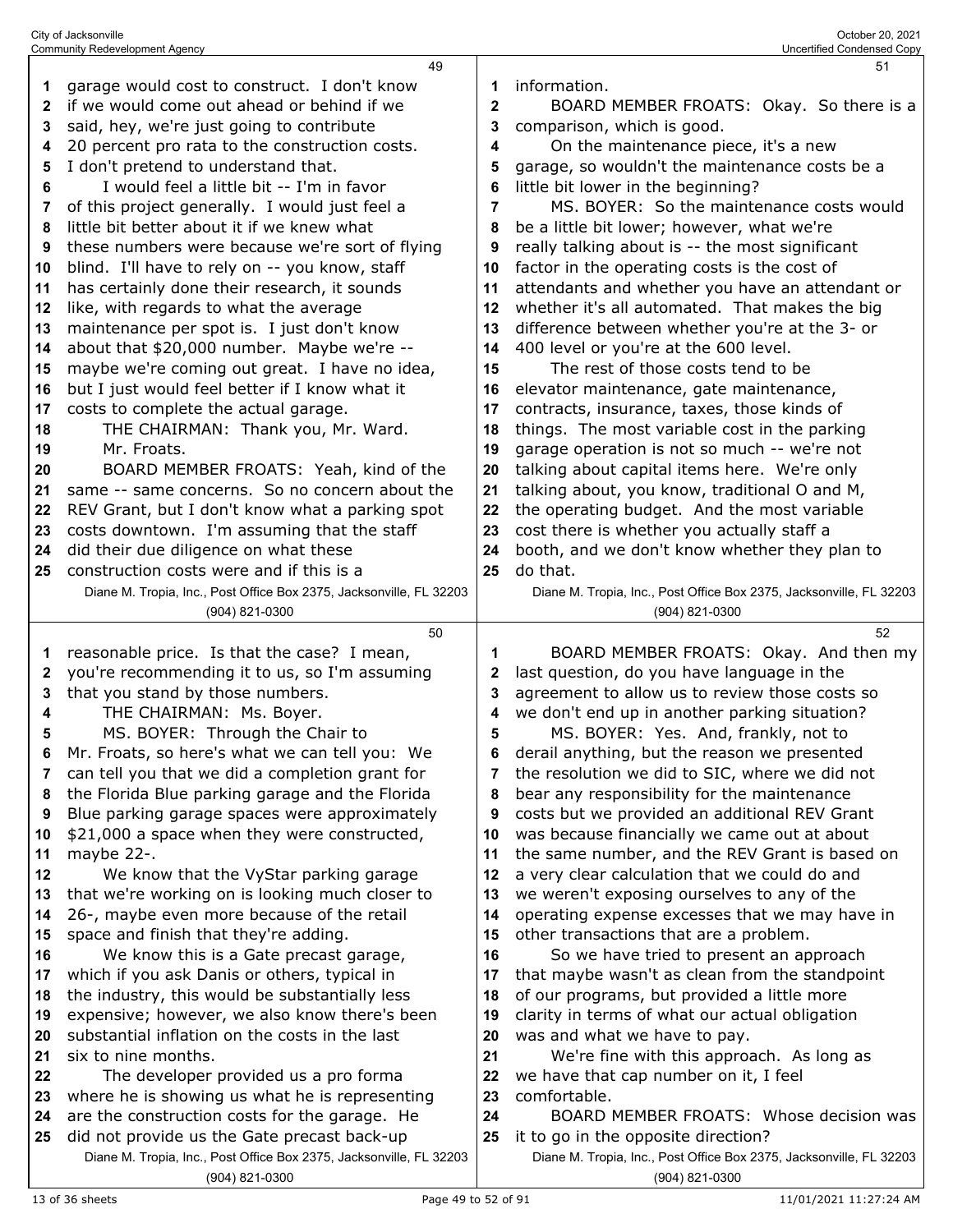garage would cost to construct. I don't know if we would come out ahead or behind if we said, hey, we're just going to contribute 20 percent pro rata to the construction costs. I don't pretend to understand that.

I would feel a little bit -- I'm in favor of this project generally. I would just feel a little bit better about it if we knew what these numbers were because we're sort of flying blind. I'll have to rely on -- you know, staff has certainly done their research, it sounds like, with regards to what the average maintenance per spot is. I just don't know about that $20,000 number. Maybe we're -- maybe we're coming out great. I have no idea, but I just would feel better if I know what it costs to complete the actual garage.

THE CHAIRMAN: Thank you, Mr. Ward. Mr. Froats.

BOARD MEMBER FROATS: Yeah, kind of the same -- same concerns. So no concern about the REV Grant, but I don't know what a parking spot costs downtown. I'm assuming that the staff did their due diligence on what these construction costs were and if this is a reasonable price. Is that the case? I mean, you're recommending it to us, so I'm assuming that you stand by those numbers.

THE CHAIRMAN: Ms. Boyer.

MS. BOYER: Through the Chair to Mr. Froats, so here's what we can tell you: We can tell you that we did a completion grant for the Florida Blue parking garage and the Florida Blue parking garage spaces were approximately $21,000 a space when they were constructed, maybe 22-.

We know that the VyStar parking garage that we're working on is looking much closer to 26-, maybe even more because of the retail space and finish that they're adding.

We know this is a Gate precast garage, which if you ask Danis or others, typical in the industry, this would be substantially less expensive; however, we also know there's been substantial inflation on the costs in the last six to nine months.

The developer provided us a pro forma where he is showing us what he is representing are the construction costs for the garage. He did not provide us the Gate precast back-up information.

BOARD MEMBER FROATS: Okay. So there is a comparison, which is good.

On the maintenance piece, it's a new garage, so wouldn't the maintenance costs be a little bit lower in the beginning?

MS. BOYER: So the maintenance costs would be a little bit lower; however, what we're really talking about is -- the most significant factor in the operating costs is the cost of attendants and whether you have an attendant or whether it's all automated. That makes the big difference between whether you're at the 3- or 400 level or you're at the 600 level.

The rest of those costs tend to be elevator maintenance, gate maintenance, contracts, insurance, taxes, those kinds of things. The most variable cost in the parking garage operation is not so much -- we're not talking about capital items here. We're only talking about, you know, traditional O and M, the operating budget. And the most variable cost there is whether you actually staff a booth, and we don't know whether they plan to do that.

BOARD MEMBER FROATS: Okay. And then my last question, do you have language in the agreement to allow us to review those costs so we don't end up in another parking situation?

MS. BOYER: Yes. And, frankly, not to derail anything, but the reason we presented the resolution we did to SIC, where we did not bear any responsibility for the maintenance costs but we provided an additional REV Grant was because financially we came out at about the same number, and the REV Grant is based on a very clear calculation that we could do and we weren't exposing ourselves to any of the operating expense excesses that we may have in other transactions that are a problem.

So we have tried to present an approach that maybe wasn't as clean from the standpoint of our programs, but provided a little more clarity in terms of what our actual obligation was and what we have to pay.

We're fine with this approach. As long as we have that cap number on it, I feel comfortable.

BOARD MEMBER FROATS: Whose decision was it to go in the opposite direction?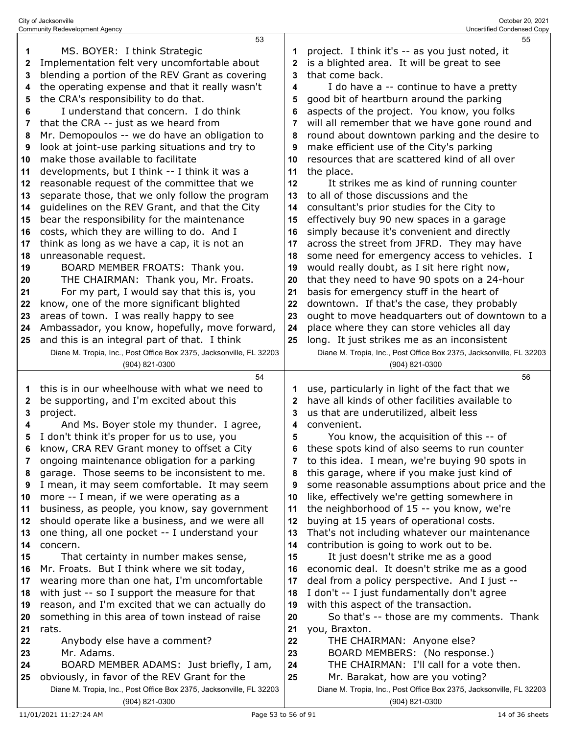MS. BOYER: I think Strategic Implementation felt very uncomfortable about blending a portion of the REV Grant as covering the operating expense and that it really wasn't the CRA's responsibility to do that.

I understand that concern. I do think that the CRA -- just as we heard from Mr. Demopoulos -- we do have an obligation to look at joint-use parking situations and try to make those available to facilitate developments, but I think -- I think it was a reasonable request of the committee that we separate those, that we only follow the program guidelines on the REV Grant, and that the City bear the responsibility for the maintenance costs, which they are willing to do. And I think as long as we have a cap, it is not an unreasonable request.

BOARD MEMBER FROATS: Thank you.

THE CHAIRMAN: Thank you, Mr. Froats.

For my part, I would say that this is, you know, one of the more significant blighted areas of town. I was really happy to see Ambassador, you know, hopefully, move forward, and this is an integral part of that. I think this is in our wheelhouse with what we need to be supporting, and I'm excited about this project.

And Ms. Boyer stole my thunder. I agree, I don't think it's proper for us to use, you know, CRA REV Grant money to offset a City ongoing maintenance obligation for a parking garage. Those seems to be inconsistent to me. I mean, it may seem comfortable. It may seem more -- I mean, if we were operating as a business, as people, you know, say government should operate like a business, and we were all one thing, all one pocket -- I understand your concern.

That certainty in number makes sense, Mr. Froats. But I think where we sit today, wearing more than one hat, I'm uncomfortable with just -- so I support the measure for that reason, and I'm excited that we can actually do something in this area of town instead of raise rats.

Anybody else have a comment?

Mr. Adams.

BOARD MEMBER ADAMS: Just briefly, I am, obviously, in favor of the REV Grant for the project. I think it's -- as you just noted, it is a blighted area. It will be great to see that come back.

I do have a -- continue to have a pretty good bit of heartburn around the parking aspects of the project. You know, you folks will all remember that we have gone round and round about downtown parking and the desire to make efficient use of the City's parking resources that are scattered kind of all over the place.

It strikes me as kind of running counter to all of those discussions and the consultant's prior studies for the City to effectively buy 90 new spaces in a garage simply because it's convenient and directly across the street from JFRD. They may have some need for emergency access to vehicles. I would really doubt, as I sit here right now, that they need to have 90 spots on a 24-hour basis for emergency stuff in the heart of downtown. If that's the case, they probably ought to move headquarters out of downtown to a place where they can store vehicles all day long. It just strikes me as an inconsistent use, particularly in light of the fact that we have all kinds of other facilities available to us that are underutilized, albeit less convenient.

You know, the acquisition of this -- of these spots kind of also seems to run counter to this idea. I mean, we're buying 90 spots in this garage, where if you make just kind of some reasonable assumptions about price and the like, effectively we're getting somewhere in the neighborhood of 15 -- you know, we're buying at 15 years of operational costs. That's not including whatever our maintenance contribution is going to work out to be.

It just doesn't strike me as a good economic deal. It doesn't strike me as a good deal from a policy perspective. And I just -- I don't -- I just fundamentally don't agree with this aspect of the transaction.

So that's -- those are my comments. Thank you, Braxton.

THE CHAIRMAN: Anyone else?

BOARD MEMBERS: (No response.)

THE CHAIRMAN: I'll call for a vote then.

Mr. Barakat, how are you voting?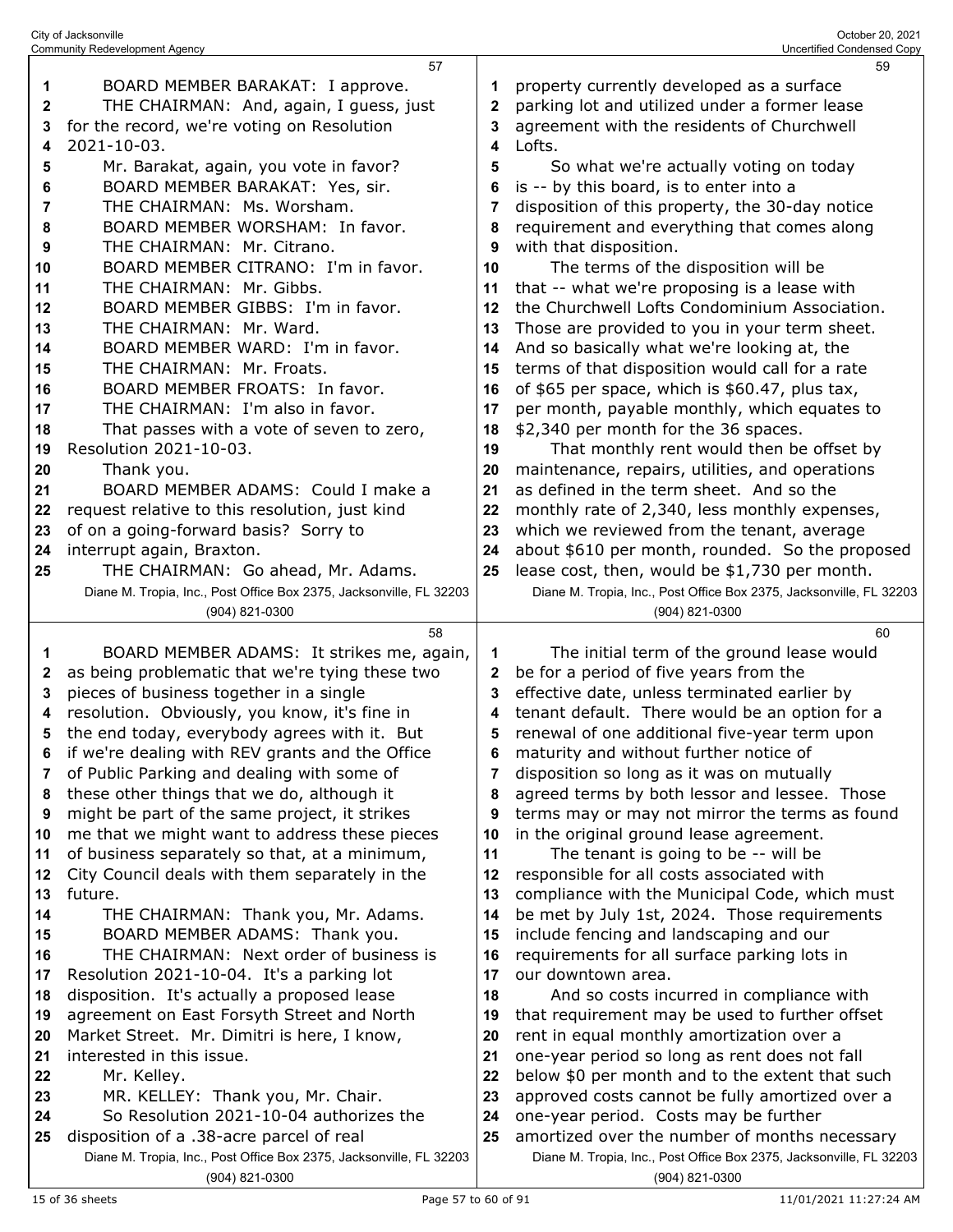BOARD MEMBER BARAKAT: I approve.

THE CHAIRMAN: And, again, I guess, just for the record, we're voting on Resolution 2021-10-03.

Mr. Barakat, again, you vote in favor?

BOARD MEMBER BARAKAT: Yes, sir.

THE CHAIRMAN: Ms. Worsham.

BOARD MEMBER WORSHAM: In favor.

THE CHAIRMAN: Mr. Citrano.

BOARD MEMBER CITRANO: I'm in favor.

THE CHAIRMAN: Mr. Gibbs.

BOARD MEMBER GIBBS: I'm in favor.

THE CHAIRMAN: Mr. Ward.

BOARD MEMBER WARD: I'm in favor.

THE CHAIRMAN: Mr. Froats.

BOARD MEMBER FROATS: In favor.

THE CHAIRMAN: I'm also in favor.

That passes with a vote of seven to zero, Resolution 2021-10-03.

Thank you.

BOARD MEMBER ADAMS: Could I make a request relative to this resolution, just kind of on a going-forward basis? Sorry to interrupt again, Braxton.

THE CHAIRMAN: Go ahead, Mr. Adams.

BOARD MEMBER ADAMS: It strikes me, again, as being problematic that we're tying these two pieces of business together in a single resolution. Obviously, you know, it's fine in the end today, everybody agrees with it. But if we're dealing with REV grants and the Office of Public Parking and dealing with some of these other things that we do, although it might be part of the same project, it strikes me that we might want to address these pieces of business separately so that, at a minimum, City Council deals with them separately in the future.

THE CHAIRMAN: Thank you, Mr. Adams.

BOARD MEMBER ADAMS: Thank you.

THE CHAIRMAN: Next order of business is Resolution 2021-10-04. It's a parking lot disposition. It's actually a proposed lease agreement on East Forsyth Street and North Market Street. Mr. Dimitri is here, I know, interested in this issue.

Mr. Kelley.

MR. KELLEY: Thank you, Mr. Chair.

So Resolution 2021-10-04 authorizes the disposition of a .38-acre parcel of real property currently developed as a surface parking lot and utilized under a former lease agreement with the residents of Churchwell Lofts.

So what we're actually voting on today is -- by this board, is to enter into a disposition of this property, the 30-day notice requirement and everything that comes along with that disposition.

The terms of the disposition will be that -- what we're proposing is a lease with the Churchwell Lofts Condominium Association. Those are provided to you in your term sheet. And so basically what we're looking at, the terms of that disposition would call for a rate of $65 per space, which is $60.47, plus tax, per month, payable monthly, which equates to $2,340 per month for the 36 spaces.

That monthly rent would then be offset by maintenance, repairs, utilities, and operations as defined in the term sheet. And so the monthly rate of 2,340, less monthly expenses, which we reviewed from the tenant, average about $610 per month, rounded. So the proposed lease cost, then, would be $1,730 per month.

The initial term of the ground lease would be for a period of five years from the effective date, unless terminated earlier by tenant default. There would be an option for a renewal of one additional five-year term upon maturity and without further notice of disposition so long as it was on mutually agreed terms by both lessor and lessee. Those terms may or may not mirror the terms as found in the original ground lease agreement.

The tenant is going to be -- will be responsible for all costs associated with compliance with the Municipal Code, which must be met by July 1st, 2024. Those requirements include fencing and landscaping and our requirements for all surface parking lots in our downtown area.

And so costs incurred in compliance with that requirement may be used to further offset rent in equal monthly amortization over a one-year period so long as rent does not fall below $0 per month and to the extent that such approved costs cannot be fully amortized over a one-year period. Costs may be further amortized over the number of months necessary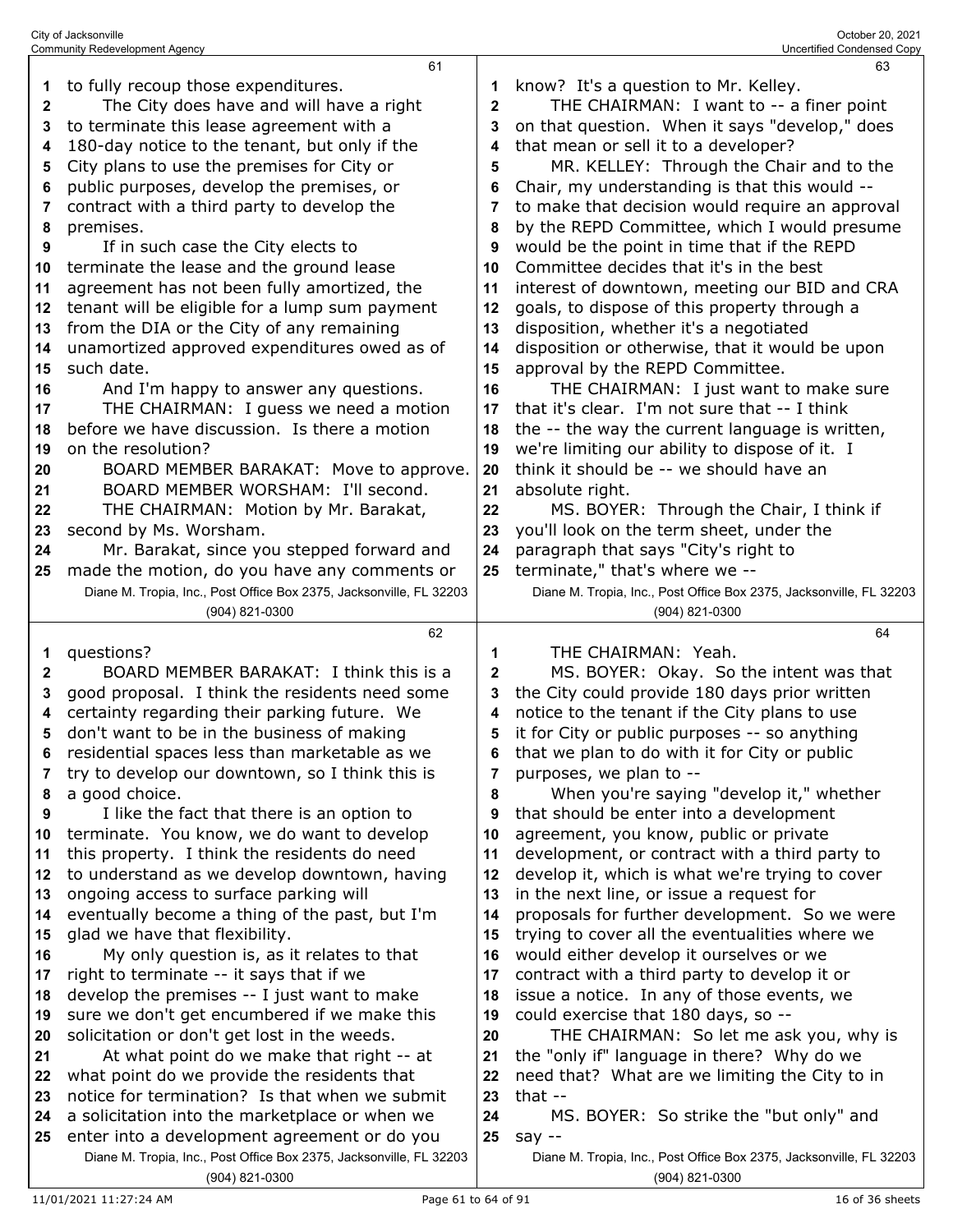to fully recoup those expenditures.

The City does have and will have a right to terminate this lease agreement with a 180-day notice to the tenant, but only if the City plans to use the premises for City or public purposes, develop the premises, or contract with a third party to develop the premises.

If in such case the City elects to terminate the lease and the ground lease agreement has not been fully amortized, the tenant will be eligible for a lump sum payment from the DIA or the City of any remaining unamortized approved expenditures owed as of such date.

And I'm happy to answer any questions.

THE CHAIRMAN: I guess we need a motion before we have discussion. Is there a motion on the resolution?

BOARD MEMBER BARAKAT: Move to approve.

BOARD MEMBER WORSHAM: I'll second.

THE CHAIRMAN: Motion by Mr. Barakat, second by Ms. Worsham.

Mr. Barakat, since you stepped forward and made the motion, do you have any comments or questions?

BOARD MEMBER BARAKAT: I think this is a good proposal. I think the residents need some certainty regarding their parking future. We don't want to be in the business of making residential spaces less than marketable as we try to develop our downtown, so I think this is a good choice.

I like the fact that there is an option to terminate. You know, we do want to develop this property. I think the residents do need to understand as we develop downtown, having ongoing access to surface parking will eventually become a thing of the past, but I'm glad we have that flexibility.

My only question is, as it relates to that right to terminate -- it says that if we develop the premises -- I just want to make sure we don't get encumbered if we make this solicitation or don't get lost in the weeds.

At what point do we make that right -- at what point do we provide the residents that notice for termination? Is that when we submit a solicitation into the marketplace or when we enter into a development agreement or do you know? It's a question to Mr. Kelley.

THE CHAIRMAN: I want to -- a finer point on that question. When it says "develop," does that mean or sell it to a developer?

MR. KELLEY: Through the Chair and to the Chair, my understanding is that this would -- to make that decision would require an approval by the REPD Committee, which I would presume would be the point in time that if the REPD Committee decides that it's in the best interest of downtown, meeting our BID and CRA goals, to dispose of this property through a disposition, whether it's a negotiated disposition or otherwise, that it would be upon approval by the REPD Committee.

THE CHAIRMAN: I just want to make sure that it's clear. I'm not sure that -- I think the -- the way the current language is written, we're limiting our ability to dispose of it. I think it should be -- we should have an absolute right.

MS. BOYER: Through the Chair, I think if you'll look on the term sheet, under the paragraph that says "City's right to terminate," that's where we --

THE CHAIRMAN: Yeah.

MS. BOYER: Okay. So the intent was that the City could provide 180 days prior written notice to the tenant if the City plans to use it for City or public purposes -- so anything that we plan to do with it for City or public purposes, we plan to --

When you're saying "develop it," whether that should be enter into a development agreement, you know, public or private development, or contract with a third party to develop it, which is what we're trying to cover in the next line, or issue a request for proposals for further development. So we were trying to cover all the eventualities where we would either develop it ourselves or we contract with a third party to develop it or issue a notice. In any of those events, we could exercise that 180 days, so --

THE CHAIRMAN: So let me ask you, why is the "only if" language in there? Why do we need that? What are we limiting the City to in that --

MS. BOYER: So strike the "but only" and say --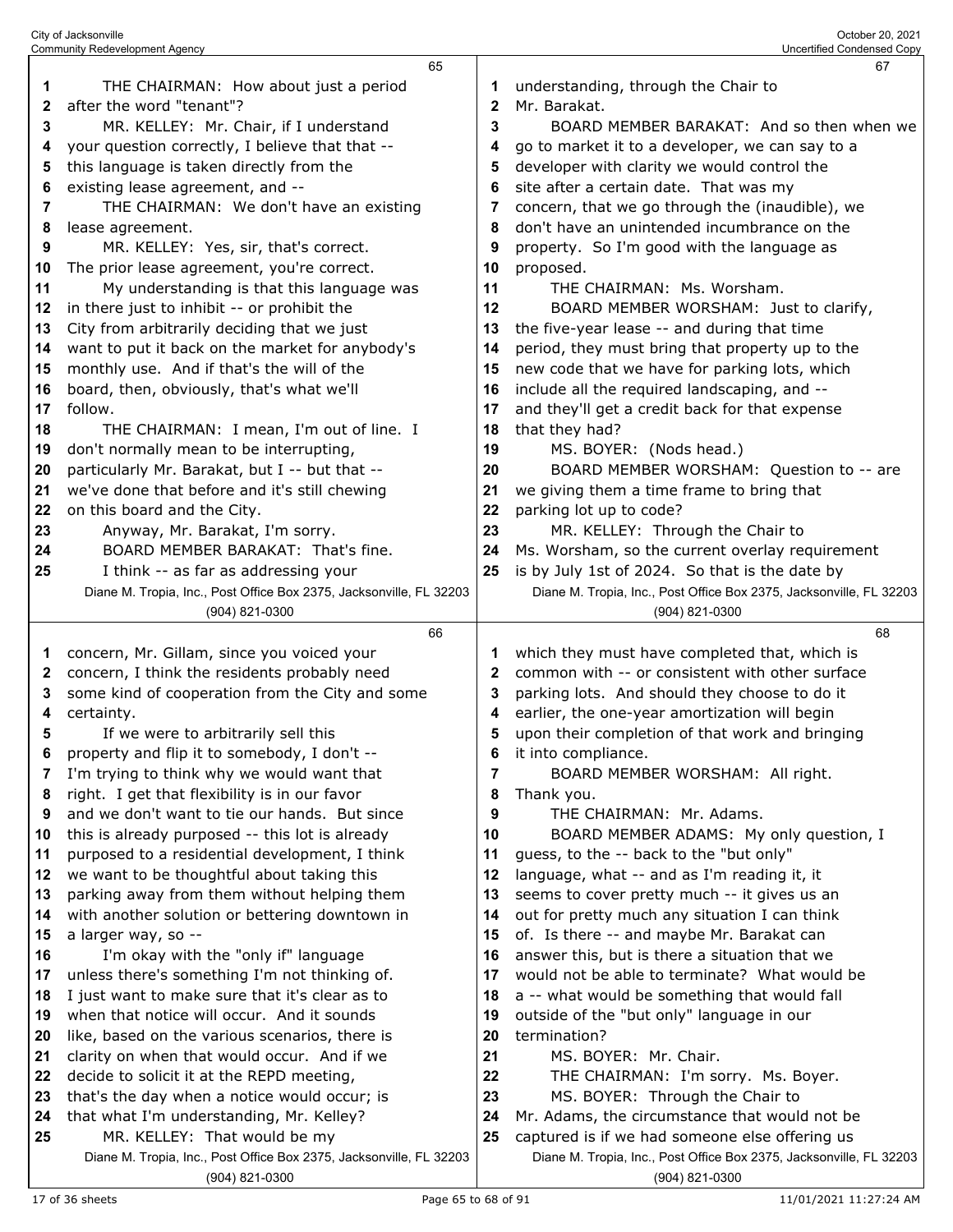THE CHAIRMAN: How about just a period after the word "tenant"?

MR. KELLEY: Mr. Chair, if I understand your question correctly, I believe that that -- this language is taken directly from the existing lease agreement, and --

THE CHAIRMAN: We don't have an existing lease agreement.

MR. KELLEY: Yes, sir, that's correct. The prior lease agreement, you're correct.

My understanding is that this language was in there just to inhibit -- or prohibit the City from arbitrarily deciding that we just want to put it back on the market for anybody's monthly use. And if that's the will of the board, then, obviously, that's what we'll follow.

THE CHAIRMAN: I mean, I'm out of line. I don't normally mean to be interrupting, particularly Mr. Barakat, but I -- but that -- we've done that before and it's still chewing on this board and the City.

Anyway, Mr. Barakat, I'm sorry.

BOARD MEMBER BARAKAT: That's fine.

I think -- as far as addressing your concern, Mr. Gillam, since you voiced your concern, I think the residents probably need some kind of cooperation from the City and some certainty.

If we were to arbitrarily sell this property and flip it to somebody, I don't -- I'm trying to think why we would want that right. I get that flexibility is in our favor and we don't want to tie our hands. But since this is already purposed -- this lot is already purposed to a residential development, I think we want to be thoughtful about taking this parking away from them without helping them with another solution or bettering downtown in a larger way, so --

I'm okay with the "only if" language unless there's something I'm not thinking of. I just want to make sure that it's clear as to when that notice will occur. And it sounds like, based on the various scenarios, there is clarity on when that would occur. And if we decide to solicit it at the REPD meeting, that's the day when a notice would occur; is that what I'm understanding, Mr. Kelley?

MR. KELLEY: That would be my understanding, through the Chair to Mr. Barakat.

BOARD MEMBER BARAKAT: And so then when we go to market it to a developer, we can say to a developer with clarity we would control the site after a certain date. That was my concern, that we go through the (inaudible), we don't have an unintended incumbrance on the property. So I'm good with the language as proposed.

THE CHAIRMAN: Ms. Worsham.

BOARD MEMBER WORSHAM: Just to clarify, the five-year lease -- and during that time period, they must bring that property up to the new code that we have for parking lots, which include all the required landscaping, and -- and they'll get a credit back for that expense that they had?

MS. BOYER: (Nods head.)

BOARD MEMBER WORSHAM: Question to -- are we giving them a time frame to bring that parking lot up to code?

MR. KELLEY: Through the Chair to Ms. Worsham, so the current overlay requirement is by July 1st of 2024. So that is the date by which they must have completed that, which is common with -- or consistent with other surface parking lots. And should they choose to do it earlier, the one-year amortization will begin upon their completion of that work and bringing it into compliance.

BOARD MEMBER WORSHAM: All right. Thank you.

THE CHAIRMAN: Mr. Adams.

BOARD MEMBER ADAMS: My only question, I guess, to the -- back to the "but only" language, what -- and as I'm reading it, it seems to cover pretty much -- it gives us an out for pretty much any situation I can think of. Is there -- and maybe Mr. Barakat can answer this, but is there a situation that we would not be able to terminate? What would be a -- what would be something that would fall outside of the "but only" language in our termination?

MS. BOYER: Mr. Chair.

THE CHAIRMAN: I'm sorry. Ms. Boyer.

MS. BOYER: Through the Chair to Mr. Adams, the circumstance that would not be captured is if we had someone else offering us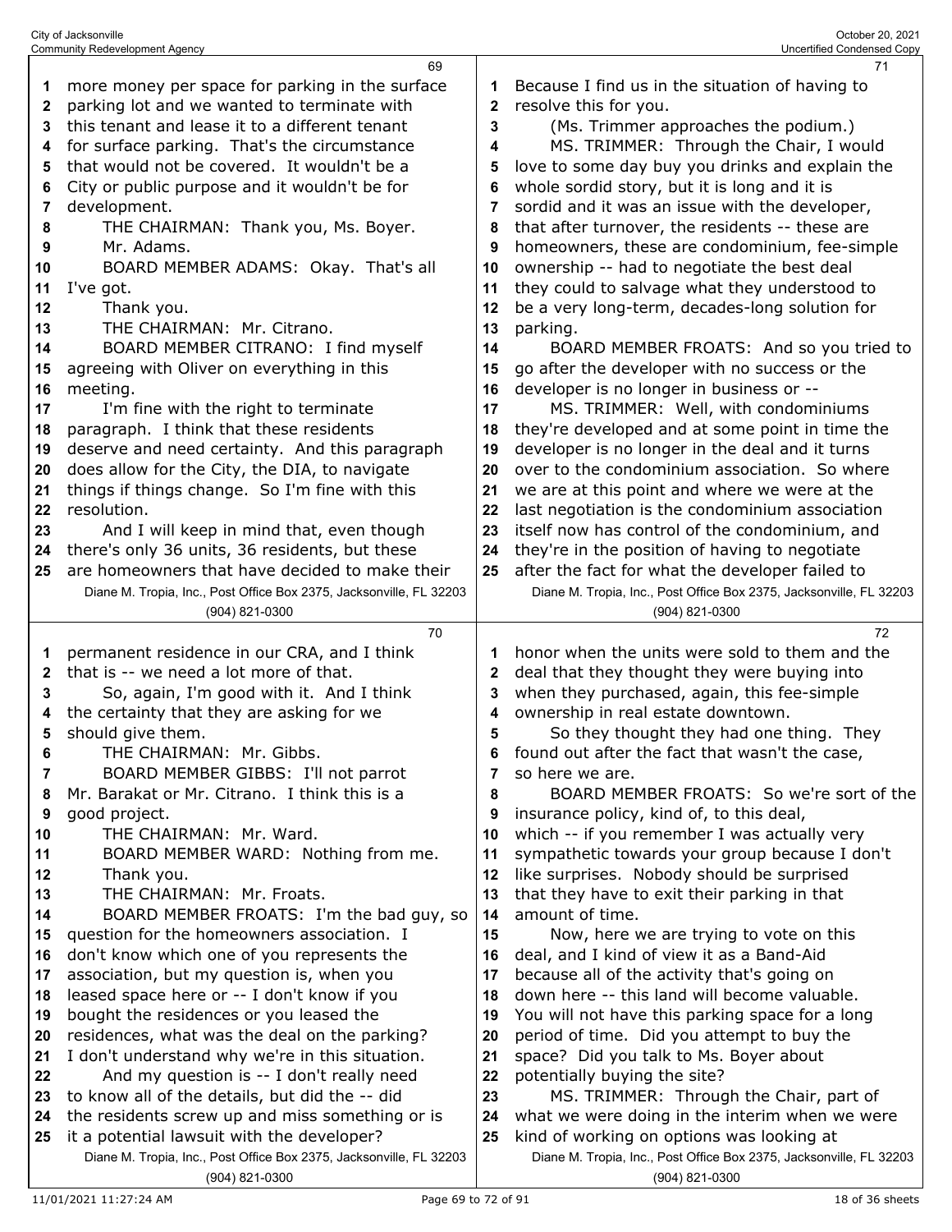more money per space for parking in the surface parking lot and we wanted to terminate with this tenant and lease it to a different tenant for surface parking. That's the circumstance that would not be covered. It wouldn't be a City or public purpose and it wouldn't be for development.

THE CHAIRMAN: Thank you, Ms. Boyer.

Mr. Adams.

BOARD MEMBER ADAMS: Okay. That's all I've got.

Thank you.

THE CHAIRMAN: Mr. Citrano.

BOARD MEMBER CITRANO: I find myself agreeing with Oliver on everything in this meeting.

I'm fine with the right to terminate paragraph. I think that these residents deserve and need certainty. And this paragraph does allow for the City, the DIA, to navigate things if things change. So I'm fine with this resolution.

And I will keep in mind that, even though there's only 36 units, 36 residents, but these are homeowners that have decided to make their permanent residence in our CRA, and I think that is -- we need a lot more of that.

So, again, I'm good with it. And I think the certainty that they are asking for we should give them.

THE CHAIRMAN: Mr. Gibbs.

BOARD MEMBER GIBBS: I'll not parrot Mr. Barakat or Mr. Citrano. I think this is a good project.

THE CHAIRMAN: Mr. Ward.

BOARD MEMBER WARD: Nothing from me.

Thank you.

THE CHAIRMAN: Mr. Froats.

BOARD MEMBER FROATS: I'm the bad guy, so question for the homeowners association. I don't know which one of you represents the association, but my question is, when you leased space here or -- I don't know if you bought the residences or you leased the residences, what was the deal on the parking? I don't understand why we're in this situation.

And my question is -- I don't really need to know all of the details, but did the -- did the residents screw up and miss something or is it a potential lawsuit with the developer? Because I find us in the situation of having to resolve this for you.

(Ms. Trimmer approaches the podium.)

MS. TRIMMER: Through the Chair, I would love to some day buy you drinks and explain the whole sordid story, but it is long and it is sordid and it was an issue with the developer, that after turnover, the residents -- these are homeowners, these are condominium, fee-simple ownership -- had to negotiate the best deal they could to salvage what they understood to be a very long-term, decades-long solution for parking.

BOARD MEMBER FROATS: And so you tried to go after the developer with no success or the developer is no longer in business or --

MS. TRIMMER: Well, with condominiums they're developed and at some point in time the developer is no longer in the deal and it turns over to the condominium association. So where we are at this point and where we were at the last negotiation is the condominium association itself now has control of the condominium, and they're in the position of having to negotiate after the fact for what the developer failed to honor when the units were sold to them and the deal that they thought they were buying into when they purchased, again, this fee-simple ownership in real estate downtown.

So they thought they had one thing. They found out after the fact that wasn't the case, so here we are.

BOARD MEMBER FROATS: So we're sort of the insurance policy, kind of, to this deal, which -- if you remember I was actually very sympathetic towards your group because I don't like surprises. Nobody should be surprised that they have to exit their parking in that amount of time.

Now, here we are trying to vote on this deal, and I kind of view it as a Band-Aid because all of the activity that's going on down here -- this land will become valuable. You will not have this parking space for a long period of time. Did you attempt to buy the space? Did you talk to Ms. Boyer about potentially buying the site?

MS. TRIMMER: Through the Chair, part of what we were doing in the interim when we were kind of working on options was looking at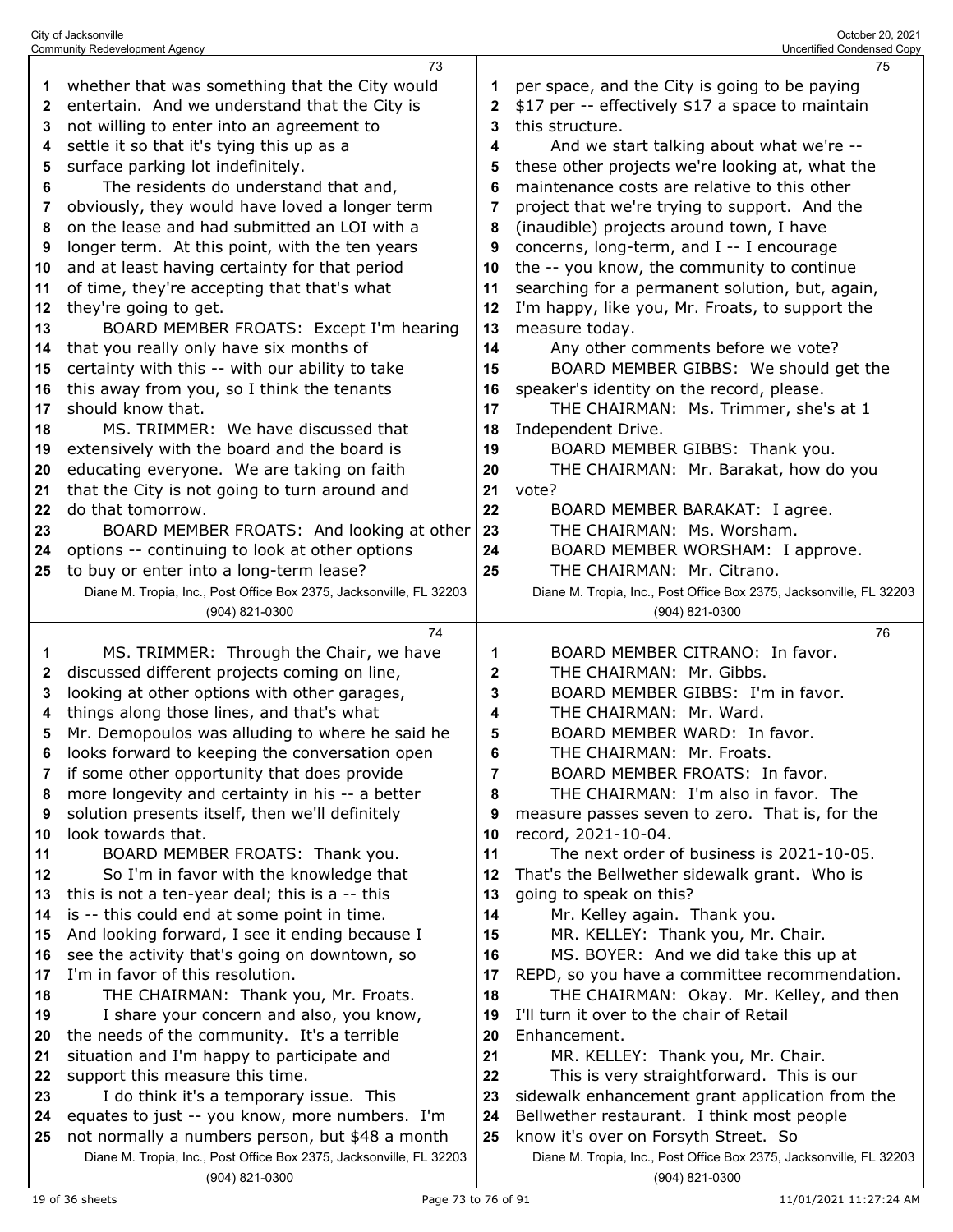whether that was something that the City would entertain. And we understand that the City is not willing to enter into an agreement to settle it so that it's tying this up as a surface parking lot indefinitely.

The residents do understand that and, obviously, they would have loved a longer term on the lease and had submitted an LOI with a longer term. At this point, with the ten years and at least having certainty for that period of time, they're accepting that that's what they're going to get.

BOARD MEMBER FROATS: Except I'm hearing that you really only have six months of certainty with this -- with our ability to take this away from you, so I think the tenants should know that.

MS. TRIMMER: We have discussed that extensively with the board and the board is educating everyone. We are taking on faith that the City is not going to turn around and do that tomorrow.

BOARD MEMBER FROATS: And looking at other options -- continuing to look at other options to buy or enter into a long-term lease?

MS. TRIMMER: Through the Chair, we have discussed different projects coming on line, looking at other options with other garages, things along those lines, and that's what Mr. Demopoulos was alluding to where he said he looks forward to keeping the conversation open if some other opportunity that does provide more longevity and certainty in his -- a better solution presents itself, then we'll definitely look towards that.

BOARD MEMBER FROATS: Thank you.

So I'm in favor with the knowledge that this is not a ten-year deal; this is a -- this is -- this could end at some point in time. And looking forward, I see it ending because I see the activity that's going on downtown, so I'm in favor of this resolution.

THE CHAIRMAN: Thank you, Mr. Froats.

I share your concern and also, you know, the needs of the community. It's a terrible situation and I'm happy to participate and support this measure this time.

I do think it's a temporary issue. This equates to just -- you know, more numbers. I'm not normally a numbers person, but $48 a month per space, and the City is going to be paying $17 per -- effectively $17 a space to maintain this structure.

And we start talking about what we're -- these other projects we're looking at, what the maintenance costs are relative to this other project that we're trying to support. And the (inaudible) projects around town, I have concerns, long-term, and I -- I encourage the -- you know, the community to continue searching for a permanent solution, but, again, I'm happy, like you, Mr. Froats, to support the measure today.

Any other comments before we vote?

BOARD MEMBER GIBBS: We should get the speaker's identity on the record, please.

THE CHAIRMAN: Ms. Trimmer, she's at 1 Independent Drive.

BOARD MEMBER GIBBS: Thank you.

THE CHAIRMAN: Mr. Barakat, how do you vote?

BOARD MEMBER BARAKAT: I agree.

THE CHAIRMAN: Ms. Worsham.

BOARD MEMBER WORSHAM: I approve.

THE CHAIRMAN: Mr. Citrano.

BOARD MEMBER CITRANO: In favor.

THE CHAIRMAN: Mr. Gibbs.

BOARD MEMBER GIBBS: I'm in favor.

THE CHAIRMAN: Mr. Ward.

BOARD MEMBER WARD: In favor.

THE CHAIRMAN: Mr. Froats.

BOARD MEMBER FROATS: In favor.

THE CHAIRMAN: I'm also in favor. The measure passes seven to zero. That is, for the record, 2021-10-04.

The next order of business is 2021-10-05. That's the Bellwether sidewalk grant. Who is going to speak on this?

Mr. Kelley again. Thank you.

MR. KELLEY: Thank you, Mr. Chair.

MS. BOYER: And we did take this up at REPD, so you have a committee recommendation.

THE CHAIRMAN: Okay. Mr. Kelley, and then I'll turn it over to the chair of Retail Enhancement.

MR. KELLEY: Thank you, Mr. Chair.

This is very straightforward. This is our sidewalk enhancement grant application from the Bellwether restaurant. I think most people know it's over on Forsyth Street. So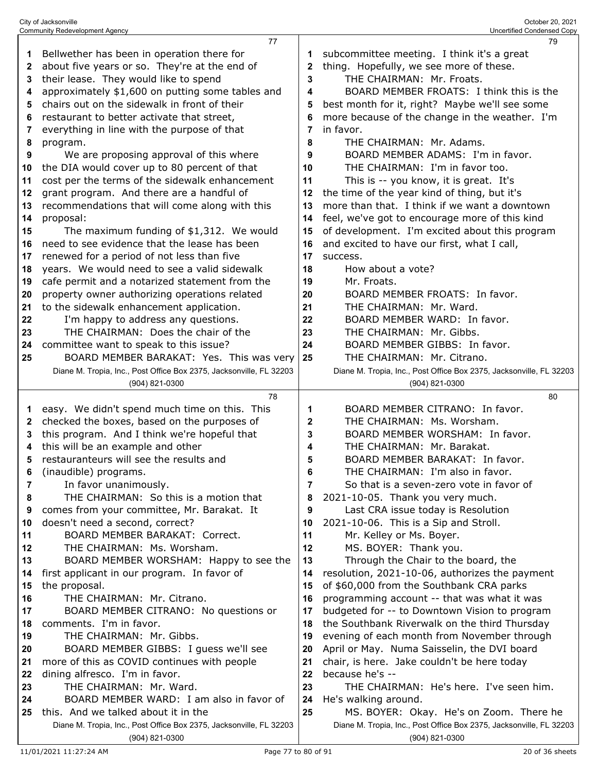Bellwether has been in operation there for about five years or so. They're at the end of their lease. They would like to spend approximately $1,600 on putting some tables and chairs out on the sidewalk in front of their restaurant to better activate that street, everything in line with the purpose of that program.

We are proposing approval of this where the DIA would cover up to 80 percent of that cost per the terms of the sidewalk enhancement grant program. And there are a handful of recommendations that will come along with this proposal:

The maximum funding of $1,312. We would need to see evidence that the lease has been renewed for a period of not less than five years. We would need to see a valid sidewalk cafe permit and a notarized statement from the property owner authorizing operations related to the sidewalk enhancement application.

I'm happy to address any questions.

THE CHAIRMAN: Does the chair of the committee want to speak to this issue?

BOARD MEMBER BARAKAT: Yes. This was very easy. We didn't spend much time on this. This checked the boxes, based on the purposes of this program. And I think we're hopeful that this will be an example and other restauranteurs will see the results and (inaudible) programs.

In favor unanimously.

THE CHAIRMAN: So this is a motion that comes from your committee, Mr. Barakat. It doesn't need a second, correct?

BOARD MEMBER BARAKAT: Correct.

THE CHAIRMAN: Ms. Worsham.

BOARD MEMBER WORSHAM: Happy to see the first applicant in our program. In favor of the proposal.

THE CHAIRMAN: Mr. Citrano.

BOARD MEMBER CITRANO: No questions or comments. I'm in favor.

THE CHAIRMAN: Mr. Gibbs.

BOARD MEMBER GIBBS: I guess we'll see more of this as COVID continues with people dining alfresco. I'm in favor.

THE CHAIRMAN: Mr. Ward.

BOARD MEMBER WARD: I am also in favor of this. And we talked about it in the subcommittee meeting. I think it's a great thing. Hopefully, we see more of these.

THE CHAIRMAN: Mr. Froats.

BOARD MEMBER FROATS: I think this is the best month for it, right? Maybe we'll see some more because of the change in the weather. I'm in favor.

THE CHAIRMAN: Mr. Adams.

BOARD MEMBER ADAMS: I'm in favor.

THE CHAIRMAN: I'm in favor too.

This is -- you know, it is great. It's the time of the year kind of thing, but it's more than that. I think if we want a downtown feel, we've got to encourage more of this kind of development. I'm excited about this program and excited to have our first, what I call, success.

How about a vote?

Mr. Froats.

BOARD MEMBER FROATS: In favor.

THE CHAIRMAN: Mr. Ward.

BOARD MEMBER WARD: In favor.

THE CHAIRMAN: Mr. Gibbs.

BOARD MEMBER GIBBS: In favor.

THE CHAIRMAN: Mr. Citrano.

BOARD MEMBER CITRANO: In favor.

THE CHAIRMAN: Ms. Worsham.

BOARD MEMBER WORSHAM: In favor.

THE CHAIRMAN: Mr. Barakat.

BOARD MEMBER BARAKAT: In favor.

THE CHAIRMAN: I'm also in favor.

So that is a seven-zero vote in favor of 2021-10-05. Thank you very much.

Last CRA issue today is Resolution 2021-10-06. This is a Sip and Stroll.

Mr. Kelley or Ms. Boyer.

MS. BOYER: Thank you.

Through the Chair to the board, the resolution, 2021-10-06, authorizes the payment of $60,000 from the Southbank CRA parks programming account -- that was what it was budgeted for -- to Downtown Vision to program the Southbank Riverwalk on the third Thursday evening of each month from November through April or May. Numa Saisselin, the DVI board chair, is here. Jake couldn't be here today because he's --

THE CHAIRMAN: He's here. I've seen him. He's walking around.

MS. BOYER: Okay. He's on Zoom. There he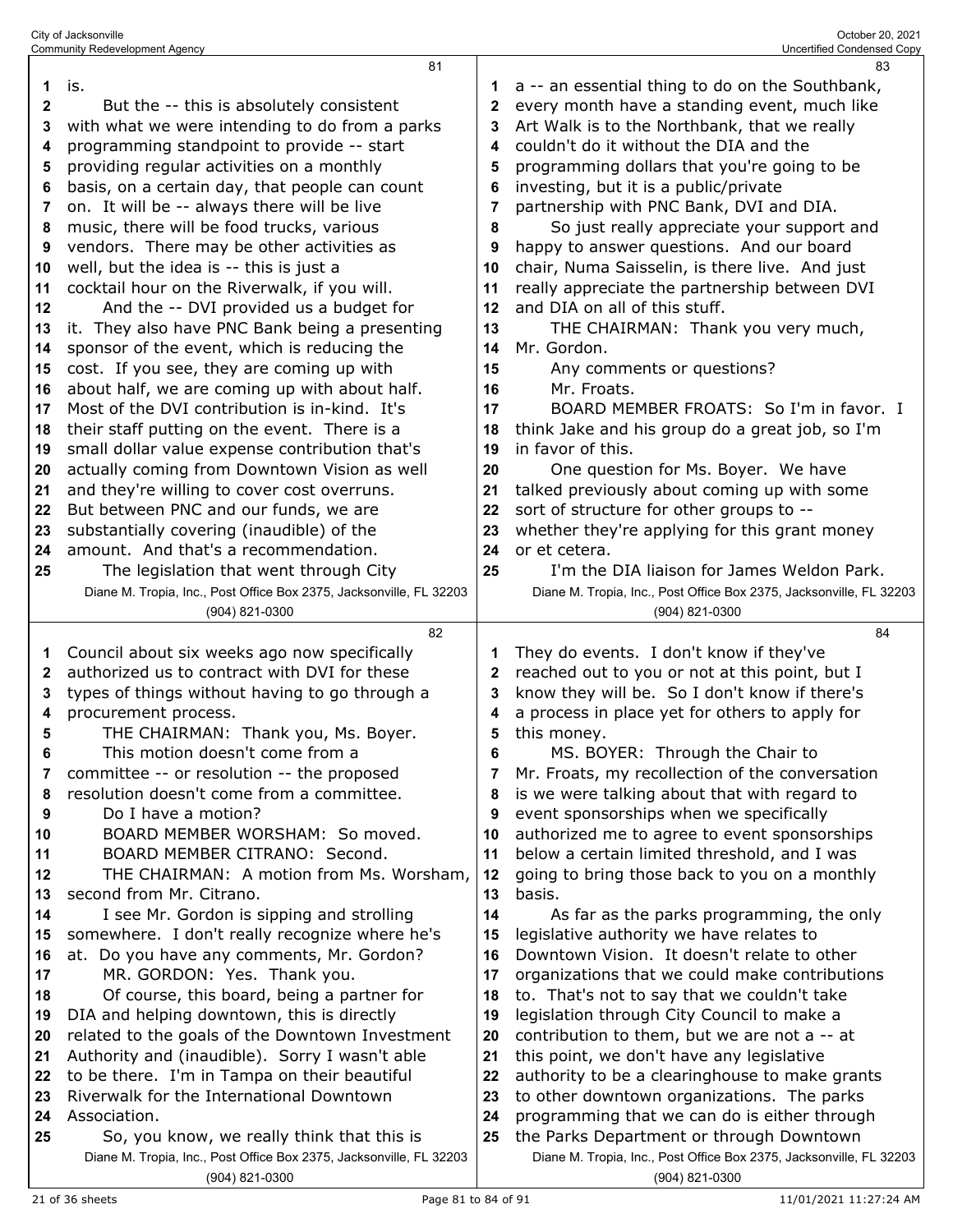is.

But the -- this is absolutely consistent with what we were intending to do from a parks programming standpoint to provide -- start providing regular activities on a monthly basis, on a certain day, that people can count on. It will be -- always there will be live music, there will be food trucks, various vendors. There may be other activities as well, but the idea is -- this is just a cocktail hour on the Riverwalk, if you will.

And the -- DVI provided us a budget for it. They also have PNC Bank being a presenting sponsor of the event, which is reducing the cost. If you see, they are coming up with about half, we are coming up with about half. Most of the DVI contribution is in-kind. It's their staff putting on the event. There is a small dollar value expense contribution that's actually coming from Downtown Vision as well and they're willing to cover cost overruns. But between PNC and our funds, we are substantially covering (inaudible) of the amount. And that's a recommendation.

The legislation that went through City Council about six weeks ago now specifically authorized us to contract with DVI for these types of things without having to go through a procurement process.

THE CHAIRMAN: Thank you, Ms. Boyer.

This motion doesn't come from a committee -- or resolution -- the proposed resolution doesn't come from a committee.

Do I have a motion?

BOARD MEMBER WORSHAM: So moved.

BOARD MEMBER CITRANO: Second.

THE CHAIRMAN: A motion from Ms. Worsham, second from Mr. Citrano.

I see Mr. Gordon is sipping and strolling somewhere. I don't really recognize where he's at. Do you have any comments, Mr. Gordon?

MR. GORDON: Yes. Thank you.

Of course, this board, being a partner for DIA and helping downtown, this is directly related to the goals of the Downtown Investment Authority and (inaudible). Sorry I wasn't able to be there. I'm in Tampa on their beautiful Riverwalk for the International Downtown Association.

So, you know, we really think that this is a -- an essential thing to do on the Southbank, every month have a standing event, much like Art Walk is to the Northbank, that we really couldn't do it without the DIA and the programming dollars that you're going to be investing, but it is a public/private partnership with PNC Bank, DVI and DIA.

So just really appreciate your support and happy to answer questions. And our board chair, Numa Saisselin, is there live. And just really appreciate the partnership between DVI and DIA on all of this stuff.

THE CHAIRMAN: Thank you very much, Mr. Gordon.

Any comments or questions?

Mr. Froats.

BOARD MEMBER FROATS: So I'm in favor. I think Jake and his group do a great job, so I'm in favor of this.

One question for Ms. Boyer. We have talked previously about coming up with some sort of structure for other groups to -- whether they're applying for this grant money or et cetera.

I'm the DIA liaison for James Weldon Park. They do events. I don't know if they've reached out to you or not at this point, but I know they want to. So I don't know if there's a process in place yet for others to apply for this money.

MS. BOYER: Through the Chair to Mr. Froats, my recollection of the conversation is we were talking about that with regard to event sponsorships when we specifically authorized me to agree to event sponsorships below a certain limited threshold, and I was going to bring those back to you on a monthly basis.

As far as the parks programming, the only legislative authority we have relates to Downtown Vision. It doesn't relate to other organizations that we could make contributions to. That's not to say that we couldn't take legislation through City Council to make a contribution to them, but we are not a -- at this point, we don't have any legislative authority to be a clearinghouse to make grants to other downtown organizations. The parks programming that we can do is either through the Parks Department or through Downtown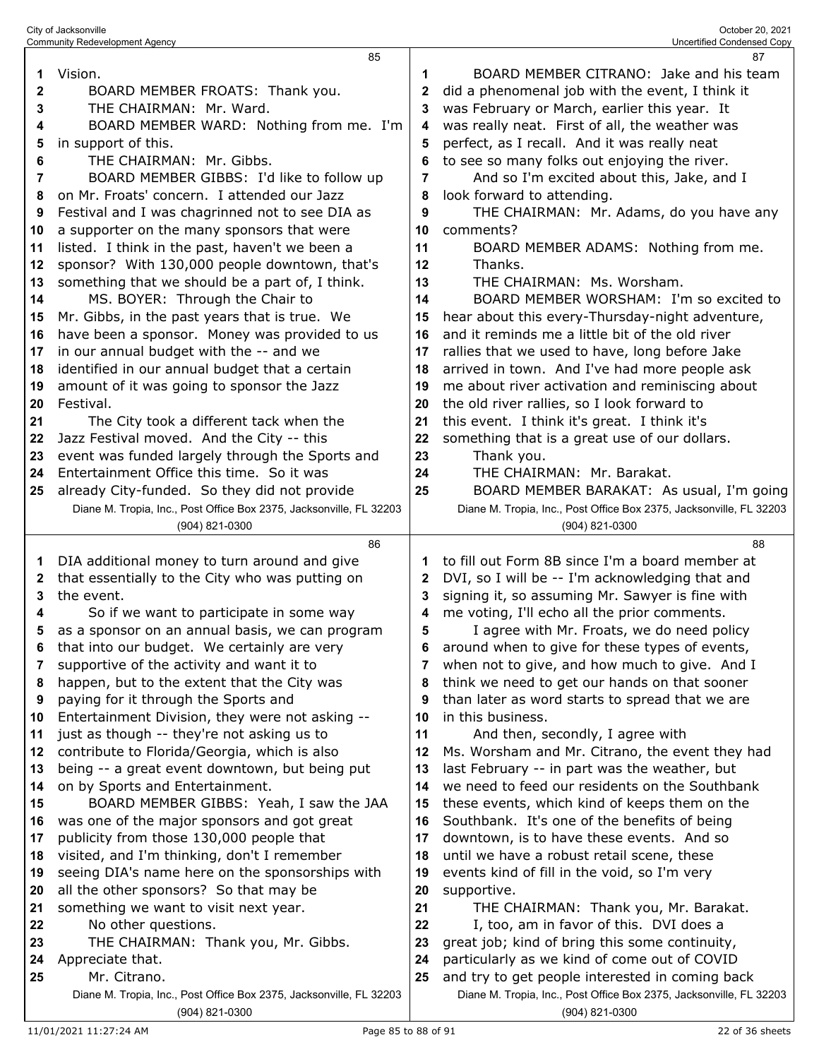Vision.

BOARD MEMBER FROATS: Thank you.

THE CHAIRMAN: Mr. Ward.

BOARD MEMBER WARD: Nothing from me. I'm in support of this.

THE CHAIRMAN: Mr. Gibbs.

BOARD MEMBER GIBBS: I'd like to follow up on Mr. Froats' concern. I attended our Jazz Festival and I was chagrinned not to see DIA as a supporter on the many sponsors that were listed. I think in the past, haven't we been a sponsor? With 130,000 people downtown, that's something that we should be a part of, I think.

MS. BOYER: Through the Chair to Mr. Gibbs, in the past years that is true. We have been a sponsor. Money was provided to us in our annual budget with the -- and we identified in our annual budget that a certain amount of it was going to sponsor the Jazz Festival.

The City took a different tack when the Jazz Festival moved. And the City -- this event was funded largely through the Sports and Entertainment Office this time. So it was already City-funded. So they did not provide DIA additional money to turn around and give that essentially to the City who was putting on the event.

So if we want to participate in some way as a sponsor on an annual basis, we can program that into our budget. We certainly are very supportive of the activity and want it to happen, but to the extent that the City was paying for it through the Sports and Entertainment Division, they were not asking -- just as though -- they're not asking us to contribute to Florida/Georgia, which is also being -- a great event downtown, but being put on by Sports and Entertainment.

BOARD MEMBER GIBBS: Yeah, I saw the JAA was one of the major sponsors and got great publicity from those 130,000 people that visited, and I'm thinking, don't I remember seeing DIA's name here on the sponsorships with all the other sponsors? So that may be something we want to visit next year.

No other questions.

THE CHAIRMAN: Thank you, Mr. Gibbs. Appreciate that.

Mr. Citrano.

BOARD MEMBER CITRANO: Jake and his team did a phenomenal job with the event, I think it was February or March, earlier this year. It was really neat. First of all, the weather was perfect, as I recall. And it was really neat to see so many folks out enjoying the river.

And so I'm excited about this, Jake, and I look forward to attending.

THE CHAIRMAN: Mr. Adams, do you have any comments?

BOARD MEMBER ADAMS: Nothing from me. Thanks.

THE CHAIRMAN: Ms. Worsham.

BOARD MEMBER WORSHAM: I'm so excited to hear about this every-Thursday-night adventure, and it reminds me a little bit of the old river rallies that we used to have, long before Jake arrived in town. And I've had more people ask me about river activation and reminiscing about the old river rallies, so I look forward to this event. I think it's great. I think it's something that is a great use of our dollars.

Thank you.

THE CHAIRMAN: Mr. Barakat.

BOARD MEMBER BARAKAT: As usual, I'm going to fill out Form 8B since I'm a board member at DVI, so I will be -- I'm acknowledging that and signing it, so assuming Mr. Sawyer is fine with me voting, I'll echo all the prior comments.

I agree with Mr. Froats, we do need policy around when to give for these types of events, when not to give, and how much to give. And I think we need to get our hands on that sooner than later as word starts to spread that we are in this business.

And then, secondly, I agree with Ms. Worsham and Mr. Citrano, the event they had last February -- in part was the weather, but we need to feed our residents on the Southbank these events, which kind of keeps them on the Southbank. It's one of the benefits of being downtown, is to have these events. And so until we have a robust retail scene, these events kind of fill in the void, so I'm very supportive.

THE CHAIRMAN: Thank you, Mr. Barakat.

I, too, am in favor of this. DVI does a great job; kind of bring this some continuity, particularly as we kind of come out of COVID and try to get people interested in coming back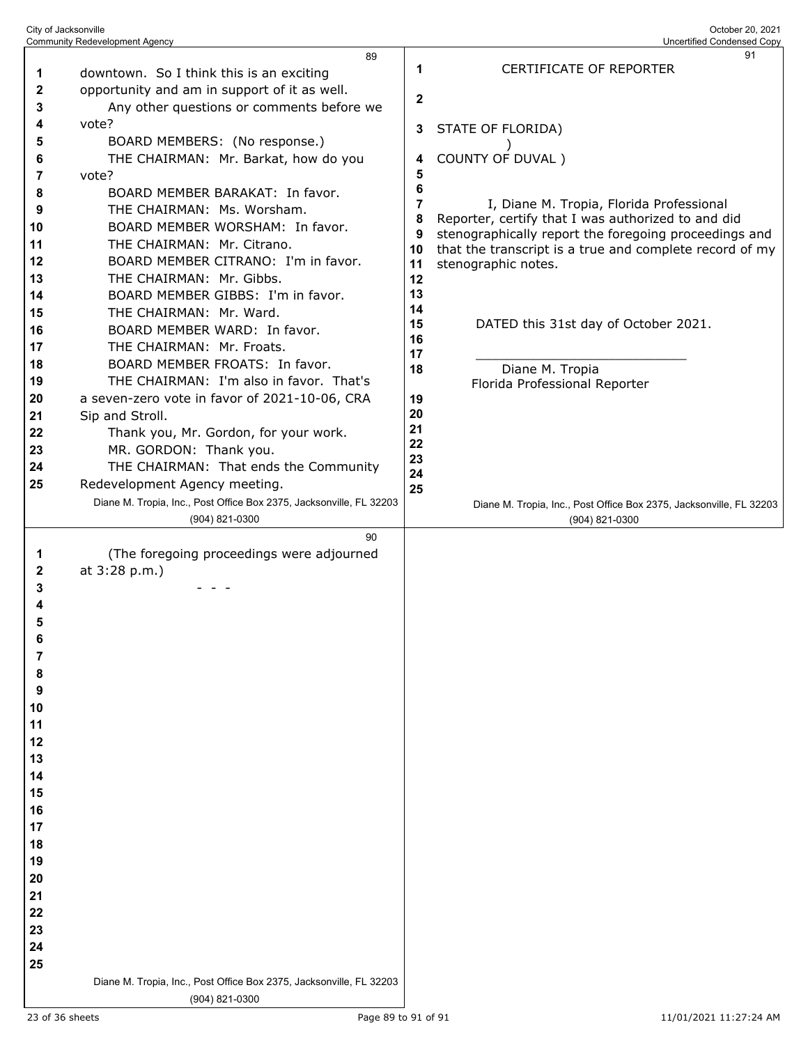downtown. So I think this is an exciting opportunity and am in support of it as well.

Any other questions or comments before we vote?

BOARD MEMBERS: (No response.)

THE CHAIRMAN: Mr. Barkat, how do you vote?

BOARD MEMBER BARAKAT: In favor.

THE CHAIRMAN: Ms. Worsham.

BOARD MEMBER WORSHAM: In favor.

THE CHAIRMAN: Mr. Citrano.

BOARD MEMBER CITRANO: I'm in favor.

THE CHAIRMAN: Mr. Gibbs.

BOARD MEMBER GIBBS: I'm in favor.

THE CHAIRMAN: Mr. Ward.

BOARD MEMBER WARD: In favor.

THE CHAIRMAN: Mr. Froats.

BOARD MEMBER FROATS: In favor.

THE CHAIRMAN: I'm also in favor. That's a seven-zero vote in favor of 2021-10-06, CRA Sip and Stroll.

Thank you, Mr. Gordon, for your work.

MR. GORDON: Thank you.

THE CHAIRMAN: That ends the Community Redevelopment Agency meeting.

(The foregoing proceedings were adjourned at 3:28 p.m.)

\- - -

CERTIFICATE OF REPORTER

STATE OF FLORIDA)
)
COUNTY OF DUVAL )

I, Diane M. Tropia, Florida Professional Reporter, certify that I was authorized to and did stenographically report the foregoing proceedings and that the transcript is a true and complete record of my stenographic notes.

DATED this 31st day of October 2021.

\_\_\_\_\_\_\_\_\_\_\_\_\_\_\_\_\_\_\_\_\_\_\_\_\_\_\_\_\_\_

Diane M. Tropia
Florida Professional Reporter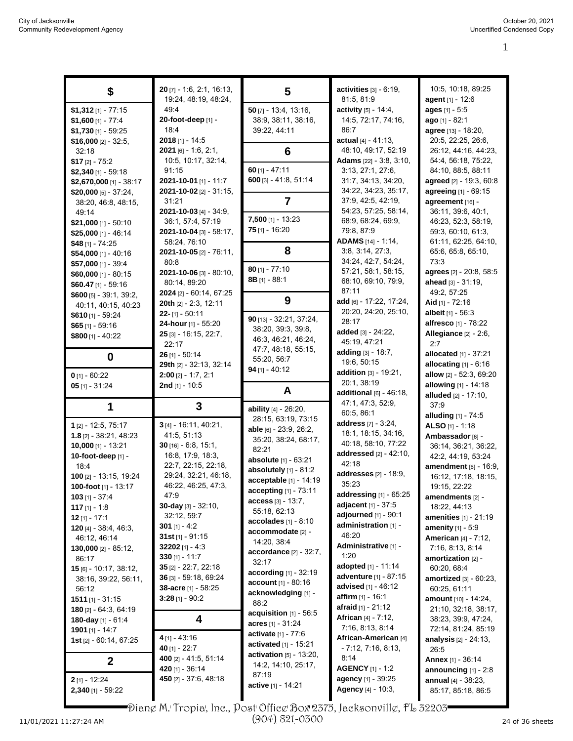## $

**$1,312** [1] - 77:15
**$1,600** [1] - 77:4
**$1,730** [1] - 59:25
**$16,000** [2] - 32:5, 32:18
**$17** [2] - 75:2
**$2,340** [1] - 59:18
**$2,670,000** [1] - 38:17
**$20,000** [5] - 37:24, 38:20, 46:8, 48:15, 49:14
**$21,000** [1] - 50:10
**$25,000** [1] - 46:14
**$48** [1] - 74:25
**$54,000** [1] - 40:16
**$57,000** [1] - 39:4
**$60,000** [1] - 80:15
**$60.47** [1] - 59:16
**$600** [5] - 39:1, 39:2, 40:11, 40:15, 40:23
**$610** [1] - 59:24
**$65** [1] - 59:16
**$800** [1] - 40:22

## 0

**0** [1] - 60:22
**05** [1] - 31:24

## 1

**1** [2] - 12:5, 75:17
**1.8** [2] - 38:21, 48:23
**10,000** [1] - 13:21
**10-foot-deep** [1] - 18:4
**100** [2] - 13:15, 19:24
**100-foot** [1] - 13:17
**103** [1] - 37:4
**117** [1] - 1:8
**12** [1] - 17:1
**120** [4] - 38:4, 46:3, 46:12, 46:14
**130,000** [2] - 85:12, 86:17
**15** [6] - 10:17, 38:12, 38:16, 39:22, 56:11, 56:12
**1511** [1] - 31:15
**180** [2] - 64:3, 64:19
**180-day** [1] - 61:4
**1901** [1] - 14:7
**1st** [2] - 60:14, 67:25

## 2

**2** [1] - 12:24
**2,340** [1] - 59:22
**20** [7] - 1:6, 2:1, 16:13, 19:24, 48:19, 48:24, 49:4
**20-foot-deep** [1] - 18:4
**2018** [1] - 14:5
**2021** [6] - 1:6, 2:1, 10:5, 10:17, 32:14, 91:15
**2021-10-01** [1] - 11:7
**2021-10-02** [2] - 31:15, 31:21
**2021-10-03** [4] - 34:9, 36:1, 57:4, 57:19
**2021-10-04** [3] - 58:17, 58:24, 76:10
**2021-10-05** [2] - 76:11, 80:8
**2021-10-06** [3] - 80:10, 80:14, 89:20
**2024** [2] - 60:14, 67:25
**20th** [2] - 2:3, 12:11
**22-** [1] - 50:11
**24-hour** [1] - 55:20
**25** [3] - 16:15, 22:7, 22:17
**26** [1] - 50:14
**29th** [2] - 32:13, 32:14
**2:00** [2] - 1:7, 2:1
**2nd** [1] - 10:5

## 3

**3** [4] - 16:11, 40:21, 41:5, 51:13
**30** [16] - 6:8, 15:1, 16:8, 17:9, 18:3, 22:7, 22:15, 22:18, 29:24, 32:21, 46:18, 46:22, 46:25, 47:3, 47:9
**30-day** [3] - 32:10, 32:12, 59:7
**301** [1] - 4:2
**31st** [1] - 91:15
**32202** [1] - 4:3
**330** [1] - 11:7
**35** [2] - 22:7, 22:18
**36** [3] - 59:18, 69:24
**38-acre** [1] - 58:25
**3:28** [1] - 90:2

## 4

**4** [1] - 43:16
**40** [1] - 22:7
**400** [2] - 41:5, 51:14
**420** [1] - 36:14
**450** [2] - 37:6, 48:18

## 5

**50** [7] - 13:4, 13:16, 38:9, 38:11, 38:16, 39:22, 44:11

## 6

**60** [1] - 47:11
**600** [3] - 41:8, 51:14

## 7

**7,500** [1] - 13:23
**75** [1] - 16:20

## 8

**80** [1] - 77:10
**8B** [1] - 88:1

## 9

**90** [13] - 32:21, 37:24, 38:20, 39:3, 39:8, 46:3, 46:21, 46:24, 47:7, 48:18, 55:15, 55:20, 56:7
**94** [1] - 40:12

## A

**ability** [4] - 26:20, 28:15, 63:19, 73:15
**able** [6] - 23:9, 26:2, 35:20, 38:24, 68:17, 82:21
**absolute** [1] - 63:21
**absolutely** [1] - 81:2
**acceptable** [1] - 14:19
**accepting** [1] - 73:11
**access** [3] - 13:7, 55:18, 62:13
**accolades** [1] - 8:10
**accommodate** [2] - 14:20, 38:4
**accordance** [2] - 32:7, 32:17
**according** [1] - 32:19
**account** [1] - 80:16
**acknowledging** [1] - 88:2
**acquisition** [1] - 56:5
**acres** [1] - 31:24
**activate** [1] - 77:6
**activated** [1] - 15:21
**activation** [5] - 13:20, 14:2, 14:10, 25:17, 87:19
**active** [1] - 14:21
**activities** [3] - 6:19, 81:5, 81:9
**activity** [5] - 14:4, 14:5, 72:17, 74:16, 86:7
**actual** [4] - 41:13, 48:10, 49:17, 52:19
**Adams** [22] - 3:8, 3:10, 3:13, 27:1, 27:6, 31:7, 34:13, 34:20, 34:22, 34:23, 35:17, 37:9, 42:5, 42:19, 54:23, 57:25, 58:14, 68:9, 68:24, 69:9, 79:8, 87:9
**ADAMS** [14] - 1:14, 3:8, 3:14, 27:3, 34:24, 42:7, 54:24, 57:21, 58:1, 58:15, 68:10, 69:10, 79:9, 87:11
**add** [6] - 17:22, 17:24, 20:20, 24:20, 25:10, 28:17
**added** [3] - 24:22, 45:19, 47:21
**adding** [3] - 18:7, 19:6, 50:15
**addition** [3] - 19:21, 20:1, 38:19
**additional** [6] - 46:18, 47:1, 47:3, 52:9, 60:5, 86:1
**address** [7] - 3:24, 18:1, 18:15, 34:16, 40:18, 58:10, 77:22
**addressed** [2] - 42:10, 42:18
**addresses** [2] - 18:9, 35:23
**addressing** [1] - 65:25
**adjacent** [1] - 37:5
**adjourned** [1] - 90:1
**administration** [1] - 46:20
**Administrative** [1] - 1:20
**adopted** [1] - 11:14
**adventure** [1] - 87:15
**advised** [1] - 46:12
**affirm** [1] - 16:1
**afraid** [1] - 21:12
**African** [4] - 7:12, 7:16, 8:13, 8:14
**African-American** [4] - 7:12, 7:16, 8:13, 8:14
**AGENCY** [1] - 1:2
**agency** [1] - 39:25
**Agency** [4] - 10:3, 10:5, 10:18, 89:25
**agent** [1] - 12:6
**ages** [1] - 5:5
**ago** [1] - 82:1
**agree** [13] - 18:20, 20:5, 22:25, 26:6, 26:12, 44:16, 44:23, 54:4, 56:18, 75:22, 84:10, 88:5, 88:11
**agreed** [2] - 19:3, 60:8
**agreeing** [1] - 69:15
**agreement** [16] - 36:11, 39:6, 40:1, 46:23, 52:3, 58:19, 59:3, 60:10, 61:3, 61:11, 62:25, 64:10, 65:6, 65:8, 65:10, 73:3
**agrees** [2] - 20:8, 58:5
**ahead** [3] - 31:19, 49:2, 57:25
**Aid** [1] - 72:16
**albeit** [1] - 56:3
**alfresco** [1] - 78:22
**Allegiance** [2] - 2:6, 2:7
**allocated** [1] - 37:21
**allocating** [1] - 6:16
**allow** [2] - 52:3, 69:20
**allowing** [1] - 14:18
**alluded** [2] - 17:10, 37:9
**alluding** [1] - 74:5
**ALSO** [1] - 1:18
**Ambassador** [6] - 36:14, 36:21, 36:22, 42:2, 44:19, 53:24
**amendment** [6] - 16:9, 16:12, 17:18, 18:15, 19:15, 22:22
**amendments** [2] - 18:22, 44:13
**amenities** [1] - 21:19
**amenity** [1] - 5:9
**American** [4] - 7:12, 7:16, 8:13, 8:14
**amortization** [2] - 60:20, 68:4
**amortized** [3] - 60:23, 60:25, 61:11
**amount** [10] - 14:24, 21:10, 32:18, 38:17, 38:23, 39:9, 47:24, 72:14, 81:24, 85:19
**analysis** [2] - 24:13, 26:5
**Annex** [1] - 36:14
**announcing** [1] - 2:8
**annual** [4] - 38:23, 85:17, 85:18, 86:5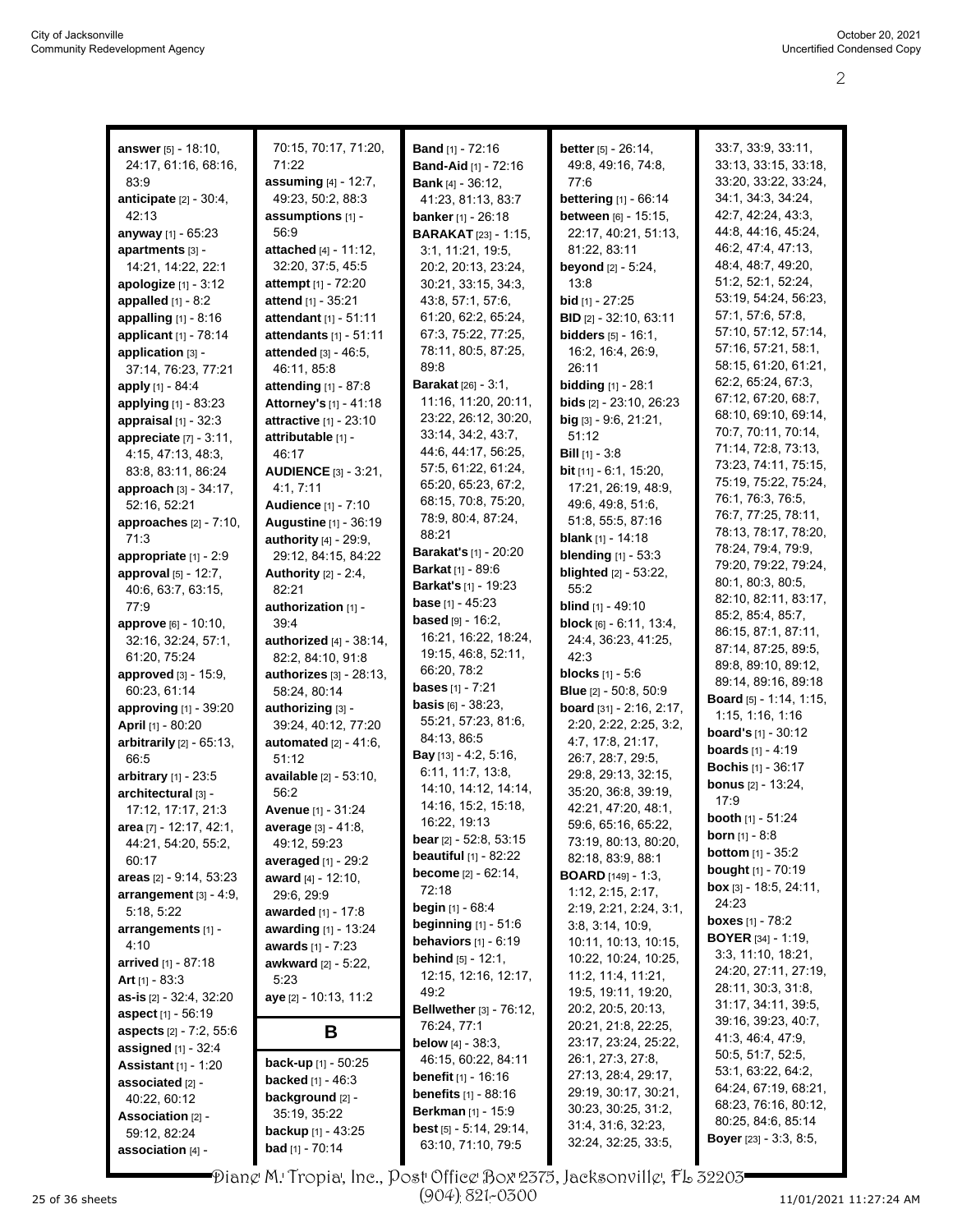**answer** [5] - 18:10, 24:17, 61:16, 68:16, 83:9
**anticipate** [2] - 30:4, 42:13
**anyway** [1] - 65:23
**apartments** [3] - 14:21, 14:22, 22:1
**apologize** [1] - 3:12
**appalled** [1] - 8:2
**appalling** [1] - 8:16
**applicant** [1] - 78:14
**application** [3] - 37:14, 76:23, 77:21
**apply** [1] - 84:4
**applying** [1] - 83:23
**appraisal** [1] - 32:3
**appreciate** [7] - 3:11, 4:15, 47:13, 48:3, 83:8, 83:11, 86:24
**approach** [3] - 34:17, 52:16, 52:21
**approaches** [2] - 7:10, 71:3
**appropriate** [1] - 2:9
**approval** [5] - 12:7, 40:6, 63:7, 63:15, 77:9
**approve** [6] - 10:10, 32:16, 32:24, 57:1, 61:20, 75:24
**approved** [3] - 15:9, 60:23, 61:14
**approving** [1] - 39:20
**April** [1] - 80:20
**arbitrarily** [2] - 65:13, 66:5
**arbitrary** [1] - 23:5
**architectural** [3] - 17:12, 17:17, 21:3
**area** [7] - 12:17, 42:1, 44:21, 54:20, 55:2, 60:17
**areas** [2] - 9:14, 53:23
**arrangement** [3] - 4:9, 5:18, 5:22
**arrangements** [1] - 4:10
**arrived** [1] - 87:18
**Art** [1] - 83:3
**as-is** [2] - 32:4, 32:20
**aspect** [1] - 56:19
**aspects** [2] - 7:2, 55:6
**assigned** [1] - 32:4
**Assistant** [1] - 1:20
**associated** [2] - 40:22, 60:12
**Association** [2] - 59:12, 82:24
**association** [4] - 70:15, 70:17, 71:20, 71:22
**assuming** [4] - 12:7, 49:23, 50:2, 88:3
**assumptions** [1] - 56:9
**attached** [4] - 11:12, 32:20, 37:5, 45:5
**attempt** [1] - 72:20
**attend** [1] - 35:21
**attendant** [1] - 51:11
**attendants** [1] - 51:11
**attended** [3] - 46:5, 46:11, 85:8
**attending** [1] - 87:8
**Attorney's** [1] - 41:18
**attractive** [1] - 23:10
**attributable** [1] - 46:17
**AUDIENCE** [3] - 3:21, 4:1, 7:11
**Audience** [1] - 7:10
**Augustine** [1] - 36:19
**authority** [4] - 29:9, 29:12, 84:15, 84:22
**Authority** [2] - 2:4, 82:21
**authorization** [1] - 39:4
**authorized** [4] - 38:14, 82:2, 84:10, 91:8
**authorizes** [3] - 28:13, 58:24, 80:14
**authorizing** [3] - 39:24, 40:12, 77:20
**automated** [2] - 41:6, 51:12
**available** [2] - 53:10, 56:2
**Avenue** [1] - 31:24
**average** [3] - 41:8, 49:12, 59:23
**averaged** [1] - 29:2
**award** [4] - 12:10, 29:6, 29:9
**awarded** [1] - 17:8
**awarding** [1] - 13:24
**awards** [1] - 7:23
**awkward** [2] - 5:22, 5:23
**aye** [2] - 10:13, 11:2

## B

**back-up** [1] - 50:25
**backed** [1] - 46:3
**background** [2] - 35:19, 35:22
**backup** [1] - 43:25
**bad** [1] - 70:14
**Band** [1] - 72:16
**Band-Aid** [1] - 72:16
**Bank** [4] - 36:12, 41:23, 81:13, 83:7
**banker** [1] - 26:18
**BARAKAT** [23] - 1:15, 3:1, 11:21, 19:5, 20:2, 20:13, 23:24, 30:21, 33:15, 34:3, 43:8, 57:1, 57:6, 61:20, 62:2, 65:24, 67:3, 75:22, 77:25, 78:11, 80:5, 87:25, 89:8
**Barakat** [26] - 3:1, 11:16, 11:20, 20:11, 23:22, 26:12, 30:20, 33:14, 34:2, 43:7, 44:6, 44:17, 56:25, 57:5, 61:22, 61:24, 65:20, 65:23, 67:2, 68:15, 70:8, 75:20, 78:9, 80:4, 87:24, 88:21
**Barakat's** [1] - 20:20
**Barkat** [1] - 89:6
**Barkat's** [1] - 19:23
**base** [1] - 45:23
**based** [9] - 16:2, 16:21, 16:22, 18:24, 19:15, 46:8, 52:11, 66:20, 78:2
**bases** [1] - 7:21
**basis** [6] - 38:23, 55:21, 57:23, 81:6, 84:13, 86:5
**Bay** [13] - 4:2, 5:16, 6:11, 11:7, 13:8, 14:10, 14:12, 14:14, 14:16, 15:2, 15:18, 16:22, 19:13
**bear** [2] - 52:8, 53:15
**beautiful** [1] - 82:22
**become** [2] - 62:14, 72:18
**begin** [1] - 68:4
**beginning** [1] - 51:6
**behaviors** [1] - 6:19
**behind** [5] - 12:1, 12:15, 12:16, 12:17, 49:2
**Bellwether** [3] - 76:12, 76:24, 77:1
**below** [4] - 38:3, 46:15, 60:22, 84:11
**benefit** [1] - 16:16
**benefits** [1] - 88:16
**Berkman** [1] - 15:9
**best** [5] - 5:14, 29:14, 63:10, 71:10, 79:5
**better** [5] - 26:14, 49:8, 49:16, 74:8, 77:6
**bettering** [1] - 66:14
**between** [6] - 15:15, 22:17, 40:21, 51:13, 81:22, 83:11
**beyond** [2] - 5:24, 13:8
**bid** [1] - 27:25
**BID** [2] - 32:10, 63:11
**bidders** [5] - 16:1, 16:2, 16:4, 26:9, 26:11
**bidding** [1] - 28:1
**bids** [2] - 23:10, 26:23
**big** [3] - 9:6, 21:21, 51:12
**Bill** [1] - 3:8
**bit** [11] - 6:1, 15:20, 17:21, 26:19, 48:9, 49:6, 49:8, 51:6, 51:8, 55:5, 87:16
**blank** [1] - 14:18
**blending** [1] - 53:3
**blighted** [2] - 53:22, 55:2
**blind** [1] - 49:10
**block** [6] - 6:11, 13:4, 24:4, 36:23, 41:25, 42:3
**blocks** [1] - 5:6
**Blue** [2] - 50:8, 50:9
**board** [31] - 2:16, 2:17, 2:20, 2:22, 2:25, 3:2, 4:7, 17:8, 21:17, 26:7, 28:7, 29:5, 29:8, 29:13, 32:15, 35:20, 36:8, 39:19, 42:21, 47:20, 48:1, 59:6, 65:16, 65:22, 73:19, 80:13, 80:20, 82:18, 83:9, 88:1
**BOARD** [149] - 1:3, 1:12, 2:15, 2:17, 2:19, 2:21, 2:24, 3:1, 3:8, 3:14, 10:9, 10:11, 10:13, 10:15, 10:22, 10:24, 10:25, 11:2, 11:4, 11:21, 19:5, 19:11, 19:20, 20:2, 20:5, 20:13, 20:21, 21:8, 22:25, 23:17, 23:24, 25:22, 26:1, 27:3, 27:8, 27:13, 28:4, 29:17, 29:19, 30:17, 30:21, 30:23, 30:25, 31:2, 31:4, 31:6, 32:23, 32:24, 32:25, 33:5, 33:7, 33:9, 33:11, 33:13, 33:15, 33:18, 33:20, 33:22, 33:24, 34:1, 34:3, 34:24, 42:7, 42:24, 43:3, 44:8, 44:16, 45:24, 46:2, 47:4, 47:13, 48:4, 48:7, 49:20, 51:2, 52:1, 52:24, 53:19, 54:24, 56:23, 57:1, 57:6, 57:8, 57:10, 57:12, 57:14, 57:16, 57:21, 58:1, 58:15, 61:20, 61:21, 62:2, 65:24, 67:3, 67:12, 67:20, 68:7, 68:10, 69:10, 69:14, 70:7, 70:11, 70:14, 71:14, 72:8, 73:13, 73:23, 74:11, 75:15, 75:19, 75:22, 75:24, 76:1, 76:3, 76:5, 76:7, 77:25, 78:11, 78:13, 78:17, 78:20, 78:24, 79:4, 79:9, 79:20, 79:22, 79:24, 80:1, 80:3, 80:5, 82:10, 82:11, 83:17, 85:2, 85:4, 85:7, 86:15, 87:1, 87:11, 87:14, 87:25, 89:5, 89:8, 89:10, 89:12, 89:14, 89:16, 89:18
**Board** [5] - 1:14, 1:15, 1:15, 1:16, 1:16
**board's** [1] - 30:12
**boards** [1] - 4:19
**Bochis** [1] - 36:17
**bonus** [2] - 13:24, 17:9
**booth** [1] - 51:24
**born** [1] - 8:8
**bottom** [1] - 35:2
**bought** [1] - 70:19
**box** [3] - 18:5, 24:11, 24:23
**boxes** [1] - 78:2
**BOYER** [34] - 1:19, 3:3, 11:10, 18:21, 24:20, 27:11, 27:19, 28:11, 30:3, 31:8, 31:17, 34:11, 39:5, 39:16, 39:23, 40:7, 41:3, 46:4, 47:9, 50:5, 51:7, 52:5, 53:1, 63:22, 64:2, 64:24, 67:19, 68:21, 68:23, 76:16, 80:12, 80:25, 84:6, 85:14
**Boyer** [23] - 3:3, 8:5,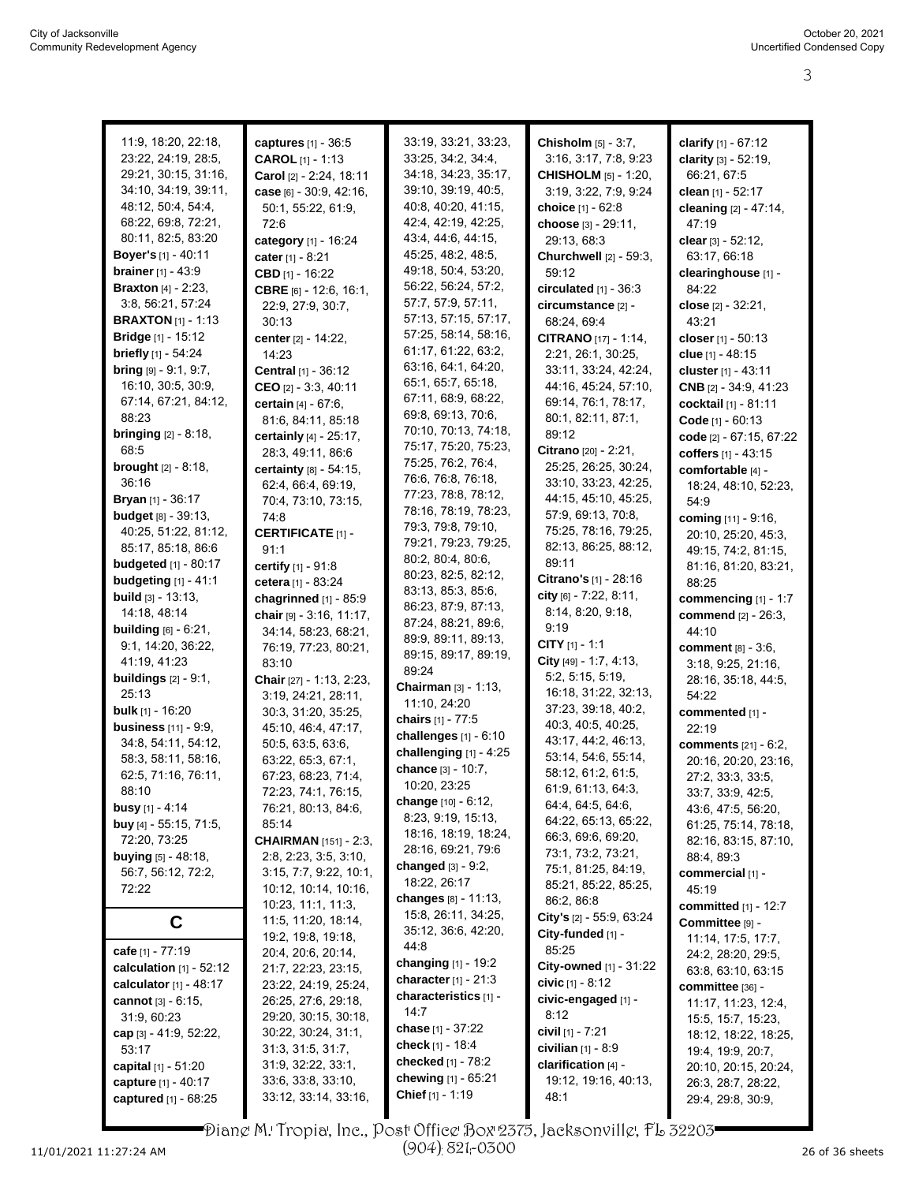11:9, 18:20, 22:18, 23:22, 24:19, 28:5, 29:21, 30:15, 31:16, 34:10, 34:19, 39:11, 48:12, 50:4, 54:4, 68:22, 69:8, 72:21, 80:11, 82:5, 83:20

**Boyer's** [1] - 40:11

**brainer** [1] - 43:9

**Braxton** [4] - 2:23, 3:8, 56:21, 57:24

**BRAXTON** [1] - 1:13

**Bridge** [1] - 15:12

**briefly** [1] - 54:24

**bring** [9] - 9:1, 9:7, 16:10, 30:5, 30:9, 67:14, 67:21, 84:12, 88:23

**bringing** [2] - 8:18, 68:5

**brought** [2] - 8:18, 36:16

**Bryan** [1] - 36:17

**budget** [8] - 39:13, 40:25, 51:22, 81:12, 85:17, 85:18, 86:6

**budgeted** [1] - 80:17

**budgeting** [1] - 41:1

**build** [3] - 13:13, 14:18, 48:14

**building** [6] - 6:21, 9:1, 14:20, 36:22, 41:19, 41:23

**buildings** [2] - 9:1, 25:13

**bulk** [1] - 16:20

**business** [11] - 9:9, 34:8, 54:11, 54:12, 58:3, 58:11, 58:16, 62:5, 71:16, 76:11, 88:10

**busy** [1] - 4:14

**buy** [4] - 55:15, 71:5, 72:20, 73:25

**buying** [5] - 48:18, 56:7, 56:12, 72:2, 72:22

## C

**cafe** [1] - 77:19

**calculation** [1] - 52:12

**calculator** [1] - 48:17

**cannot** [3] - 6:15, 31:9, 60:23

**cap** [3] - 41:9, 52:22, 53:17

**capital** [1] - 51:20

**capture** [1] - 40:17

**captured** [1] - 68:25

**captures** [1] - 36:5

**CAROL** [1] - 1:13

**Carol** [2] - 2:24, 18:11

**case** [6] - 30:9, 42:16, 50:1, 55:22, 61:9, 72:6

**category** [1] - 16:24

**cater** [1] - 8:21

**CBD** [1] - 16:22

**CBRE** [6] - 12:6, 16:1, 22:9, 27:9, 30:7, 30:13

**center** [2] - 14:22, 14:23

**Central** [1] - 36:12

**CEO** [2] - 3:3, 40:11

**certain** [4] - 67:6, 81:6, 84:11, 85:18

**certainly** [4] - 25:17, 28:3, 49:11, 86:6

**certainty** [8] - 54:15, 62:4, 66:4, 69:19, 70:4, 73:10, 73:15, 74:8

**CERTIFICATE** [1] - 91:1

**certify** [1] - 91:8

**cetera** [1] - 83:24

**chagrinned** [1] - 85:9

**chair** [9] - 3:16, 11:17, 34:14, 58:23, 68:21, 76:19, 77:23, 80:21, 83:10

**Chair** [27] - 1:13, 2:23, 3:19, 24:21, 28:11, 30:3, 31:20, 35:25, 45:10, 46:4, 47:17, 50:5, 63:5, 63:6, 63:22, 65:3, 67:1, 67:23, 68:23, 71:4, 72:23, 74:1, 76:15, 76:21, 80:13, 84:6, 85:14

**CHAIRMAN** [151] - 2:3, 2:8, 2:23, 3:5, 3:10, 3:15, 7:7, 9:22, 10:1, 10:12, 10:14, 10:16, 10:23, 11:1, 11:3, 11:5, 11:20, 18:14, 19:2, 19:8, 19:18, 20:4, 20:6, 20:14, 21:7, 22:23, 23:15, 23:22, 24:19, 25:24, 26:25, 27:6, 29:18, 29:20, 30:15, 30:18, 30:22, 30:24, 31:1, 31:3, 31:5, 31:7, 31:9, 32:22, 33:1, 33:6, 33:8, 33:10, 33:12, 33:14, 33:16, 33:19, 33:21, 33:23, 33:25, 34:2, 34:4, 34:18, 34:23, 35:17, 39:10, 39:19, 40:5, 40:8, 40:20, 41:15, 42:4, 42:19, 42:25, 43:4, 44:6, 44:15, 45:25, 48:2, 48:5, 49:18, 50:4, 53:20, 56:22, 56:24, 57:2, 57:7, 57:9, 57:11, 57:13, 57:15, 57:17, 57:25, 58:14, 58:16, 61:17, 61:22, 63:2, 63:16, 64:1, 64:20, 65:1, 65:7, 65:18, 67:11, 68:9, 68:22, 69:8, 69:13, 70:6, 70:10, 70:13, 74:18, 75:17, 75:20, 75:23, 75:25, 76:2, 76:4, 76:6, 76:8, 76:18, 77:23, 78:8, 78:12, 78:16, 78:19, 78:23, 79:3, 79:8, 79:10, 79:21, 79:23, 79:25, 80:2, 80:4, 80:6, 80:23, 82:5, 82:12, 83:13, 85:3, 85:6, 86:23, 87:9, 87:13, 87:24, 88:21, 89:6, 89:9, 89:11, 89:13, 89:15, 89:17, 89:19, 89:24

**Chairman** [3] - 1:13, 11:10, 24:20

**chairs** [1] - 77:5

**challenges** [1] - 6:10

**challenging** [1] - 4:25

**chance** [3] - 10:7, 10:20, 23:25

**change** [10] - 6:12, 8:23, 9:19, 15:13, 18:16, 18:19, 18:24, 28:16, 69:21, 79:6

**changed** [3] - 9:2, 18:22, 26:17

**changes** [8] - 11:13, 15:8, 26:11, 34:25, 35:12, 36:6, 42:20, 44:8

**changing** [1] - 19:2

**character** [1] - 21:3

**characteristics** [1] - 14:7

**chase** [1] - 37:22

**check** [1] - 18:4

**checked** [1] - 78:2

**chewing** [1] - 65:21

**Chief** [1] - 1:19

**Chisholm** [5] - 3:7, 3:16, 3:17, 7:8, 9:23

**CHISHOLM** [5] - 1:20, 3:19, 3:22, 7:9, 9:24

**choice** [1] - 62:8

**choose** [3] - 29:11, 29:13, 68:3

**Churchwell** [2] - 59:3, 59:12

**circulated** [1] - 36:3

**circumstance** [2] - 68:24, 69:4

**CITRANO** [17] - 1:14, 2:21, 26:1, 30:25, 33:11, 33:24, 42:24, 44:16, 45:24, 57:10, 69:14, 76:1, 78:17, 80:1, 82:11, 87:1, 89:12

**Citrano** [20] - 2:21, 25:25, 26:25, 30:24, 33:10, 33:23, 42:25, 44:15, 45:10, 45:25, 57:9, 69:13, 70:8, 75:25, 78:16, 79:25, 82:13, 86:25, 88:12, 89:11

**Citrano's** [1] - 28:16

**city** [6] - 7:22, 8:11, 8:14, 8:20, 9:18, 9:19

**CITY** [1] - 1:1

**City** [49] - 1:7, 4:13, 5:2, 5:15, 5:19, 16:18, 31:22, 32:13, 37:23, 39:18, 40:2, 40:3, 40:5, 40:25, 43:17, 44:2, 46:13, 53:14, 54:6, 55:14, 58:12, 61:2, 61:5, 61:9, 61:13, 64:3, 64:4, 64:5, 64:6, 64:22, 65:13, 65:22, 66:3, 69:6, 69:20, 73:1, 73:2, 73:21, 75:1, 81:25, 84:19, 85:21, 85:22, 85:25, 86:2, 86:8

**City's** [2] - 55:9, 63:24

**City-funded** [1] - 85:25

**City-owned** [1] - 31:22

**civic** [1] - 8:12

**civic-engaged** [1] - 8:12

**civil** [1] - 7:21

**civilian** [1] - 8:9

**clarification** [4] - 19:12, 19:16, 40:13, 48:1

**clarify** [1] - 67:12

**clarity** [3] - 52:19, 66:21, 67:5

**clean** [1] - 52:17

**cleaning** [2] - 47:14, 47:19

**clear** [3] - 52:12, 63:17, 66:18

**clearinghouse** [1] - 84:22

**close** [2] - 32:21, 43:21

**closer** [1] - 50:13

**clue** [1] - 48:15

**cluster** [1] - 43:11

**CNB** [2] - 34:9, 41:23

**cocktail** [1] - 81:11

**Code** [1] - 60:13

**code** [2] - 67:15, 67:22

**coffers** [1] - 43:15

**comfortable** [4] - 18:24, 48:10, 52:23, 54:9

**coming** [11] - 9:16, 20:10, 25:20, 45:3, 49:15, 74:2, 81:15, 81:16, 81:20, 83:21, 88:25

**commencing** [1] - 1:7

**commend** [2] - 26:3, 44:10

**comment** [8] - 3:6, 3:18, 9:25, 21:16, 28:16, 35:18, 44:5, 54:22

**commented** [1] - 22:19

**comments** [21] - 6:2, 20:16, 20:20, 23:16, 27:2, 33:3, 33:5, 33:7, 33:9, 42:5, 43:6, 47:5, 56:20, 61:25, 75:14, 78:18, 82:16, 83:15, 87:10, 88:4, 89:3

**commercial** [1] - 45:19

**committed** [1] - 12:7

**Committee** [9] - 11:14, 17:5, 17:7, 24:2, 28:20, 29:5, 63:8, 63:10, 63:15

**committee** [36] - 11:17, 11:23, 12:4, 15:5, 15:7, 15:23, 18:12, 18:22, 18:25, 19:4, 19:9, 20:7, 20:10, 20:15, 20:24, 26:3, 28:7, 28:22, 29:4, 29:8, 30:9,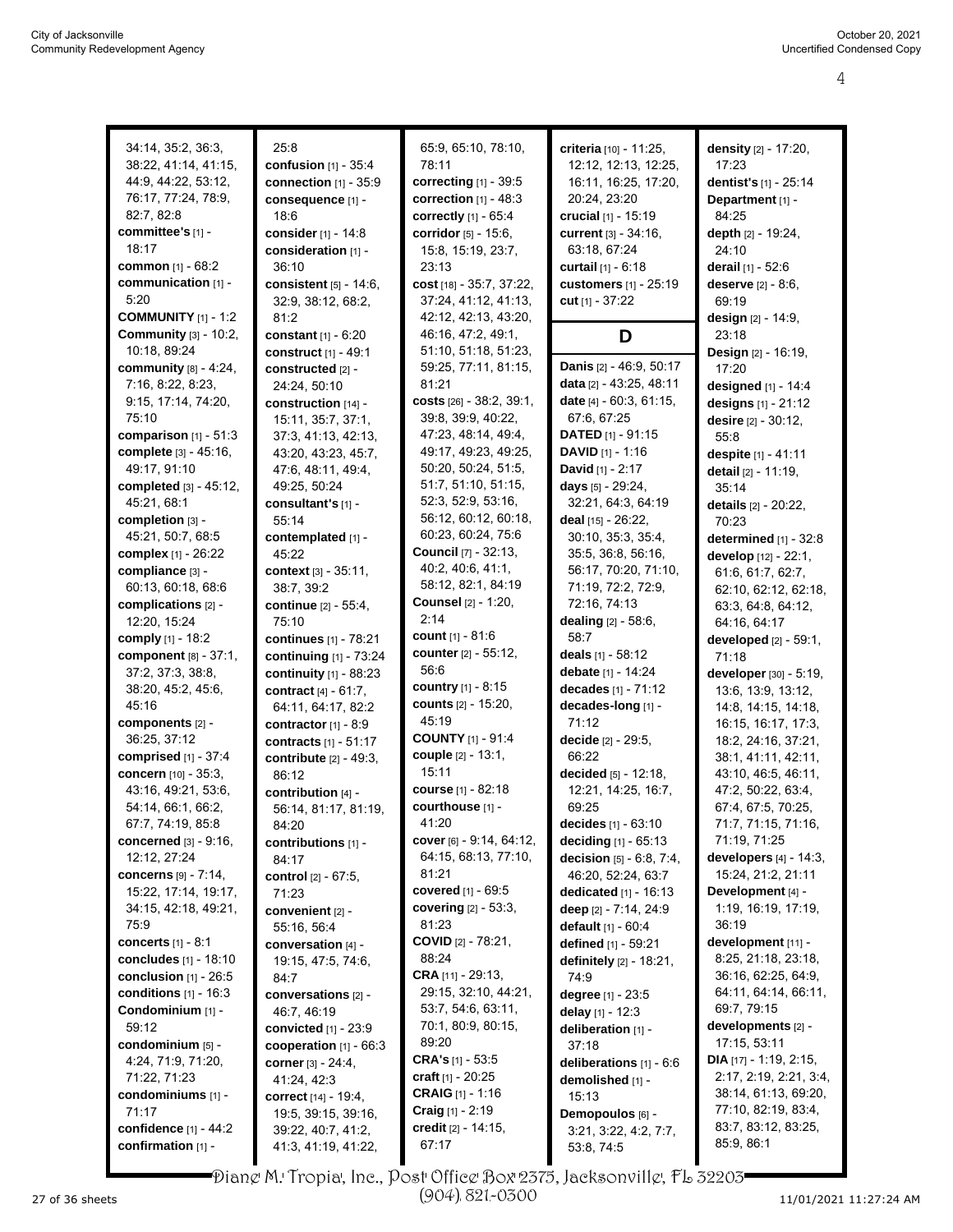34:14, 35:2, 36:3, 38:22, 41:14, 41:15, 44:9, 44:22, 53:12, 76:17, 77:24, 78:9, 82:7, 82:8
**committee's** [1] - 18:17
**common** [1] - 68:2
**communication** [1] - 5:20
**COMMUNITY** [1] - 1:2
**Community** [3] - 10:2, 10:18, 89:24
**community** [8] - 4:24, 7:16, 8:22, 8:23, 9:15, 17:14, 74:20, 75:10
**comparison** [1] - 51:3
**complete** [3] - 45:16, 49:17, 91:10
**completed** [3] - 45:12, 45:21, 68:1
**completion** [3] - 45:21, 50:7, 68:5
**complex** [1] - 26:22
**compliance** [3] - 60:13, 60:18, 68:6
**complications** [2] - 12:20, 15:24
**comply** [1] - 18:2
**component** [8] - 37:1, 37:2, 37:3, 38:8, 38:20, 45:2, 45:6, 45:16
**components** [2] - 36:25, 37:12
**comprised** [1] - 37:4
**concern** [10] - 35:3, 43:16, 49:21, 53:6, 54:14, 66:1, 66:2, 67:7, 74:19, 85:8
**concerned** [3] - 9:16, 12:12, 27:24
**concerns** [9] - 7:14, 15:22, 17:14, 19:17, 34:15, 42:18, 49:21, 75:9
**concerts** [1] - 8:1
**concludes** [1] - 18:10
**conclusion** [1] - 26:5
**conditions** [1] - 16:3
**Condominium** [1] - 59:12
**condominium** [5] - 4:24, 71:9, 71:20, 71:22, 71:23
**condominiums** [1] - 71:17
**confidence** [1] - 44:2
**confirmation** [1] - 25:8
**confusion** [1] - 35:4
**connection** [1] - 35:9
**consequence** [1] - 18:6
**consider** [1] - 14:8
**consideration** [1] - 36:10
**consistent** [5] - 14:6, 32:9, 38:12, 68:2, 81:2
**constant** [1] - 6:20
**construct** [1] - 49:1
**constructed** [2] - 24:24, 50:10
**construction** [14] - 15:11, 35:7, 37:1, 37:3, 41:13, 42:13, 43:20, 43:23, 45:7, 47:6, 48:11, 49:4, 49:25, 50:24
**consultant's** [1] - 55:14
**contemplated** [1] - 45:22
**context** [3] - 35:11, 38:7, 39:2
**continue** [2] - 55:4, 75:10
**continues** [1] - 78:21
**continuing** [1] - 73:24
**continuity** [1] - 88:23
**contract** [4] - 61:7, 64:11, 64:17, 82:2
**contractor** [1] - 8:9
**contracts** [1] - 51:17
**contribute** [2] - 49:3, 86:12
**contribution** [4] - 56:14, 81:17, 81:19, 84:20
**contributions** [1] - 84:17
**control** [2] - 67:5, 71:23
**convenient** [2] - 55:16, 56:4
**conversation** [4] - 19:15, 47:5, 74:6, 84:7
**conversations** [2] - 46:7, 46:19
**convicted** [1] - 23:9
**cooperation** [1] - 66:3
**corner** [3] - 24:4, 41:24, 42:3
**correct** [14] - 19:4, 19:5, 39:15, 39:16, 39:22, 40:7, 41:2, 41:3, 41:19, 41:22, 65:9, 65:10, 78:10, 78:11
**correcting** [1] - 39:5
**correction** [1] - 48:3
**correctly** [1] - 65:4
**corridor** [5] - 15:6, 15:8, 15:19, 23:7, 23:13
**cost** [18] - 35:7, 37:22, 37:24, 41:12, 41:13, 42:12, 42:13, 43:20, 46:16, 47:2, 49:1, 51:10, 51:18, 51:23, 59:25, 77:11, 81:15, 81:21
**costs** [26] - 38:2, 39:1, 39:8, 39:9, 40:22, 47:23, 48:14, 49:4, 49:17, 49:23, 49:25, 50:20, 50:24, 51:5, 51:7, 51:10, 51:15, 52:3, 52:9, 53:16, 56:12, 60:12, 60:18, 60:23, 60:24, 75:6
**Council** [7] - 32:13, 40:2, 40:6, 41:1, 58:12, 82:1, 84:19
**Counsel** [2] - 1:20, 2:14
**count** [1] - 81:6
**counter** [2] - 55:12, 56:6
**country** [1] - 8:15
**counts** [2] - 15:20, 45:19
**COUNTY** [1] - 91:4
**couple** [2] - 13:1, 15:11
**course** [1] - 82:18
**courthouse** [1] - 41:20
**cover** [6] - 9:14, 64:12, 64:15, 68:13, 77:10, 81:21
**covered** [1] - 69:5
**covering** [2] - 53:3, 81:23
**COVID** [2] - 78:21, 88:24
**CRA** [11] - 29:13, 29:15, 32:10, 44:21, 53:7, 54:6, 63:11, 70:1, 80:9, 80:15, 89:20
**CRA's** [1] - 53:5
**craft** [1] - 20:25
**CRAIG** [1] - 1:16
**Craig** [1] - 2:19
**credit** [2] - 14:15, 67:17
**criteria** [10] - 11:25, 12:12, 12:13, 12:25, 16:11, 16:25, 17:20, 20:24, 23:20
**crucial** [1] - 15:19
**current** [3] - 34:16, 63:18, 67:24
**curtail** [1] - 6:18
**customers** [1] - 25:19
**cut** [1] - 37:22

## D

**Danis** [2] - 46:9, 50:17
**data** [2] - 43:25, 48:11
**date** [4] - 60:3, 61:15, 67:6, 67:25
**DATED** [1] - 91:15
**DAVID** [1] - 1:16
**David** [1] - 2:17
**days** [5] - 29:24, 32:21, 64:3, 64:19
**deal** [15] - 26:22, 30:10, 35:3, 35:4, 35:5, 36:8, 56:16, 56:17, 70:20, 71:10, 71:19, 72:2, 72:9, 72:16, 74:13
**dealing** [2] - 58:6, 58:7
**deals** [1] - 58:12
**debate** [1] - 14:24
**decades** [1] - 71:12
**decades-long** [1] - 71:12
**decide** [2] - 29:5, 66:22
**decided** [5] - 12:18, 12:21, 14:25, 16:7, 69:25
**decides** [1] - 63:10
**deciding** [1] - 65:13
**decision** [5] - 6:8, 7:4, 46:20, 52:24, 63:7
**dedicated** [1] - 16:13
**deep** [2] - 7:14, 24:9
**default** [1] - 60:4
**defined** [1] - 59:21
**definitely** [2] - 18:21, 74:9
**degree** [1] - 23:5
**delay** [1] - 12:3
**deliberation** [1] - 37:18
**deliberations** [1] - 6:6
**demolished** [1] - 15:13
**Demopoulos** [6] - 3:21, 3:22, 4:2, 7:7, 53:8, 74:5
**density** [2] - 17:20, 17:23
**dentist's** [1] - 25:14
**Department** [1] - 84:25
**depth** [2] - 19:24, 24:10
**derail** [1] - 52:6
**deserve** [2] - 8:6, 69:19
**design** [2] - 14:9, 23:18
**Design** [2] - 16:19, 17:20
**designed** [1] - 14:4
**designs** [1] - 21:12
**desire** [2] - 30:12, 55:8
**despite** [1] - 41:11
**detail** [2] - 11:19, 35:14
**details** [2] - 20:22, 70:23
**determined** [1] - 32:8
**develop** [12] - 22:1, 61:6, 61:7, 62:7, 62:10, 62:12, 62:18, 63:3, 64:8, 64:12, 64:16, 64:17
**developed** [2] - 59:1, 71:18
**developer** [30] - 5:19, 13:6, 13:9, 13:12, 14:8, 14:15, 14:18, 16:15, 16:17, 17:3, 18:2, 24:16, 37:21, 38:1, 41:11, 42:11, 43:10, 46:5, 46:11, 47:2, 50:22, 63:4, 67:4, 67:5, 70:25, 71:7, 71:15, 71:16, 71:19, 71:25
**developers** [4] - 14:3, 15:24, 21:2, 21:11
**Development** [4] - 1:19, 16:19, 17:19, 36:19
**development** [11] - 8:25, 21:18, 23:18, 36:16, 62:25, 64:9, 64:11, 64:14, 66:11, 69:7, 79:15
**developments** [2] - 17:15, 53:11
**DIA** [17] - 1:19, 2:15, 2:17, 2:19, 2:21, 3:4, 38:14, 61:13, 69:20, 77:10, 82:19, 83:4, 83:7, 83:12, 83:25, 85:9, 86:1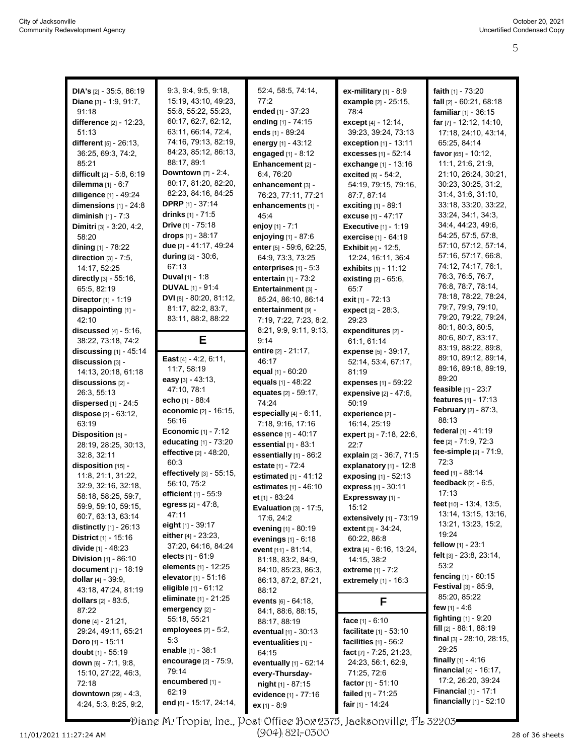**DIA's** [2] - 35:5, 86:19
**Diane** [3] - 1:9, 91:7, 91:18
**difference** [2] - 12:23, 51:13
**different** [5] - 26:13, 36:25, 69:3, 74:2, 85:21
**difficult** [2] - 5:8, 6:19
**dilemma** [1] - 6:7
**diligence** [1] - 49:24
**dimensions** [1] - 24:8
**diminish** [1] - 7:3
**Dimitri** [3] - 3:20, 4:2, 58:20
**dining** [1] - 78:22
**direction** [3] - 7:5, 14:17, 52:25
**directly** [3] - 55:16, 65:5, 82:19
**Director** [1] - 1:19
**disappointing** [1] - 42:10
**discussed** [4] - 5:16, 38:22, 73:18, 74:2
**discussing** [1] - 45:14
**discussion** [3] - 14:13, 20:18, 61:18
**discussions** [2] - 26:3, 55:13
**dispersed** [1] - 24:5
**dispose** [2] - 63:12, 63:19
**Disposition** [5] - 28:19, 28:25, 30:13, 32:8, 32:11
**disposition** [15] - 11:8, 21:1, 31:22, 32:9, 32:16, 32:18, 58:18, 58:25, 59:7, 59:9, 59:10, 59:15, 60:7, 63:13, 63:14
**distinctly** [1] - 26:13
**District** [1] - 15:16
**divide** [1] - 48:23
**Division** [1] - 86:10
**document** [1] - 18:19
**dollar** [4] - 39:9, 43:18, 47:24, 81:19
**dollars** [2] - 83:5, 87:22
**done** [4] - 21:21, 29:24, 49:11, 65:21
**Doro** [1] - 15:11
**doubt** [1] - 55:19
**down** [6] - 7:1, 9:8, 15:10, 27:22, 46:3, 72:18
**downtown** [29] - 4:3, 4:24, 5:3, 8:25, 9:2, 9:3, 9:4, 9:5, 9:18, 15:19, 43:10, 49:23, 55:8, 55:22, 55:23, 60:17, 62:7, 62:12, 63:11, 66:14, 72:4, 74:16, 79:13, 82:19, 84:23, 85:12, 86:13, 88:17, 89:1
**Downtown** [7] - 2:4, 80:17, 81:20, 82:20, 82:23, 84:16, 84:25
**DPRP** [1] - 37:14
**drinks** [1] - 71:5
**Drive** [1] - 75:18
**drops** [1] - 38:17
**due** [2] - 41:17, 49:24
**during** [2] - 30:6, 67:13
**Duval** [1] - 1:8
**DUVAL** [1] - 91:4
**DVI** [8] - 80:20, 81:12, 81:17, 82:2, 83:7, 83:11, 88:2, 88:22

## E

**East** [4] - 4:2, 6:11, 11:7, 58:19
**easy** [3] - 43:13, 47:10, 78:1
**echo** [1] - 88:4
**economic** [2] - 16:15, 56:16
**Economic** [1] - 7:12
**educating** [1] - 73:20
**effective** [2] - 48:20, 60:3
**effectively** [3] - 55:15, 56:10, 75:2
**efficient** [1] - 55:9
**egress** [2] - 47:8, 47:11
**eight** [1] - 39:17
**either** [4] - 23:23, 37:20, 64:16, 84:24
**elects** [1] - 61:9
**elements** [1] - 12:25
**elevator** [1] - 51:16
**eligible** [1] - 61:12
**eliminate** [1] - 21:25
**emergency** [2] - 55:18, 55:21
**employees** [2] - 5:2, 5:3
**enable** [1] - 38:1
**encourage** [2] - 75:9, 79:14
**encumbered** [1] - 62:19
**end** [6] - 15:17, 24:14, 52:4, 58:5, 74:14, 77:2
**ended** [1] - 37:23
**ending** [1] - 74:15
**ends** [1] - 89:24
**energy** [1] - 43:12
**engaged** [1] - 8:12
**Enhancement** [2] - 6:4, 76:20
**enhancement** [3] - 76:23, 77:11, 77:21
**enhancements** [1] - 45:4
**enjoy** [1] - 7:1
**enjoying** [1] - 87:6
**enter** [5] - 59:6, 62:25, 64:9, 73:3, 73:25
**enterprises** [1] - 5:3
**entertain** [1] - 73:2
**Entertainment** [3] - 85:24, 86:10, 86:14
**entertainment** [9] - 7:19, 7:22, 7:23, 8:2, 8:21, 9:9, 9:11, 9:13, 9:14
**entire** [2] - 21:17, 46:17
**equal** [1] - 60:20
**equals** [1] - 48:22
**equates** [2] - 59:17, 74:24
**especially** [4] - 6:11, 7:18, 9:16, 17:16
**essence** [1] - 40:17
**essential** [1] - 83:1
**essentially** [1] - 86:2
**estate** [1] - 72:4
**estimated** [1] - 41:12
**estimates** [1] - 46:10
**et** [1] - 83:24
**Evaluation** [3] - 17:5, 17:6, 24:2
**evening** [1] - 80:19
**evenings** [1] - 6:18
**event** [11] - 81:14, 81:18, 83:2, 84:9, 84:10, 85:23, 86:3, 86:13, 87:2, 87:21, 88:12
**events** [6] - 64:18, 84:1, 88:6, 88:15, 88:17, 88:19
**eventual** [1] - 30:13
**eventualities** [1] - 64:15
**eventually** [1] - 62:14
**every-Thursday-night** [1] - 87:15
**evidence** [1] - 77:16
**ex** [1] - 8:9
**ex-military** [1] - 8:9
**example** [2] - 25:15, 78:4
**except** [4] - 12:14, 39:23, 39:24, 73:13
**exception** [1] - 13:11
**excesses** [1] - 52:14
**exchange** [1] - 13:16
**excited** [6] - 54:2, 54:19, 79:15, 79:16, 87:7, 87:14
**exciting** [1] - 89:1
**excuse** [1] - 47:17
**Executive** [1] - 1:19
**exercise** [1] - 64:19
**Exhibit** [4] - 12:5, 12:24, 16:11, 36:4
**exhibits** [1] - 11:12
**existing** [2] - 65:6, 65:7
**exit** [1] - 72:13
**expect** [2] - 28:3, 29:23
**expenditures** [2] - 61:1, 61:14
**expense** [5] - 39:17, 52:14, 53:4, 67:17, 81:19
**expenses** [1] - 59:22
**expensive** [2] - 47:6, 50:19
**experience** [2] - 16:14, 25:19
**expert** [3] - 7:18, 22:6, 22:7
**explain** [2] - 36:7, 71:5
**explanatory** [1] - 12:8
**exposing** [1] - 52:13
**express** [1] - 30:11
**Expressway** [1] - 15:12
**extensively** [1] - 73:19
**extent** [3] - 34:24, 60:22, 86:8
**extra** [4] - 6:16, 13:24, 14:15, 38:2
**extreme** [1] - 7:2
**extremely** [1] - 16:3

## F

**face** [1] - 6:10
**facilitate** [1] - 53:10
**facilities** [1] - 56:2
**fact** [7] - 7:25, 21:23, 24:23, 56:1, 62:9, 71:25, 72:6
**factor** [1] - 51:10
**failed** [1] - 71:25
**fair** [1] - 14:24
**faith** [1] - 73:20
**fall** [2] - 60:21, 68:18
**familiar** [1] - 36:15
**far** [7] - 12:12, 14:10, 17:18, 24:10, 43:14, 65:25, 84:14
**favor** [65] - 10:12, 11:1, 21:6, 21:9, 21:10, 26:24, 30:21, 30:23, 30:25, 31:2, 31:4, 31:6, 31:10, 33:18, 33:20, 33:22, 33:24, 34:1, 34:3, 34:4, 44:23, 49:6, 54:25, 57:5, 57:8, 57:10, 57:12, 57:14, 57:16, 57:17, 66:8, 74:12, 74:17, 76:1, 76:3, 76:5, 76:7, 76:8, 78:7, 78:14, 78:18, 78:22, 78:24, 79:7, 79:9, 79:10, 79:20, 79:22, 79:24, 80:1, 80:3, 80:5, 80:6, 80:7, 83:17, 83:19, 88:22, 89:8, 89:10, 89:12, 89:14, 89:16, 89:18, 89:19, 89:20
**feasible** [1] - 23:7
**features** [1] - 17:13
**February** [2] - 87:3, 88:13
**federal** [1] - 41:19
**fee** [2] - 71:9, 72:3
**fee-simple** [2] - 71:9, 72:3
**feed** [1] - 88:14
**feedback** [2] - 6:5, 17:13
**feet** [10] - 13:4, 13:5, 13:14, 13:15, 13:16, 13:21, 13:23, 15:2, 19:24
**fellow** [1] - 23:1
**felt** [3] - 23:8, 23:14, 53:2
**fencing** [1] - 60:15
**Festival** [3] - 85:9, 85:20, 85:22
**few** [1] - 4:6
**fighting** [1] - 9:20
**fill** [2] - 88:1, 88:19
**final** [3] - 28:10, 28:15, 29:25
**finally** [1] - 4:16
**financial** [4] - 16:17, 17:2, 26:20, 39:24
**Financial** [1] - 17:1
**financially** [1] - 52:10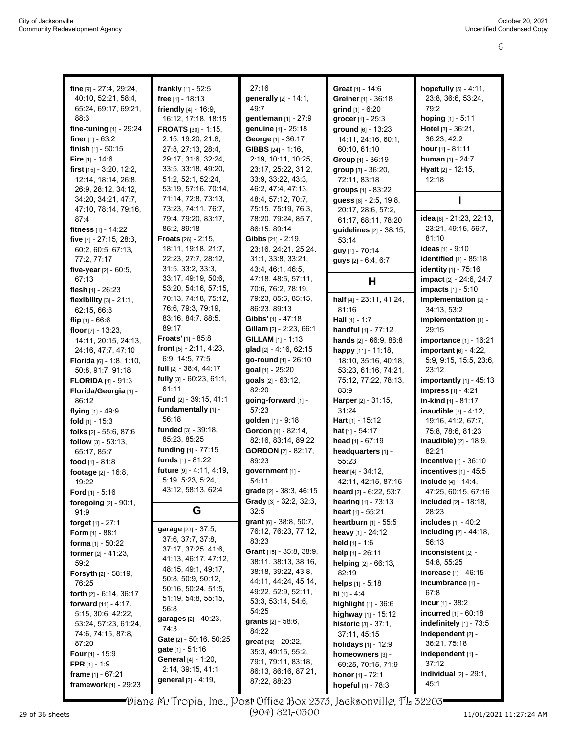**fine** [9] - 27:4, 29:24, 40:10, 52:21, 58:4, 65:24, 69:17, 69:21, 88:3
**fine-tuning** [1] - 29:24
**finer** [1] - 63:2
**finish** [1] - 50:15
**Fire** [1] - 14:6
**first** [15] - 3:20, 12:2, 12:14, 18:14, 26:8, 26:9, 28:12, 34:12, 34:20, 34:21, 47:7, 47:10, 78:14, 79:16, 87:4
**fitness** [1] - 14:22
**five** [7] - 27:15, 28:3, 60:2, 60:5, 67:13, 77:2, 77:17
**five-year** [2] - 60:5, 67:13
**flesh** [1] - 26:23
**flexibility** [3] - 21:1, 62:15, 66:8
**flip** [1] - 66:6
**floor** [7] - 13:23, 14:11, 20:15, 24:13, 24:16, 47:7, 47:10
**Florida** [6] - 1:8, 1:10, 50:8, 91:7, 91:18
**FLORIDA** [1] - 91:3
**Florida/Georgia** [1] - 86:12
**flying** [1] - 49:9
**fold** [1] - 15:3
**folks** [2] - 55:6, 87:6
**follow** [3] - 53:13, 65:17, 85:7
**food** [1] - 81:8
**footage** [2] - 16:8, 19:22
**Ford** [1] - 5:16
**foregoing** [2] - 90:1, 91:9
**forget** [1] - 27:1
**Form** [1] - 88:1
**forma** [1] - 50:22
**former** [2] - 41:23, 59:2
**Forsyth** [2] - 58:19, 76:25
**forth** [2] - 6:14, 36:17
**forward** [11] - 4:17, 5:15, 30:6, 42:22, 53:24, 57:23, 61:24, 74:6, 74:15, 87:8, 87:20
**Four** [1] - 15:9
**FPR** [1] - 1:9
**frame** [1] - 67:21
**framework** [1] - 29:23
**frankly** [1] - 52:5
**free** [1] - 18:13
**friendly** [4] - 16:9, 16:12, 17:18, 18:15
**FROATS** [30] - 1:15, 2:15, 19:20, 21:8, 27:8, 27:13, 28:4, 29:17, 31:6, 32:24, 33:5, 33:18, 49:20, 51:2, 52:1, 52:24, 53:19, 57:16, 70:14, 71:14, 72:8, 73:13, 73:23, 74:11, 76:7, 79:4, 79:20, 83:17, 85:2, 89:18
**Froats** [26] - 2:15, 18:11, 19:18, 21:7, 22:23, 27:7, 28:12, 31:5, 33:2, 33:3, 33:17, 49:19, 50:6, 53:20, 54:16, 57:15, 70:13, 74:18, 75:12, 76:6, 79:3, 79:19, 83:16, 84:7, 88:5, 89:17
**Froats'** [1] - 85:8
**front** [5] - 2:11, 4:23, 6:9, 14:5, 77:5
**full** [2] - 38:4, 44:17
**fully** [3] - 60:23, 61:1, 61:11
**Fund** [2] - 39:15, 41:1
**fundamentally** [1] - 56:18
**funded** [3] - 39:18, 85:23, 85:25
**funding** [1] - 77:15
**funds** [1] - 81:22
**future** [9] - 4:11, 4:19, 5:19, 5:23, 5:24, 43:12, 58:13, 62:4

## G

**garage** [23] - 37:5, 37:6, 37:7, 37:8, 37:17, 37:25, 41:6, 41:13, 46:17, 47:12, 48:15, 49:1, 49:17, 50:8, 50:9, 50:12, 50:16, 50:24, 51:5, 51:19, 54:8, 55:15, 56:8
**garages** [2] - 40:23, 74:3
**Gate** [2] - 50:16, 50:25
**gate** [1] - 51:16
**General** [4] - 1:20, 2:14, 39:15, 41:1
**general** [2] - 4:19, 27:16
**generally** [2] - 14:1, 49:7
**gentleman** [1] - 27:9
**genuine** [1] - 25:18
**George** [1] - 36:17
**GIBBS** [24] - 1:16, 2:19, 10:11, 10:25, 23:17, 25:22, 31:2, 33:9, 33:22, 43:3, 46:2, 47:4, 47:13, 48:4, 57:12, 70:7, 75:15, 75:19, 76:3, 78:20, 79:24, 85:7, 86:15, 89:14
**Gibbs** [21] - 2:19, 23:16, 24:21, 25:24, 31:1, 33:8, 33:21, 43:4, 46:1, 46:5, 47:18, 48:5, 57:11, 70:6, 76:2, 78:19, 79:23, 85:6, 85:15, 86:23, 89:13
**Gibbs'** [1] - 47:18
**Gillam** [2] - 2:23, 66:1
**GILLAM** [1] - 1:13
**glad** [2] - 4:16, 62:15
**go-round** [1] - 26:10
**goal** [1] - 25:20
**goals** [2] - 63:12, 82:20
**going-forward** [1] - 57:23
**golden** [1] - 9:18
**Gordon** [4] - 82:14, 82:16, 83:14, 89:22
**GORDON** [2] - 82:17, 89:23
**government** [1] - 54:11
**grade** [2] - 38:3, 46:15
**Grady** [3] - 32:2, 32:3, 32:5
**grant** [6] - 38:8, 50:7, 76:12, 76:23, 77:12, 83:23
**Grant** [18] - 35:8, 38:9, 38:11, 38:13, 38:16, 38:18, 39:22, 43:8, 44:11, 44:24, 45:14, 49:22, 52:9, 52:11, 53:3, 53:14, 54:6, 54:25
**grants** [2] - 58:6, 84:22
**great** [12] - 20:22, 35:3, 49:15, 55:2, 79:1, 79:11, 83:18, 86:13, 86:16, 87:21, 87:22, 88:23
**Great** [1] - 14:6
**Greiner** [1] - 36:18
**grind** [1] - 6:20
**grocer** [1] - 25:3
**ground** [6] - 13:23, 14:11, 24:16, 60:1, 60:10, 61:10
**Group** [1] - 36:19
**group** [3] - 36:20, 72:11, 83:18
**groups** [1] - 83:22
**guess** [8] - 2:5, 19:8, 20:17, 28:6, 57:2, 61:17, 68:11, 78:20
**guidelines** [2] - 38:15, 53:14
**guy** [1] - 70:14
**guys** [2] - 6:4, 6:7

## H

**half** [4] - 23:11, 41:24, 81:16
**Hall** [1] - 1:7
**handful** [1] - 77:12
**hands** [2] - 66:9, 88:8
**happy** [11] - 11:18, 18:10, 35:16, 40:18, 53:23, 61:16, 74:21, 75:12, 77:22, 78:13, 83:9
**Harper** [2] - 31:15, 31:24
**Hart** [1] - 15:12
**hat** [1] - 54:17
**head** [1] - 67:19
**headquarters** [1] - 55:23
**hear** [4] - 34:12, 42:11, 42:15, 87:15
**heard** [2] - 6:22, 53:7
**hearing** [1] - 73:13
**heart** [1] - 55:21
**heartburn** [1] - 55:5
**heavy** [1] - 24:12
**held** [1] - 1:6
**help** [1] - 26:11
**helping** [2] - 66:13, 82:19
**helps** [1] - 5:18
**hi** [1] - 4:4
**highlight** [1] - 36:6
**highway** [1] - 15:12
**historic** [3] - 37:1, 37:11, 45:15
**holidays** [1] - 12:9
**homeowners** [3] - 69:25, 70:15, 71:9
**honor** [1] - 72:1
**hopeful** [1] - 78:3
**hopefully** [5] - 4:11, 23:8, 36:6, 53:24, 79:2
**hoping** [1] - 5:11
**Hotel** [3] - 36:21, 36:23, 42:2
**hour** [1] - 81:11
**human** [1] - 24:7
**Hyatt** [2] - 12:15, 12:18

## I

**idea** [6] - 21:23, 22:13, 23:21, 49:15, 56:7, 81:10
**ideas** [1] - 9:10
**identified** [1] - 85:18
**identity** [1] - 75:16
**impact** [2] - 24:6, 24:7
**impacts** [1] - 5:10
**Implementation** [2] - 34:13, 53:2
**implementation** [1] - 29:15
**importance** [1] - 16:21
**important** [6] - 4:22, 5:9, 9:15, 15:5, 23:6, 23:12
**importantly** [1] - 45:13
**impress** [1] - 4:21
**in-kind** [1] - 81:17
**inaudible** [7] - 4:12, 19:16, 41:2, 67:7, 75:8, 78:6, 81:23
**inaudible)** [2] - 18:9, 82:21
**incentive** [1] - 36:10
**incentives** [1] - 45:5
**include** [4] - 14:4, 47:25, 60:15, 67:16
**included** [2] - 18:18, 28:23
**includes** [1] - 40:2
**including** [2] - 44:18, 56:13
**inconsistent** [2] - 54:8, 55:25
**increase** [1] - 46:15
**incumbrance** [1] - 67:8
**incur** [1] - 38:2
**incurred** [1] - 60:18
**indefinitely** [1] - 73:5
**Independent** [2] - 36:21, 75:18
**independent** [1] - 37:12
**individual** [2] - 29:1, 45:1

Diane M. Tropia, Inc., Post Office Box 2375, Jacksonville, FL 32203
(904) 821-0300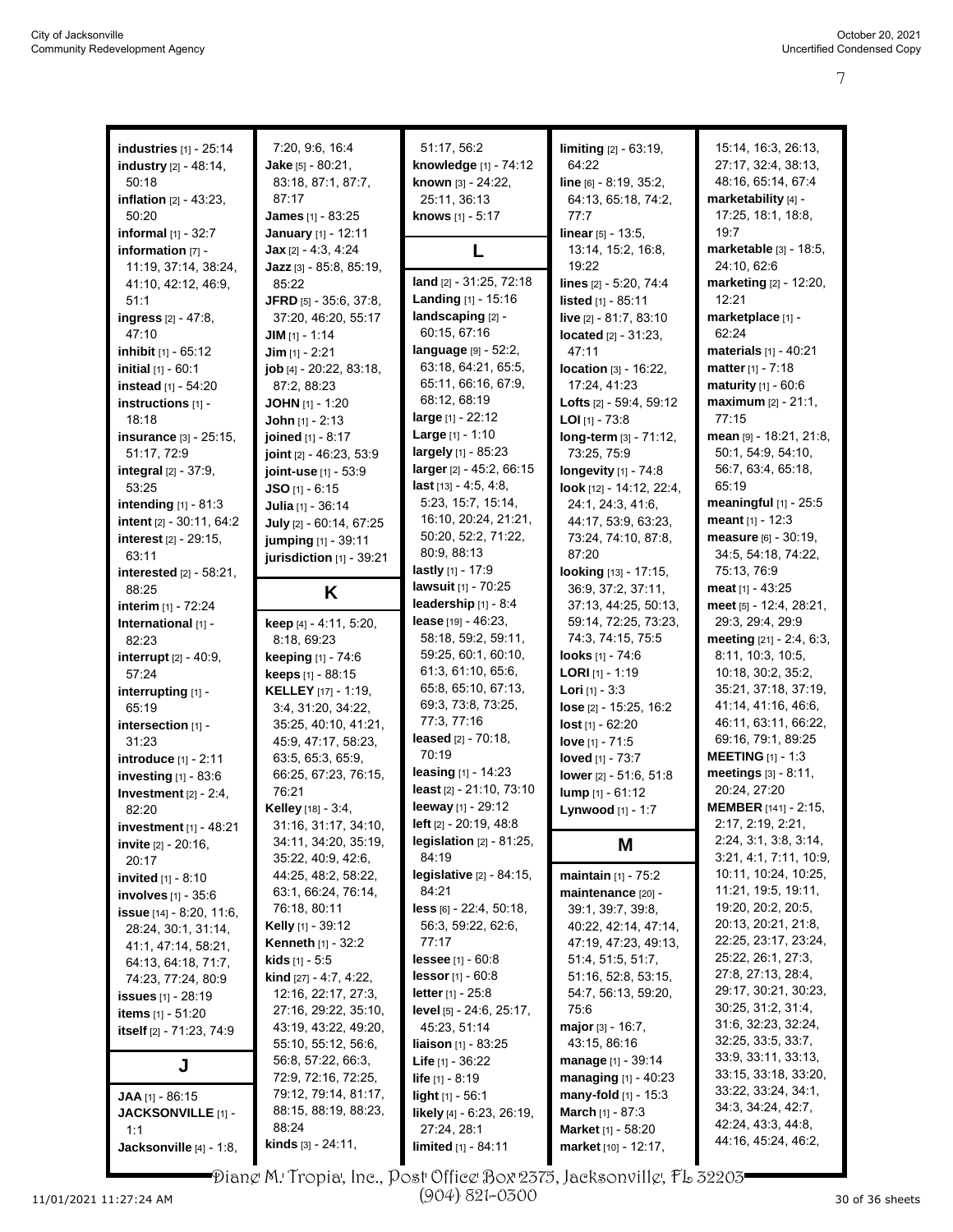**industries** [1] - 25:14
**industry** [2] - 48:14, 50:18
**inflation** [2] - 43:23, 50:20
**informal** [1] - 32:7
**information** [7] - 11:19, 37:14, 38:24, 41:10, 42:12, 46:9, 51:1
**ingress** [2] - 47:8, 47:10
**inhibit** [1] - 65:12
**initial** [1] - 60:1
**instead** [1] - 54:20
**instructions** [1] - 18:18
**insurance** [3] - 25:15, 51:17, 72:9
**integral** [2] - 37:9, 53:25
**intending** [1] - 81:3
**intent** [2] - 30:11, 64:2
**interest** [2] - 29:15, 63:11
**interested** [2] - 58:21, 88:25
**interim** [1] - 72:24
**International** [1] - 82:23
**interrupt** [2] - 40:9, 57:24
**interrupting** [1] - 65:19
**intersection** [1] - 31:23
**introduce** [1] - 2:11
**investing** [1] - 83:6
**Investment** [2] - 2:4, 82:20
**investment** [1] - 48:21
**invite** [2] - 20:16, 20:17
**invited** [1] - 8:10
**involves** [1] - 35:6
**issue** [14] - 8:20, 11:6, 28:24, 30:1, 31:14, 41:1, 47:14, 58:21, 64:13, 64:18, 71:7, 74:23, 77:24, 80:9
**issues** [1] - 28:19
**items** [1] - 51:20
**itself** [2] - 71:23, 74:9

## J

**JAA** [1] - 86:15
**JACKSONVILLE** [1] - 1:1
**Jacksonville** [4] - 1:8, 7:20, 9:6, 16:4
**Jake** [5] - 80:21, 83:18, 87:1, 87:7, 87:17
**James** [1] - 83:25
**January** [1] - 12:11
**Jax** [2] - 4:3, 4:24
**Jazz** [3] - 85:8, 85:19, 85:22
**JFRD** [5] - 35:6, 37:8, 37:20, 46:20, 55:17
**JIM** [1] - 1:14
**Jim** [1] - 2:21
**job** [4] - 20:22, 83:18, 87:2, 88:23
**JOHN** [1] - 1:20
**John** [1] - 2:13
**joined** [1] - 8:17
**joint** [2] - 46:23, 53:9
**joint-use** [1] - 53:9
**JSO** [1] - 6:15
**Julia** [1] - 36:14
**July** [2] - 60:14, 67:25
**jumping** [1] - 39:11
**jurisdiction** [1] - 39:21

## K

**keep** [4] - 4:11, 5:20, 8:18, 69:23
**keeping** [1] - 74:6
**keeps** [1] - 88:15
**KELLEY** [17] - 1:19, 3:4, 31:20, 34:22, 35:25, 40:10, 41:21, 45:9, 47:17, 58:23, 63:5, 65:3, 65:9, 66:25, 67:23, 76:15, 76:21
**Kelley** [18] - 3:4, 31:16, 31:17, 34:10, 34:11, 34:20, 35:19, 35:22, 40:9, 42:6, 44:25, 48:2, 58:22, 63:1, 66:24, 76:14, 76:18, 80:11
**Kelly** [1] - 39:12
**Kenneth** [1] - 32:2
**kids** [1] - 5:5
**kind** [27] - 4:7, 4:22, 12:16, 22:17, 27:3, 27:16, 29:22, 35:10, 43:19, 43:22, 49:20, 55:10, 55:12, 56:6, 56:8, 57:22, 66:3, 72:9, 72:16, 72:25, 79:12, 79:14, 81:17, 88:15, 88:19, 88:23, 88:24
**kinds** [3] - 24:11, 51:17, 56:2
**knowledge** [1] - 74:12
**known** [3] - 24:22, 25:11, 36:13
**knows** [1] - 5:17

## L

**land** [2] - 31:25, 72:18
**Landing** [1] - 15:16
**landscaping** [2] - 60:15, 67:16
**language** [9] - 52:2, 63:18, 64:21, 65:5, 65:11, 66:16, 67:9, 68:12, 68:19
**large** [1] - 22:12
**Large** [1] - 1:10
**largely** [1] - 85:23
**larger** [2] - 45:2, 66:15
**last** [13] - 4:5, 4:8, 5:23, 15:7, 15:14, 16:10, 20:24, 21:21, 50:20, 52:2, 71:22, 80:9, 88:13
**lastly** [1] - 17:9
**lawsuit** [1] - 70:25
**leadership** [1] - 8:4
**lease** [19] - 46:23, 58:18, 59:2, 59:11, 59:25, 60:1, 60:10, 61:3, 61:10, 65:6, 65:8, 65:10, 67:13, 69:3, 73:8, 73:25, 77:3, 77:16
**leased** [2] - 70:18, 70:19
**leasing** [1] - 14:23
**least** [2] - 21:10, 73:10
**leeway** [1] - 29:12
**left** [2] - 20:19, 48:8
**legislation** [2] - 81:25, 84:19
**legislative** [2] - 84:15, 84:21
**less** [6] - 22:4, 50:18, 56:3, 59:22, 62:6, 77:17
**lessee** [1] - 60:8
**lessor** [1] - 60:8
**letter** [1] - 25:8
**level** [5] - 24:6, 25:17, 45:23, 51:14
**liaison** [1] - 83:25
**Life** [1] - 36:22
**life** [1] - 8:19
**light** [1] - 56:1
**likely** [4] - 6:23, 26:19, 27:24, 28:1
**limited** [1] - 84:11
**limiting** [2] - 63:19, 64:22
**line** [6] - 8:19, 35:2, 64:13, 65:18, 74:2, 77:7
**linear** [5] - 13:5, 13:14, 15:2, 16:8, 19:22
**lines** [2] - 5:20, 74:4
**listed** [1] - 85:11
**live** [2] - 81:7, 83:10
**located** [2] - 31:23, 47:11
**location** [3] - 16:22, 17:24, 41:23
**Lofts** [2] - 59:4, 59:12
**LOI** [1] - 73:8
**long-term** [3] - 71:12, 73:25, 75:9
**longevity** [1] - 74:8
**look** [12] - 14:12, 22:4, 24:1, 24:3, 41:6, 44:17, 53:9, 63:23, 73:24, 74:10, 87:8, 87:20
**looking** [13] - 17:15, 36:9, 37:2, 37:11, 37:13, 44:25, 50:13, 59:14, 72:25, 73:23, 74:3, 74:15, 75:5
**looks** [1] - 74:6
**LORI** [1] - 1:19
**Lori** [1] - 3:3
**lose** [2] - 15:25, 16:2
**lost** [1] - 62:20
**love** [1] - 71:5
**loved** [1] - 73:7
**lower** [2] - 51:6, 51:8
**lump** [1] - 61:12
**Lynwood** [1] - 1:7

## M

**maintain** [1] - 75:2
**maintenance** [20] - 39:1, 39:7, 39:8, 40:22, 42:14, 47:14, 47:19, 47:23, 49:13, 51:4, 51:5, 51:7, 51:16, 52:8, 53:15, 54:7, 56:13, 59:20, 75:6
**major** [3] - 16:7, 43:15, 86:16
**manage** [1] - 39:14
**managing** [1] - 40:23
**many-fold** [1] - 15:3
**March** [1] - 87:3
**Market** [1] - 58:20
**market** [10] - 12:17, 15:14, 16:3, 26:13, 27:17, 32:4, 38:13, 48:16, 65:14, 67:4
**marketability** [4] - 17:25, 18:1, 18:8, 19:7
**marketable** [3] - 18:5, 24:10, 62:6
**marketing** [2] - 12:20, 12:21
**marketplace** [1] - 62:24
**materials** [1] - 40:21
**matter** [1] - 7:18
**maturity** [1] - 60:6
**maximum** [2] - 21:1, 77:15
**mean** [9] - 18:21, 21:8, 50:1, 54:9, 54:10, 56:7, 63:4, 65:18, 65:19
**meaningful** [1] - 25:5
**meant** [1] - 12:3
**measure** [6] - 30:19, 34:5, 54:18, 74:22, 75:13, 76:9
**meat** [1] - 43:25
**meet** [5] - 12:4, 28:21, 29:3, 29:4, 29:9
**meeting** [21] - 2:4, 6:3, 8:11, 10:3, 10:5, 10:18, 30:2, 35:2, 35:21, 37:18, 37:19, 41:14, 41:16, 46:6, 46:11, 63:11, 66:22, 69:16, 79:1, 89:25
**MEETING** [1] - 1:3
**meetings** [3] - 8:11, 20:24, 27:20
**MEMBER** [141] - 2:15, 2:17, 2:19, 2:21, 2:24, 3:1, 3:8, 3:14, 3:21, 4:1, 7:11, 10:9, 10:11, 10:24, 10:25, 11:21, 19:5, 19:11, 19:20, 20:2, 20:5, 20:13, 20:21, 21:8, 22:25, 23:17, 23:24, 25:22, 26:1, 27:3, 27:8, 27:13, 28:4, 29:17, 30:21, 30:23, 30:25, 31:2, 31:4, 31:6, 32:23, 32:24, 32:25, 33:5, 33:7, 33:9, 33:11, 33:13, 33:15, 33:18, 33:20, 33:22, 33:24, 34:1, 34:3, 34:24, 42:7, 42:24, 43:3, 44:8, 44:16, 45:24, 46:2,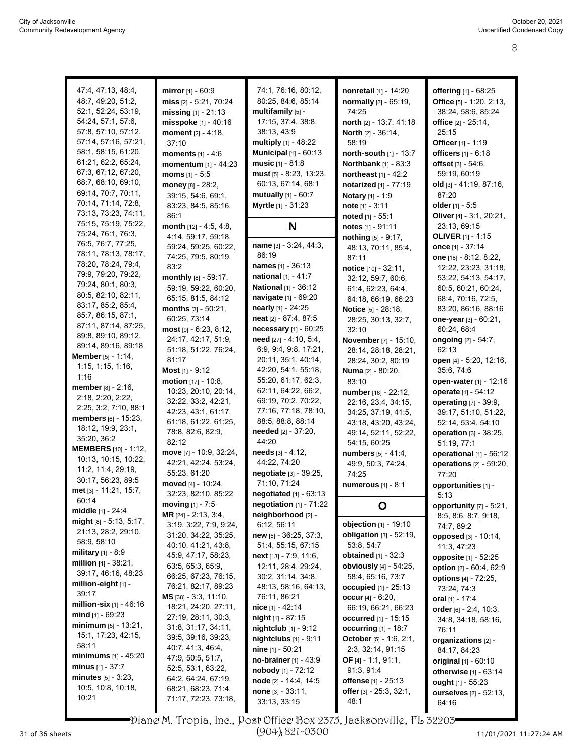47:4, 47:13, 48:4, 48:7, 49:20, 51:2, 52:1, 52:24, 53:19, 54:24, 57:1, 57:6, 57:8, 57:10, 57:12, 57:14, 57:16, 57:21, 58:1, 58:15, 61:20, 61:21, 62:2, 65:24, 67:3, 67:12, 67:20, 68:7, 68:10, 69:10, 69:14, 70:7, 70:11, 70:14, 71:14, 72:8, 73:13, 73:23, 74:11, 75:15, 75:19, 75:22, 75:24, 76:1, 76:3, 76:5, 76:7, 77:25, 78:11, 78:13, 78:17, 78:20, 78:24, 79:4, 79:9, 79:20, 79:22, 79:24, 80:1, 80:3, 80:5, 82:10, 82:11, 83:17, 85:2, 85:4, 85:7, 86:15, 87:1, 87:11, 87:14, 87:25, 89:8, 89:10, 89:12, 89:14, 89:16, 89:18

**Member** [5] - 1:14, 1:15, 1:15, 1:16, 1:16

**member** [8] - 2:16, 2:18, 2:20, 2:22, 2:25, 3:2, 7:10, 88:1

**members** [6] - 15:23, 18:12, 19:9, 23:1, 35:20, 36:2

**MEMBERS** [10] - 1:12, 10:13, 10:15, 10:22, 11:2, 11:4, 29:19, 30:17, 56:23, 89:5

**met** [3] - 11:21, 15:7, 60:14

**middle** [1] - 24:4

**might** [8] - 5:13, 5:17, 21:13, 28:2, 29:10, 58:9, 58:10

**military** [1] - 8:9

**million** [4] - 38:21, 39:17, 46:16, 48:23

**million-eight** [1] - 39:17

**million-six** [1] - 46:16

**mind** [1] - 69:23

**minimum** [5] - 13:21, 15:1, 17:23, 42:15, 58:11

**minimums** [1] - 45:20

**minus** [1] - 37:7

**minutes** [5] - 3:23, 10:5, 10:8, 10:18, 10:21

**mirror** [1] - 60:9

**miss** [2] - 5:21, 70:24

**missing** [1] - 21:13

**misspoke** [1] - 40:16

**moment** [2] - 4:18, 37:10

**moments** [1] - 4:6

**momentum** [1] - 44:23

**moms** [1] - 5:5

**money** [8] - 28:2, 39:15, 54:6, 69:1, 83:23, 84:5, 85:16, 86:1

**month** [12] - 4:5, 4:8, 4:14, 59:17, 59:18, 59:24, 59:25, 60:22, 74:25, 79:5, 80:19, 83:2

**monthly** [8] - 59:17, 59:19, 59:22, 60:20, 65:15, 81:5, 84:12

**months** [3] - 50:21, 60:25, 73:14

**most** [9] - 6:23, 8:12, 24:17, 42:17, 51:9, 51:18, 51:22, 76:24, 81:17

**Most** [1] - 9:12

**motion** [17] - 10:8, 10:23, 20:10, 20:14, 32:22, 33:2, 42:21, 42:23, 43:1, 61:17, 61:18, 61:22, 61:25, 78:8, 82:6, 82:9, 82:12

**move** [7] - 10:9, 32:24, 42:21, 42:24, 53:24, 55:23, 61:20

**moved** [4] - 10:24, 32:23, 82:10, 85:22

**moving** [1] - 7:5

**MR** [24] - 2:13, 3:4, 3:19, 3:22, 7:9, 9:24, 31:20, 34:22, 35:25, 40:10, 41:21, 43:8, 45:9, 47:17, 58:23, 63:5, 65:3, 65:9, 66:25, 67:23, 76:15, 76:21, 82:17, 89:23

**MS** [38] - 3:3, 11:10, 18:21, 24:20, 27:11, 27:19, 28:11, 30:3, 31:8, 31:17, 34:11, 39:5, 39:16, 39:23, 40:7, 41:3, 46:4, 47:9, 50:5, 51:7, 52:5, 53:1, 63:22, 64:2, 64:24, 67:19, 68:21, 68:23, 71:4, 71:17, 72:23, 73:18, 74:1, 76:16, 80:12, 80:25, 84:6, 85:14

**multifamily** [5] - 17:15, 37:4, 38:8, 38:13, 43:9

**multiply** [1] - 48:22

**Municipal** [1] - 60:13

**music** [1] - 81:8

**must** [5] - 8:23, 13:23, 60:13, 67:14, 68:1

**mutually** [1] - 60:7

**Myrtle** [1] - 31:23

## N

**name** [3] - 3:24, 44:3, 86:19

**names** [1] - 36:13

**national** [1] - 41:7

**National** [1] - 36:12

**navigate** [1] - 69:20

**nearly** [1] - 24:25

**neat** [2] - 87:4, 87:5

**necessary** [1] - 60:25

**need** [27] - 4:10, 5:4, 6:9, 9:4, 9:8, 17:21, 20:11, 35:1, 40:14, 42:20, 54:1, 55:18, 55:20, 61:17, 62:3, 62:11, 64:22, 66:2, 69:19, 70:2, 70:22, 77:16, 77:18, 78:10, 88:5, 88:8, 88:14

**needed** [2] - 37:20, 44:20

**needs** [3] - 4:12, 44:22, 74:20

**negotiate** [3] - 39:25, 71:10, 71:24

**negotiated** [1] - 63:13

**negotiation** [1] - 71:22

**neighborhood** [2] - 6:12, 56:11

**new** [5] - 36:25, 37:3, 51:4, 55:15, 67:15

**next** [13] - 7:9, 11:6, 12:11, 28:4, 29:24, 30:2, 31:14, 34:8, 48:13, 58:16, 64:13, 76:11, 86:21

**nice** [1] - 42:14

**night** [1] - 87:15

**nightclub** [1] - 9:12

**nightclubs** [1] - 9:11

**nine** [1] - 50:21

**no-brainer** [1] - 43:9

**nobody** [1] - 72:12

**node** [2] - 14:4, 14:5

**none** [3] - 33:11, 33:13, 33:15

**nonretail** [1] - 14:20

**normally** [2] - 65:19, 74:25

**north** [2] - 13:7, 41:18

**North** [2] - 36:14, 58:19

**north-south** [1] - 13:7

**Northbank** [1] - 83:3

**northeast** [1] - 42:2

**notarized** [1] - 77:19

**Notary** [1] - 1:9

**note** [1] - 3:11

**noted** [1] - 55:1

**notes** [1] - 91:11

**nothing** [5] - 9:17, 48:13, 70:11, 85:4, 87:11

**notice** [10] - 32:11, 32:12, 59:7, 60:6, 61:4, 62:23, 64:4, 64:18, 66:19, 66:23

**Notice** [5] - 28:18, 28:25, 30:13, 32:7, 32:10

**November** [7] - 15:10, 28:14, 28:18, 28:21, 28:24, 30:2, 80:19

**Numa** [2] - 80:20, 83:10

**number** [16] - 22:12, 22:16, 23:4, 34:15, 34:25, 37:19, 41:5, 43:18, 43:20, 43:24, 49:14, 52:11, 52:22, 54:15, 60:25

**numbers** [5] - 41:4, 49:9, 50:3, 74:24, 74:25

**numerous** [1] - 8:1

## O

**objection** [1] - 19:10

**obligation** [3] - 52:19, 53:8, 54:7

**obtained** [1] - 32:3

**obviously** [4] - 54:25, 58:4, 65:16, 73:7

**occupied** [1] - 25:13

**occur** [4] - 6:20, 66:19, 66:21, 66:23

**occurred** [1] - 15:15

**occurring** [1] - 18:7

**October** [5] - 1:6, 2:1, 2:3, 32:14, 91:15

**OF** [4] - 1:1, 91:1, 91:3, 91:4

**offense** [1] - 25:13

**offer** [3] - 25:3, 32:1, 48:1

**offering** [1] - 68:25

**Office** [5] - 1:20, 2:13, 38:24, 58:6, 85:24

**office** [2] - 25:14, 25:15

**Officer** [1] - 1:19

**officers** [1] - 6:18

**offset** [3] - 54:6, 59:19, 60:19

**old** [3] - 41:19, 87:16, 87:20

**older** [1] - 5:5

**Oliver** [4] - 3:1, 20:21, 23:13, 69:15

**OLIVER** [1] - 1:15

**once** [1] - 37:14

**one** [18] - 8:12, 8:22, 12:22, 23:23, 31:18, 53:22, 54:13, 54:17, 60:5, 60:21, 60:24, 68:4, 70:16, 72:5, 83:20, 86:16, 88:16

**one-year** [3] - 60:21, 60:24, 68:4

**ongoing** [2] - 54:7, 62:13

**open** [4] - 5:20, 12:16, 35:6, 74:6

**open-water** [1] - 12:16

**operate** [1] - 54:12

**operating** [7] - 39:9, 39:17, 51:10, 51:22, 52:14, 53:4, 54:10

**operation** [3] - 38:25, 51:19, 77:1

**operational** [1] - 56:12

**operations** [2] - 59:20, 77:20

**opportunities** [1] - 5:13

**opportunity** [7] - 5:21, 8:5, 8:6, 8:7, 9:18, 74:7, 89:2

**opposed** [3] - 10:14, 11:3, 47:23

**opposite** [1] - 52:25

**option** [2] - 60:4, 62:9

**options** [4] - 72:25, 73:24, 74:3

**oral** [1] - 17:4

**order** [6] - 2:4, 10:3, 34:8, 34:18, 58:16, 76:11

**organizations** [2] - 84:17, 84:23

**original** [1] - 60:10

**otherwise** [1] - 63:14

**ought** [1] - 55:23

**ourselves** [2] - 52:13, 64:16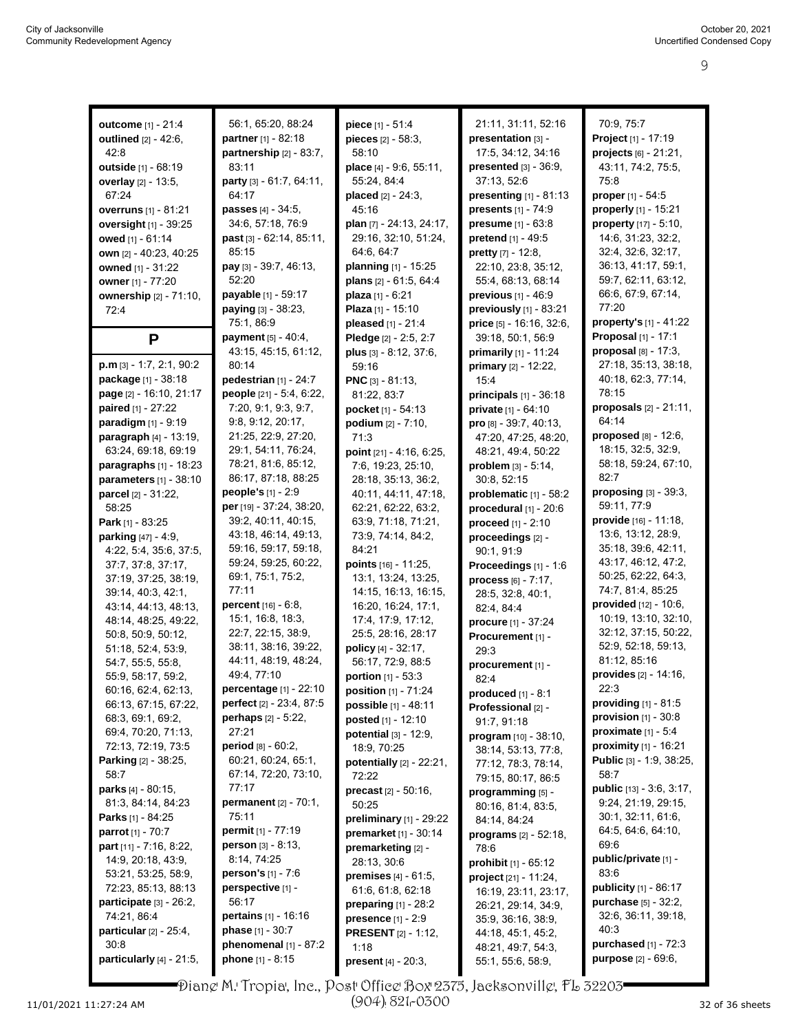**outcome** [1] - 21:4
**outlined** [2] - 42:6, 42:8
**outside** [1] - 68:19
**overlay** [2] - 13:5, 67:24
**overruns** [1] - 81:21
**oversight** [1] - 39:25
**owed** [1] - 61:14
**own** [2] - 40:23, 40:25
**owned** [1] - 31:22
**owner** [1] - 77:20
**ownership** [2] - 71:10, 72:4

## P

**p.m** [3] - 1:7, 2:1, 90:2
**package** [1] - 38:18
**page** [2] - 16:10, 21:17
**paired** [1] - 27:22
**paradigm** [1] - 9:19
**paragraph** [4] - 13:19, 63:24, 69:18, 69:19
**paragraphs** [1] - 18:23
**parameters** [1] - 38:10
**parcel** [2] - 31:22, 58:25
**Park** [1] - 83:25
**parking** [47] - 4:9, 4:22, 5:4, 35:6, 37:5, 37:7, 37:8, 37:17, 37:19, 37:25, 38:19, 39:14, 40:3, 42:1, 43:14, 44:13, 48:13, 48:14, 48:25, 49:22, 50:8, 50:9, 50:12, 51:18, 52:4, 53:9, 54:7, 55:5, 55:8, 55:9, 58:17, 59:2, 60:16, 62:4, 62:13, 66:13, 67:15, 67:22, 68:3, 69:1, 69:2, 69:4, 70:20, 71:13, 72:13, 72:19, 73:5
**Parking** [2] - 38:25, 58:7
**parks** [4] - 80:15, 81:3, 84:14, 84:23
**Parks** [1] - 84:25
**parrot** [1] - 70:7
**part** [11] - 7:16, 8:22, 14:9, 20:18, 43:9, 53:21, 53:25, 58:9, 72:23, 85:13, 88:13
**participate** [3] - 26:2, 74:21, 86:4
**particular** [2] - 25:4, 30:8
**particularly** [4] - 21:5, 56:1, 65:20, 88:24
**partner** [1] - 82:18
**partnership** [2] - 83:7, 83:11
**party** [3] - 61:7, 64:11, 64:17
**passes** [4] - 34:5, 34:6, 57:18, 76:9
**past** [3] - 62:14, 85:11, 85:15
**pay** [3] - 39:7, 46:13, 52:20
**payable** [1] - 59:17
**paying** [3] - 38:23, 75:1, 86:9
**payment** [5] - 40:4, 43:15, 45:15, 61:12, 80:14
**pedestrian** [1] - 24:7
**people** [21] - 5:4, 6:22, 7:20, 9:1, 9:3, 9:7, 9:8, 9:12, 20:17, 21:25, 22:9, 27:20, 29:1, 54:11, 76:24, 78:21, 81:6, 85:12, 86:17, 87:18, 88:25
**people's** [1] - 2:9
**per** [19] - 37:24, 38:20, 39:2, 40:11, 40:15, 43:18, 46:14, 49:13, 59:16, 59:17, 59:18, 59:24, 59:25, 60:22, 69:1, 75:1, 75:2, 77:11
**percent** [16] - 6:8, 15:1, 16:8, 18:3, 22:7, 22:15, 38:9, 38:11, 38:16, 39:22, 44:11, 48:19, 48:24, 49:4, 77:10
**percentage** [1] - 22:10
**perfect** [2] - 23:4, 87:5
**perhaps** [2] - 5:22, 27:21
**period** [8] - 60:2, 60:21, 60:24, 65:1, 67:14, 72:20, 73:10, 77:17
**permanent** [2] - 70:1, 75:11
**permit** [1] - 77:19
**person** [3] - 8:13, 8:14, 74:25
**person's** [1] - 7:6
**perspective** [1] - 56:17
**pertains** [1] - 16:16
**phase** [1] - 30:7
**phenomenal** [1] - 87:2
**phone** [1] - 8:15
**piece** [1] - 51:4
**pieces** [2] - 58:3, 58:10
**place** [4] - 9:6, 55:11, 55:24, 84:4
**placed** [2] - 24:3, 45:16
**plan** [7] - 24:13, 24:17, 29:16, 32:10, 51:24, 64:6, 64:7
**planning** [1] - 15:25
**plans** [2] - 61:5, 64:4
**plaza** [1] - 6:21
**Plaza** [1] - 15:10
**pleased** [1] - 21:4
**Pledge** [2] - 2:5, 2:7
**plus** [3] - 8:12, 37:6, 59:16
**PNC** [3] - 81:13, 81:22, 83:7
**pocket** [1] - 54:13
**podium** [2] - 7:10, 71:3
**point** [21] - 4:16, 6:25, 7:6, 19:23, 25:10, 28:18, 35:13, 36:2, 40:11, 44:11, 47:18, 62:21, 62:22, 63:2, 63:9, 71:18, 71:21, 73:9, 74:14, 84:2, 84:21
**points** [16] - 11:25, 13:1, 13:24, 13:25, 14:15, 16:13, 16:15, 16:20, 16:24, 17:1, 17:4, 17:9, 17:12, 25:5, 28:16, 28:17
**policy** [4] - 32:17, 56:17, 72:9, 88:5
**portion** [1] - 53:3
**position** [1] - 71:24
**possible** [1] - 48:11
**posted** [1] - 12:10
**potential** [3] - 12:9, 18:9, 70:25
**potentially** [2] - 22:21, 72:22
**precast** [2] - 50:16, 50:25
**preliminary** [1] - 29:22
**premarket** [1] - 30:14
**premarketing** [2] - 28:13, 30:6
**premises** [4] - 61:5, 61:6, 61:8, 62:18
**preparing** [1] - 28:2
**presence** [1] - 2:9
**PRESENT** [2] - 1:12, 1:18
**present** [4] - 20:3, 21:11, 31:11, 52:16
**presentation** [3] - 17:5, 34:12, 34:16
**presented** [3] - 36:9, 37:13, 52:6
**presenting** [1] - 81:13
**presents** [1] - 74:9
**presume** [1] - 63:8
**pretend** [1] - 49:5
**pretty** [7] - 12:8, 22:10, 23:8, 35:12, 55:4, 68:13, 68:14
**previous** [1] - 46:9
**previously** [1] - 83:21
**price** [5] - 16:16, 32:6, 39:18, 50:1, 56:9
**primarily** [1] - 11:24
**primary** [2] - 12:22, 15:4
**principals** [1] - 36:18
**private** [1] - 64:10
**pro** [8] - 39:7, 40:13, 47:20, 47:25, 48:20, 48:21, 49:4, 50:22
**problem** [3] - 5:14, 30:8, 52:15
**problematic** [1] - 58:2
**procedural** [1] - 20:6
**proceed** [1] - 2:10
**proceedings** [2] - 90:1, 91:9
**Proceedings** [1] - 1:6
**process** [6] - 7:17, 28:5, 32:8, 40:1, 82:4, 84:4
**procure** [1] - 37:24
**Procurement** [1] - 29:3
**procurement** [1] - 82:4
**produced** [1] - 8:1
**Professional** [2] - 91:7, 91:18
**program** [10] - 38:10, 38:14, 53:13, 77:8, 77:12, 78:3, 78:14, 79:15, 80:17, 86:5
**programming** [5] - 80:16, 81:4, 83:5, 84:14, 84:24
**programs** [2] - 52:18, 78:6
**prohibit** [1] - 65:12
**project** [21] - 11:24, 16:19, 23:11, 23:17, 26:21, 29:14, 34:9, 35:9, 36:16, 38:9, 44:18, 45:1, 45:2, 48:21, 49:7, 54:3, 55:1, 55:6, 58:9, 70:9, 75:7
**Project** [1] - 17:19
**projects** [6] - 21:21, 43:11, 74:2, 75:5, 75:8
**proper** [1] - 54:5
**properly** [1] - 15:21
**property** [17] - 5:10, 14:6, 31:23, 32:2, 32:4, 32:6, 32:17, 36:13, 41:17, 59:1, 59:7, 62:11, 63:12, 66:6, 67:9, 67:14, 77:20
**property's** [1] - 41:22
**Proposal** [1] - 17:1
**proposal** [8] - 17:3, 27:18, 35:13, 38:18, 40:18, 62:3, 77:14, 78:15
**proposals** [2] - 21:11, 64:14
**proposed** [8] - 12:6, 18:15, 32:5, 32:9, 58:18, 59:24, 67:10, 82:7
**proposing** [3] - 39:3, 59:11, 77:9
**provide** [16] - 11:18, 13:6, 13:12, 28:9, 35:18, 39:6, 42:11, 43:17, 46:12, 47:2, 50:25, 62:22, 64:3, 74:7, 81:4, 85:25
**provided** [12] - 10:6, 10:19, 13:10, 32:10, 32:12, 37:15, 50:22, 52:9, 52:18, 59:13, 81:12, 85:16
**provides** [2] - 14:16, 22:3
**providing** [1] - 81:5
**provision** [1] - 30:8
**proximate** [1] - 5:4
**proximity** [1] - 16:21
**Public** [3] - 1:9, 38:25, 58:7
**public** [13] - 3:6, 3:17, 9:24, 21:19, 29:15, 30:1, 32:11, 61:6, 64:5, 64:6, 64:10, 69:6
**public/private** [1] - 83:6
**publicity** [1] - 86:17
**purchase** [5] - 32:2, 32:6, 36:11, 39:18, 40:3
**purchased** [1] - 72:3
**purpose** [2] - 69:6,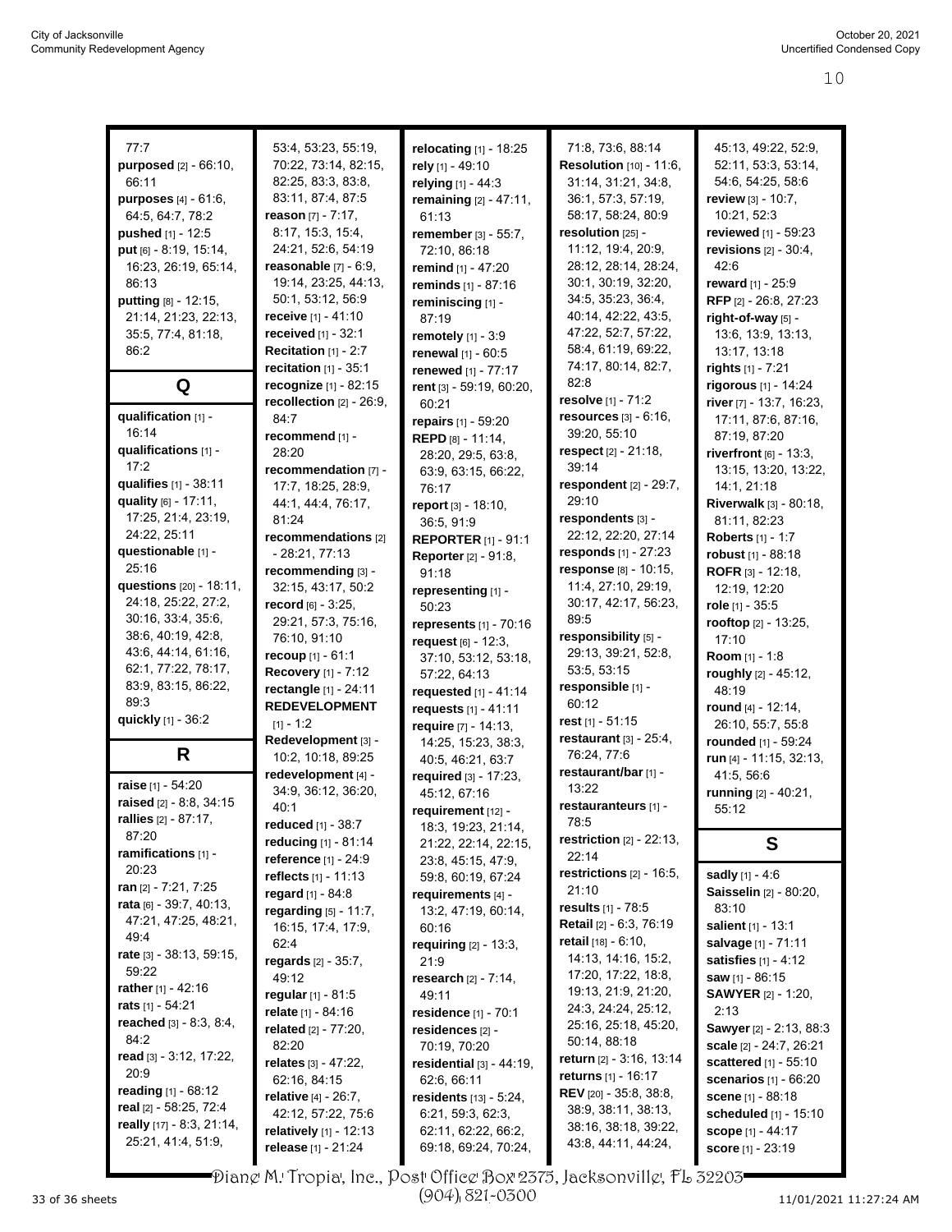77:7
**purposed** [2] - 66:10, 66:11
**purposes** [4] - 61:6, 64:5, 64:7, 78:2
**pushed** [1] - 12:5
**put** [6] - 8:19, 15:14, 16:23, 26:19, 65:14, 86:13
**putting** [8] - 12:15, 21:14, 21:23, 22:13, 35:5, 77:4, 81:18, 86:2

## Q

**qualification** [1] - 16:14
**qualifications** [1] - 17:2
**qualifies** [1] - 38:11
**quality** [6] - 17:11, 17:25, 21:4, 23:19, 24:22, 25:11
**questionable** [1] - 25:16
**questions** [20] - 18:11, 24:18, 25:22, 27:2, 30:16, 33:4, 35:6, 38:6, 40:19, 42:8, 43:6, 44:14, 61:16, 62:1, 77:22, 78:17, 83:9, 83:15, 86:22, 89:3
**quickly** [1] - 36:2

## R

**raise** [1] - 54:20
**raised** [2] - 8:8, 34:15
**rallies** [2] - 87:17, 87:20
**ramifications** [1] - 20:23
**ran** [2] - 7:21, 7:25
**rata** [6] - 39:7, 40:13, 47:21, 47:25, 48:21, 49:4
**rate** [3] - 38:13, 59:15, 59:22
**rather** [1] - 42:16
**rats** [1] - 54:21
**reached** [3] - 8:3, 8:4, 84:2
**read** [3] - 3:12, 17:22, 20:9
**reading** [1] - 68:12
**real** [2] - 58:25, 72:4
**really** [17] - 8:3, 21:14, 25:21, 41:4, 51:9, 53:4, 53:23, 55:19, 70:22, 73:14, 82:15, 82:25, 83:3, 83:8, 83:11, 87:4, 87:5
**reason** [7] - 7:17, 8:17, 15:3, 15:4, 24:21, 52:6, 54:19
**reasonable** [7] - 6:9, 19:14, 23:25, 44:13, 50:1, 53:12, 56:9
**receive** [1] - 41:10
**received** [1] - 32:1
**Recitation** [1] - 2:7
**recitation** [1] - 35:1
**recognize** [1] - 82:15
**recollection** [2] - 26:9, 84:7
**recommend** [1] - 28:20
**recommendation** [7] - 17:7, 18:25, 28:9, 44:1, 44:4, 76:17, 81:24
**recommendations** [2] - 28:21, 77:13
**recommending** [3] - 32:15, 43:17, 50:2
**record** [6] - 3:25, 29:21, 57:3, 75:16, 76:10, 91:10
**recoup** [1] - 61:1
**Recovery** [1] - 7:12
**rectangle** [1] - 24:11
**REDEVELOPMENT** [1] - 1:2
**Redevelopment** [3] - 10:2, 10:18, 89:25
**redevelopment** [4] - 34:9, 36:12, 36:20, 40:1
**reduced** [1] - 38:7
**reducing** [1] - 81:14
**reference** [1] - 24:9
**reflects** [1] - 11:13
**regard** [1] - 84:8
**regarding** [5] - 11:7, 16:15, 17:4, 17:9, 62:4
**regards** [2] - 35:7, 49:12
**regular** [1] - 81:5
**relate** [1] - 84:16
**related** [2] - 77:20, 82:20
**relates** [3] - 47:22, 62:16, 84:15
**relative** [4] - 26:7, 42:12, 57:22, 75:6
**relatively** [1] - 12:13
**release** [1] - 21:24
**relocating** [1] - 18:25
**rely** [1] - 49:10
**relying** [1] - 44:3
**remaining** [2] - 47:11, 61:13
**remember** [3] - 55:7, 72:10, 86:18
**remind** [1] - 47:20
**reminds** [1] - 87:16
**reminiscing** [1] - 87:19
**remotely** [1] - 3:9
**renewal** [1] - 60:5
**renewed** [1] - 77:17
**rent** [3] - 59:19, 60:20, 60:21
**repairs** [1] - 59:20
**REPD** [8] - 11:14, 28:20, 29:5, 63:8, 63:9, 63:15, 66:22, 76:17
**report** [3] - 18:10, 36:5, 91:9
**REPORTER** [1] - 91:1
**Reporter** [2] - 91:8, 91:18
**representing** [1] - 50:23
**represents** [1] - 70:16
**request** [6] - 12:3, 37:10, 53:12, 53:18, 57:22, 64:13
**requested** [1] - 41:14
**requests** [1] - 41:11
**require** [7] - 14:13, 14:25, 15:23, 38:3, 40:5, 46:21, 63:7
**required** [3] - 17:23, 45:12, 67:16
**requirement** [12] - 18:3, 19:23, 21:14, 21:22, 22:14, 22:15, 23:8, 45:15, 47:9, 59:8, 60:19, 67:24
**requirements** [4] - 13:2, 47:19, 60:14, 60:16
**requiring** [2] - 13:3, 21:9
**research** [2] - 7:14, 49:11
**residence** [1] - 70:1
**residences** [2] - 70:19, 70:20
**residential** [3] - 44:19, 62:6, 66:11
**residents** [13] - 5:24, 6:21, 59:3, 62:3, 62:11, 62:22, 66:2, 69:18, 69:24, 70:24, 71:8, 73:6, 88:14
**Resolution** [10] - 11:6, 31:14, 31:21, 34:8, 36:1, 57:3, 57:19, 58:17, 58:24, 80:9
**resolution** [25] - 11:12, 19:4, 20:9, 28:12, 28:14, 28:24, 30:1, 30:19, 32:20, 34:5, 35:23, 36:4, 40:14, 42:22, 43:5, 47:22, 52:7, 57:22, 58:4, 61:19, 69:22, 74:17, 80:14, 82:7, 82:8
**resolve** [1] - 71:2
**resources** [3] - 6:16, 39:20, 55:10
**respect** [2] - 21:18, 39:14
**respondent** [2] - 29:7, 29:10
**respondents** [3] - 22:12, 22:20, 27:14
**responds** [1] - 27:23
**response** [8] - 10:15, 11:4, 27:10, 29:19, 30:17, 42:17, 56:23, 89:5
**responsibility** [5] - 29:13, 39:21, 52:8, 53:5, 53:15
**responsible** [1] - 60:12
**rest** [1] - 51:15
**restaurant** [3] - 25:4, 76:24, 77:6
**restaurant/bar** [1] - 13:22
**restauranteurs** [1] - 78:5
**restriction** [2] - 22:13, 22:14
**restrictions** [2] - 16:5, 21:10
**results** [1] - 78:5
**Retail** [2] - 6:3, 76:19
**retail** [18] - 6:10, 14:13, 14:16, 15:2, 17:20, 17:22, 18:8, 19:13, 21:9, 21:20, 24:3, 24:24, 25:12, 25:16, 25:18, 45:20, 50:14, 88:18
**return** [2] - 3:16, 13:14
**returns** [1] - 16:17
**REV** [20] - 35:8, 38:8, 38:9, 38:11, 38:13, 38:16, 38:18, 39:22, 43:8, 44:11, 44:24, 45:13, 49:22, 52:9, 52:11, 53:3, 53:14, 54:6, 54:25, 58:6
**review** [3] - 10:7, 10:21, 52:3
**reviewed** [1] - 59:23
**revisions** [2] - 30:4, 42:6
**reward** [1] - 25:9
**RFP** [2] - 26:8, 27:23
**right-of-way** [5] - 13:6, 13:9, 13:13, 13:17, 13:18
**rights** [1] - 7:21
**rigorous** [1] - 14:24
**river** [7] - 13:7, 16:23, 17:11, 87:6, 87:16, 87:19, 87:20
**riverfront** [6] - 13:3, 13:15, 13:20, 13:22, 14:1, 21:18
**Riverwalk** [3] - 80:18, 81:11, 82:23
**Roberts** [1] - 1:7
**robust** [1] - 88:18
**ROFR** [3] - 12:18, 12:19, 12:20
**role** [1] - 35:5
**rooftop** [2] - 13:25, 17:10
**Room** [1] - 1:8
**roughly** [2] - 45:12, 48:19
**round** [4] - 12:14, 26:10, 55:7, 55:8
**rounded** [1] - 59:24
**run** [4] - 11:15, 32:13, 41:5, 56:6
**running** [2] - 40:21, 55:12

## S

**sadly** [1] - 4:6
**Saisselin** [2] - 80:20, 83:10
**salient** [1] - 13:1
**salvage** [1] - 71:11
**satisfies** [1] - 4:12
**saw** [1] - 86:15
**SAWYER** [2] - 1:20, 2:13
**Sawyer** [2] - 2:13, 88:3
**scale** [2] - 24:7, 26:21
**scattered** [1] - 55:10
**scenarios** [1] - 66:20
**scene** [1] - 88:18
**scheduled** [1] - 15:10
**scope** [1] - 44:17
**score** [1] - 23:19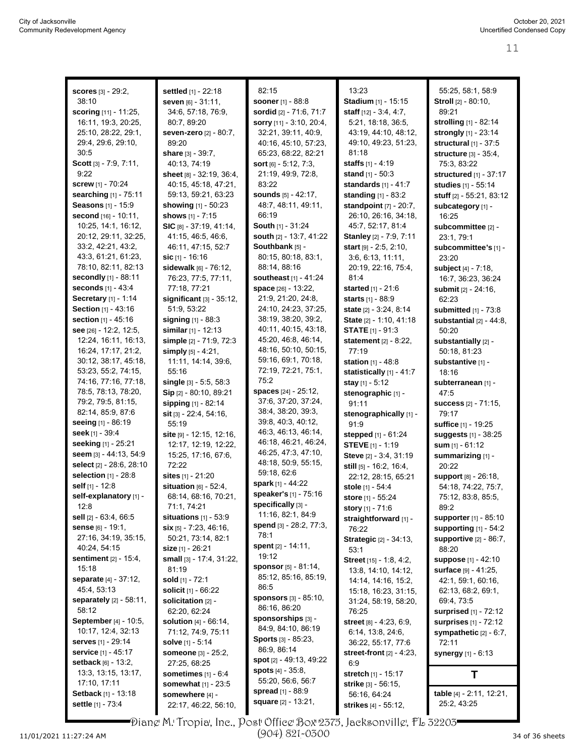**scores** [3] - 29:2, 38:10
**scoring** [11] - 11:25, 16:11, 19:3, 20:25, 25:10, 28:22, 29:1, 29:4, 29:6, 29:10, 30:5
**Scott** [3] - 7:9, 7:11, 9:22
**screw** [1] - 70:24
**searching** [1] - 75:11
**Seasons** [1] - 15:9
**second** [16] - 10:11, 10:25, 14:1, 16:12, 20:12, 29:11, 32:25, 33:2, 42:21, 43:2, 43:3, 61:21, 61:23, 78:10, 82:11, 82:13
**secondly** [1] - 88:11
**seconds** [1] - 43:4
**Secretary** [1] - 1:14
**Section** [1] - 43:16
**section** [1] - 45:16
**see** [26] - 12:2, 12:5, 12:24, 16:11, 16:13, 16:24, 17:17, 21:2, 30:12, 38:17, 45:18, 53:23, 55:2, 74:15, 74:16, 77:16, 77:18, 78:5, 78:13, 78:20, 79:2, 79:5, 81:15, 82:14, 85:9, 87:6
**seeing** [1] - 86:19
**seek** [1] - 39:4
**seeking** [1] - 25:21
**seem** [3] - 44:13, 54:9
**select** [2] - 28:6, 28:10
**selection** [1] - 28:8
**self** [1] - 12:8
**self-explanatory** [1] - 12:8
**sell** [2] - 63:4, 66:5
**sense** [6] - 19:1, 27:16, 34:19, 35:15, 40:24, 54:15
**sentiment** [2] - 15:4, 15:18
**separate** [4] - 37:12, 45:4, 53:13
**separately** [2] - 58:11, 58:12
**September** [4] - 10:5, 10:17, 12:4, 32:13
**serves** [1] - 29:14
**service** [1] - 45:17
**setback** [6] - 13:2, 13:3, 13:15, 13:17, 17:10, 17:11
**Setback** [1] - 13:18
**settle** [1] - 73:4
**settled** [1] - 22:18
**seven** [6] - 31:11, 34:6, 57:18, 76:9, 80:7, 89:20
**seven-zero** [2] - 80:7, 89:20
**share** [3] - 39:7, 40:13, 74:19
**sheet** [8] - 32:19, 36:4, 40:15, 45:18, 47:21, 59:13, 59:21, 63:23
**showing** [1] - 50:23
**shows** [1] - 7:15
**SIC** [8] - 37:19, 41:14, 41:15, 46:5, 46:6, 46:11, 47:15, 52:7
**sic** [1] - 16:16
**sidewalk** [6] - 76:12, 76:23, 77:5, 77:11, 77:18, 77:21
**significant** [3] - 35:12, 51:9, 53:22
**signing** [1] - 88:3
**similar** [1] - 12:13
**simple** [2] - 71:9, 72:3
**simply** [5] - 4:21, 11:11, 14:14, 39:6, 55:16
**single** [3] - 5:5, 58:3
**Sip** [2] - 80:10, 89:21
**sipping** [1] - 82:14
**sit** [3] - 22:4, 54:16, 55:19
**site** [9] - 12:15, 12:16, 12:17, 12:19, 12:22, 15:25, 17:16, 67:6, 72:22
**sites** [1] - 21:20
**situation** [6] - 52:4, 68:14, 68:16, 70:21, 71:1, 74:21
**situations** [1] - 53:9
**six** [5] - 7:23, 46:16, 50:21, 73:14, 82:1
**size** [1] - 26:21
**small** [3] - 17:4, 31:22, 81:19
**sold** [1] - 72:1
**solicit** [1] - 66:22
**solicitation** [2] - 62:20, 62:24
**solution** [4] - 66:14, 71:12, 74:9, 75:11
**solve** [1] - 5:14
**someone** [3] - 25:2, 27:25, 68:25
**sometimes** [1] - 6:4
**somewhat** [1] - 23:5
**somewhere** [4] - 22:17, 46:22, 56:10, 82:15
**sooner** [1] - 88:8
**sordid** [2] - 71:6, 71:7
**sorry** [11] - 3:10, 20:4, 32:21, 39:11, 40:9, 40:16, 45:10, 57:23, 65:23, 68:22, 82:21
**sort** [6] - 5:12, 7:3, 21:19, 49:9, 72:8, 83:22
**sounds** [5] - 42:17, 48:7, 48:11, 49:11, 66:19
**South** [1] - 31:24
**south** [2] - 13:7, 41:22
**Southbank** [5] - 80:15, 80:18, 83:1, 88:14, 88:16
**southeast** [1] - 41:24
**space** [26] - 13:22, 21:9, 21:20, 24:8, 24:10, 24:23, 37:25, 38:19, 38:20, 39:2, 40:11, 40:15, 43:18, 45:20, 46:8, 46:14, 48:16, 50:10, 50:15, 59:16, 69:1, 70:18, 72:19, 72:21, 75:1, 75:2
**spaces** [24] - 25:12, 37:6, 37:20, 37:24, 38:4, 38:20, 39:3, 39:8, 40:3, 40:12, 46:3, 46:13, 46:14, 46:18, 46:21, 46:24, 46:25, 47:3, 47:10, 48:18, 50:9, 55:15, 59:18, 62:6
**spark** [1] - 44:22
**speaker's** [1] - 75:16
**specifically** [3] - 11:16, 82:1, 84:9
**spend** [3] - 28:2, 77:3, 78:1
**spent** [2] - 14:11, 19:12
**sponsor** [5] - 81:14, 85:12, 85:16, 85:19, 86:5
**sponsors** [3] - 85:10, 86:16, 86:20
**sponsorships** [3] - 84:9, 84:10, 86:19
**Sports** [3] - 85:23, 86:9, 86:14
**spot** [2] - 49:13, 49:22
**spots** [4] - 35:8, 55:20, 56:6, 56:7
**spread** [1] - 88:9
**square** [2] - 13:21, 13:23
**Stadium** [1] - 15:15
**staff** [12] - 3:4, 4:7, 5:21, 18:18, 36:5, 43:19, 44:10, 48:12, 49:10, 49:23, 51:23, 81:18
**staffs** [1] - 4:19
**stand** [1] - 50:3
**standards** [1] - 41:7
**standing** [1] - 83:2
**standpoint** [7] - 20:7, 26:10, 26:16, 34:18, 45:7, 52:17, 81:4
**Stanley** [2] - 7:9, 7:11
**start** [9] - 2:5, 2:10, 3:6, 6:13, 11:11, 20:19, 22:16, 75:4, 81:4
**started** [1] - 21:6
**starts** [1] - 88:9
**state** [2] - 3:24, 8:14
**State** [2] - 1:10, 41:18
**STATE** [1] - 91:3
**statement** [2] - 8:22, 77:19
**station** [1] - 48:8
**statistically** [1] - 41:7
**stay** [1] - 5:12
**stenographic** [1] - 91:11
**stenographically** [1] - 91:9
**stepped** [1] - 61:24
**STEVE** [1] - 1:19
**Steve** [2] - 3:4, 31:19
**still** [5] - 16:2, 16:4, 22:12, 28:15, 65:21
**stole** [1] - 54:4
**store** [1] - 55:24
**story** [1] - 71:6
**straightforward** [1] - 76:22
**Strategic** [2] - 34:13, 53:1
**Street** [15] - 1:8, 4:2, 13:8, 14:10, 14:12, 14:14, 14:16, 15:2, 15:18, 16:23, 31:15, 31:24, 58:19, 58:20, 76:25
**street** [8] - 4:23, 6:9, 6:14, 13:8, 24:6, 36:22, 55:17, 77:6
**street-front** [2] - 4:23, 6:9
**stretch** [1] - 15:17
**strike** [3] - 56:15, 56:16, 64:24
**strikes** [4] - 55:12, 55:25, 58:1, 58:9
**Stroll** [2] - 80:10, 89:21
**strolling** [1] - 82:14
**strongly** [1] - 23:14
**structural** [1] - 37:5
**structure** [3] - 35:4, 75:3, 83:22
**structured** [1] - 37:17
**studies** [1] - 55:14
**stuff** [2] - 55:21, 83:12
**subcategory** [1] - 16:25
**subcommittee** [2] - 23:1, 79:1
**subcommittee's** [1] - 23:20
**subject** [4] - 7:18, 16:7, 36:23, 36:24
**submit** [2] - 24:16, 62:23
**submitted** [1] - 73:8
**substantial** [2] - 44:8, 50:20
**substantially** [2] - 50:18, 81:23
**substantive** [1] - 18:16
**subterranean** [1] - 47:5
**success** [2] - 71:15, 79:17
**suffice** [1] - 19:25
**suggests** [1] - 38:25
**sum** [1] - 61:12
**summarizing** [1] - 20:22
**support** [8] - 26:18, 54:18, 74:22, 75:7, 75:12, 83:8, 85:5, 89:2
**supporter** [1] - 85:10
**supporting** [1] - 54:2
**supportive** [2] - 86:7, 88:20
**suppose** [1] - 42:10
**surface** [9] - 41:25, 42:1, 59:1, 60:16, 62:13, 68:2, 69:1, 69:4, 73:5
**surprised** [1] - 72:12
**surprises** [1] - 72:12
**sympathetic** [2] - 6:7, 72:11
**synergy** [1] - 6:13

## T

**table** [4] - 2:11, 12:21, 25:2, 43:25

Diane M. Tropia, Inc., Post Office Box 2375, Jacksonville, FL 32203
(904) 821-0300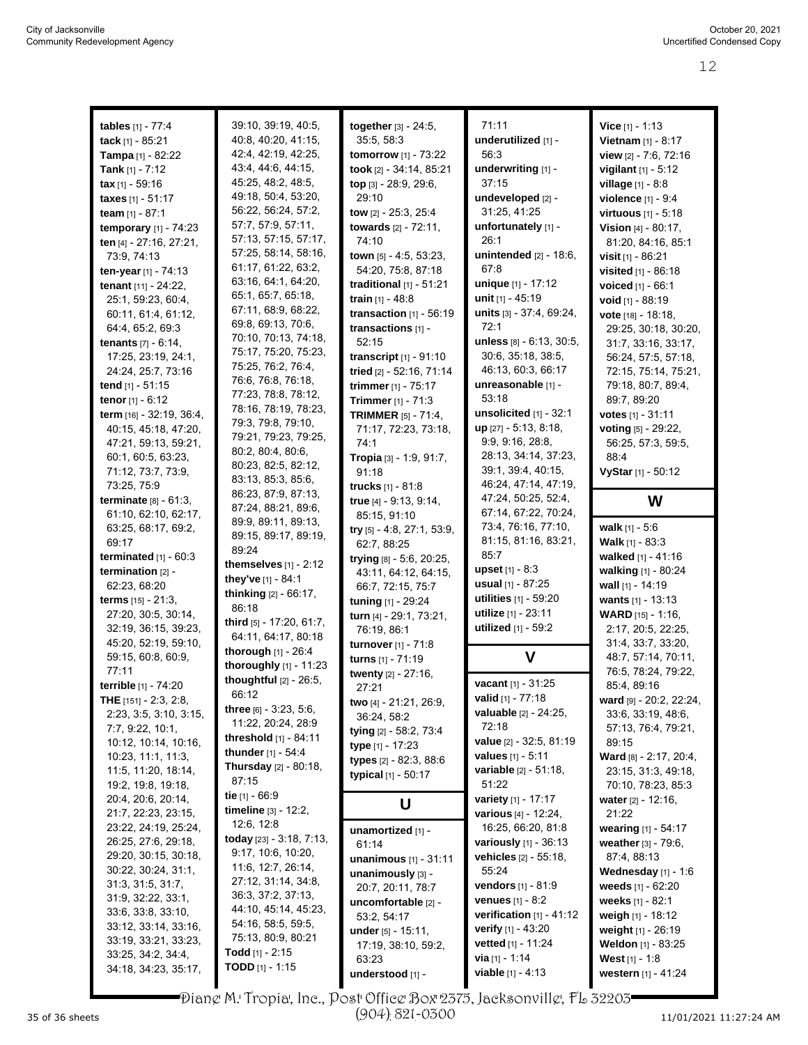**tables** [1] - 77:4
**tack** [1] - 85:21
**Tampa** [1] - 82:22
**Tank** [1] - 7:12
**tax** [1] - 59:16
**taxes** [1] - 51:17
**team** [1] - 87:1
**temporary** [1] - 74:23
**ten** [4] - 27:16, 27:21, 73:9, 74:13
**ten-year** [1] - 74:13
**tenant** [11] - 24:22, 25:1, 59:23, 60:4, 60:11, 61:4, 61:12, 64:4, 65:2, 69:3
**tenants** [7] - 6:14, 17:25, 23:19, 24:1, 24:24, 25:7, 73:16
**tend** [1] - 51:15
**tenor** [1] - 6:12
**term** [16] - 32:19, 36:4, 40:15, 45:18, 47:20, 47:21, 59:13, 59:21, 60:1, 60:5, 63:23, 71:12, 73:7, 73:9, 73:25, 75:9
**terminate** [8] - 61:3, 61:10, 62:10, 62:17, 63:25, 68:17, 69:2, 69:17
**terminated** [1] - 60:3
**termination** [2] - 62:23, 68:20
**terms** [15] - 21:3, 27:20, 30:5, 30:14, 32:19, 36:15, 39:23, 45:20, 52:19, 59:10, 59:15, 60:8, 60:9, 77:11
**terrible** [1] - 74:20
**THE** [151] - 2:3, 2:8, 2:23, 3:5, 3:10, 3:15, 7:7, 9:22, 10:1, 10:12, 10:14, 10:16, 10:23, 11:1, 11:3, 11:5, 11:20, 18:14, 19:2, 19:8, 19:18, 20:4, 20:6, 20:14, 21:7, 22:23, 23:15, 23:22, 24:19, 25:24, 26:25, 27:6, 29:18, 29:20, 30:15, 30:18, 30:22, 30:24, 31:1, 31:3, 31:5, 31:7, 31:9, 32:22, 33:1, 33:6, 33:8, 33:10, 33:12, 33:14, 33:16, 33:19, 33:21, 33:23, 33:25, 34:2, 34:4, 34:18, 34:23, 35:17, 39:10, 39:19, 40:5, 40:8, 40:20, 41:15, 42:4, 42:19, 42:25, 43:4, 44:6, 44:15, 45:25, 48:2, 48:5, 49:18, 50:4, 53:20, 56:22, 56:24, 57:2, 57:7, 57:9, 57:11, 57:13, 57:15, 57:17, 57:25, 58:14, 58:16, 61:17, 61:22, 63:2, 63:16, 64:1, 64:20, 65:1, 65:7, 65:18, 67:11, 68:9, 68:22, 69:8, 69:13, 70:6, 70:10, 70:13, 74:18, 75:17, 75:20, 75:23, 75:25, 76:2, 76:4, 76:6, 76:8, 76:18, 77:23, 78:8, 78:12, 78:16, 78:19, 78:23, 79:3, 79:8, 79:10, 79:21, 79:23, 79:25, 80:2, 80:4, 80:6, 80:23, 82:5, 82:12, 83:13, 85:3, 85:6, 86:23, 87:9, 87:13, 87:24, 88:21, 89:6, 89:9, 89:11, 89:13, 89:15, 89:17, 89:19, 89:24
**themselves** [1] - 2:12
**they've** [1] - 84:1
**thinking** [2] - 66:17, 86:18
**third** [5] - 17:20, 61:7, 64:11, 64:17, 80:18
**thorough** [1] - 26:4
**thoroughly** [1] - 11:23
**thoughtful** [2] - 26:5, 66:12
**three** [6] - 3:23, 5:6, 11:22, 20:24, 28:9
**threshold** [1] - 84:11
**thunder** [1] - 54:4
**Thursday** [2] - 80:18, 87:15
**tie** [1] - 66:9
**timeline** [3] - 12:2, 12:6, 12:8
**today** [23] - 3:18, 7:13, 9:17, 10:6, 10:20, 11:6, 12:7, 26:14, 27:12, 31:14, 34:8, 36:3, 37:2, 37:13, 44:10, 45:14, 45:23, 54:16, 58:5, 59:5, 75:13, 80:9, 80:21
**Todd** [1] - 2:15
**TODD** [1] - 1:15
**together** [3] - 24:5, 35:5, 58:3
**tomorrow** [1] - 73:22
**took** [2] - 34:14, 85:21
**top** [3] - 28:9, 29:6, 29:10
**tow** [2] - 25:3, 25:4
**towards** [2] - 72:11, 74:10
**town** [5] - 4:5, 53:23, 54:20, 75:8, 87:18
**traditional** [1] - 51:21
**train** [1] - 48:8
**transaction** [1] - 56:19
**transactions** [1] - 52:15
**transcript** [1] - 91:10
**tried** [2] - 52:16, 71:14
**trimmer** [1] - 75:17
**Trimmer** [1] - 71:3
**TRIMMER** [5] - 71:4, 71:17, 72:23, 73:18, 74:1
**Tropia** [3] - 1:9, 91:7, 91:18
**trucks** [1] - 81:8
**true** [4] - 9:13, 9:14, 85:15, 91:10
**try** [5] - 4:8, 27:1, 53:9, 62:7, 88:25
**trying** [8] - 5:6, 20:25, 43:11, 64:12, 64:15, 66:7, 72:15, 75:7
**tuning** [1] - 29:24
**turn** [4] - 29:1, 73:21, 76:19, 86:1
**turnover** [1] - 71:8
**turns** [1] - 71:19
**twenty** [2] - 27:16, 27:21
**two** [4] - 21:21, 26:9, 36:24, 58:2
**tying** [2] - 58:2, 73:4
**type** [1] - 17:23
**types** [2] - 82:3, 88:6
**typical** [1] - 50:17

## U

**unamortized** [1] - 61:14
**unanimous** [1] - 31:11
**unanimously** [3] - 20:7, 20:11, 78:7
**uncomfortable** [2] - 53:2, 54:17
**under** [5] - 15:11, 17:19, 38:10, 59:2, 63:23
**understood** [1] - 71:11
**underutilized** [1] - 56:3
**underwriting** [1] - 37:15
**undeveloped** [2] - 31:25, 41:25
**unfortunately** [1] - 26:1
**unintended** [2] - 18:6, 67:8
**unique** [1] - 17:12
**unit** [1] - 45:19
**units** [3] - 37:4, 69:24, 72:1
**unless** [8] - 6:13, 30:5, 30:6, 35:18, 38:5, 46:13, 60:3, 66:17
**unreasonable** [1] - 53:18
**unsolicited** [1] - 32:1
**up** [27] - 5:13, 8:18, 9:9, 9:16, 28:8, 28:13, 34:14, 37:23, 39:1, 39:4, 40:15, 46:24, 47:14, 47:19, 47:24, 50:25, 52:4, 67:14, 67:22, 70:24, 73:4, 76:16, 77:10, 81:15, 81:16, 83:21, 85:7
**upset** [1] - 8:3
**usual** [1] - 87:25
**utilities** [1] - 59:20
**utilize** [1] - 23:11
**utilized** [1] - 59:2

## V

**vacant** [1] - 31:25
**valid** [1] - 77:18
**valuable** [2] - 24:25, 72:18
**value** [2] - 32:5, 81:19
**values** [1] - 5:11
**variable** [2] - 51:18, 51:22
**variety** [1] - 17:17
**various** [4] - 12:24, 16:25, 66:20, 81:8
**variously** [1] - 36:13
**vehicles** [2] - 55:18, 55:24
**vendors** [1] - 81:9
**venues** [1] - 8:2
**verification** [1] - 41:12
**verify** [1] - 43:20
**vetted** [1] - 11:24
**via** [1] - 1:14
**viable** [1] - 4:13
**Vice** [1] - 1:13
**Vietnam** [1] - 8:17
**view** [2] - 7:6, 72:16
**vigilant** [1] - 5:12
**village** [1] - 8:8
**violence** [1] - 9:4
**virtuous** [1] - 5:18
**Vision** [4] - 80:17, 81:20, 84:16, 85:1
**visit** [1] - 86:21
**visited** [1] - 86:18
**voiced** [1] - 66:1
**void** [1] - 88:19
**vote** [18] - 18:18, 29:25, 30:18, 30:20, 31:7, 33:16, 33:17, 56:24, 57:5, 57:18, 72:15, 75:14, 75:21, 79:18, 80:7, 89:4, 89:7, 89:20
**votes** [1] - 31:11
**voting** [5] - 29:22, 56:25, 57:3, 59:5, 88:4
**VyStar** [1] - 50:12

## W

**walk** [1] - 5:6
**Walk** [1] - 83:3
**walked** [1] - 41:16
**walking** [1] - 80:24
**wall** [1] - 14:19
**wants** [1] - 13:13
**WARD** [15] - 1:16, 2:17, 20:5, 22:25, 31:4, 33:7, 33:20, 48:7, 57:14, 70:11, 76:5, 78:24, 79:22, 85:4, 89:16
**ward** [9] - 20:2, 22:24, 33:6, 33:19, 48:6, 57:13, 76:4, 79:21, 89:15
**Ward** [8] - 2:17, 20:4, 23:15, 31:3, 49:18, 70:10, 78:23, 85:3
**water** [2] - 12:16, 21:22
**wearing** [1] - 54:17
**weather** [3] - 79:6, 87:4, 88:13
**Wednesday** [1] - 1:6
**weeds** [1] - 62:20
**weeks** [1] - 82:1
**weigh** [1] - 18:12
**weight** [1] - 26:19
**Weldon** [1] - 83:25
**West** [1] - 1:8
**western** [1] - 41:24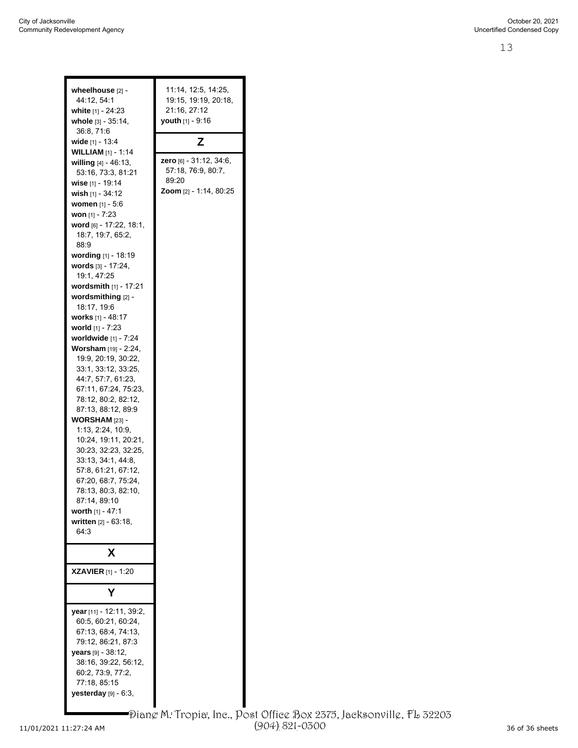**wheelhouse** [2] - 44:12, 54:1
**white** [1] - 24:23
**whole** [3] - 35:14, 36:8, 71:6
**wide** [1] - 13:4
**WILLIAM** [1] - 1:14
**willing** [4] - 46:13, 53:16, 73:3, 81:21
**wise** [1] - 19:14
**wish** [1] - 34:12
**women** [1] - 5:6
**won** [1] - 7:23
**word** [6] - 17:22, 18:1, 18:7, 19:7, 65:2, 88:9
**wording** [1] - 18:19
**words** [3] - 17:24, 19:1, 47:25
**wordsmith** [1] - 17:21
**wordsmithing** [2] - 18:17, 19:6
**works** [1] - 48:17
**world** [1] - 7:23
**worldwide** [1] - 7:24
**Worsham** [19] - 2:24, 19:9, 20:19, 30:22, 33:1, 33:12, 33:25, 44:7, 57:7, 61:23, 67:11, 67:24, 75:23, 78:12, 80:2, 82:12, 87:13, 88:12, 89:9
**WORSHAM** [23] - 1:13, 2:24, 10:9, 10:24, 19:11, 20:21, 30:23, 32:23, 32:25, 33:13, 34:1, 44:8, 57:8, 61:21, 67:12, 67:20, 68:7, 75:24, 78:13, 80:3, 82:10, 87:14, 89:10
**worth** [1] - 47:1
**written** [2] - 63:18, 64:3

## X

**XZAVIER** [1] - 1:20

## Y

**year** [11] - 12:11, 39:2, 60:5, 60:21, 60:24, 67:13, 68:4, 74:13, 79:12, 86:21, 87:3
**years** [9] - 38:12, 38:16, 39:22, 56:12, 60:2, 73:9, 77:2, 77:18, 85:15
**yesterday** [9] - 6:3, 11:14, 12:5, 14:25, 19:15, 19:19, 20:18, 21:16, 27:12
**youth** [1] - 9:16

## Z

**zero** [6] - 31:12, 34:6, 57:18, 76:9, 80:7, 89:20
**Zoom** [2] - 1:14, 80:25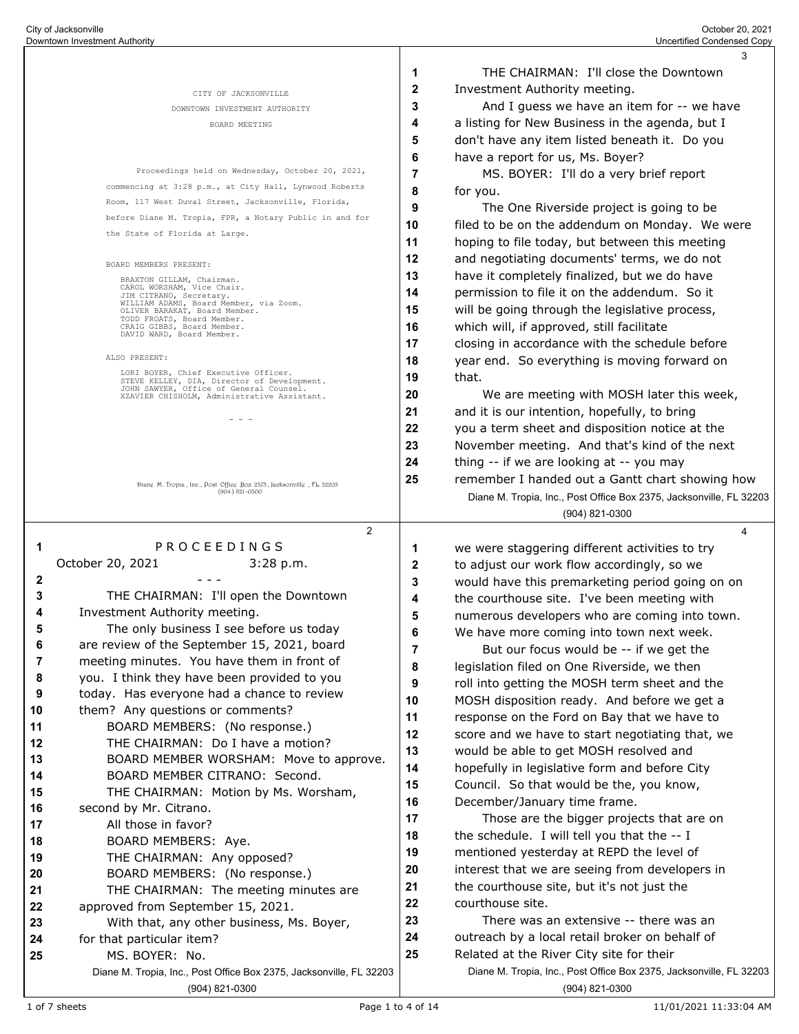CITY OF JACKSONVILLE

DOWNTOWN INVESTMENT AUTHORITY

BOARD MEETING

Proceedings held on Wednesday, October 20, 2021, commencing at 3:28 p.m., at City Hall, Lynwood Roberts Room, 117 West Duval Street, Jacksonville, Florida, before Diane M. Tropia, FPR, a Notary Public in and for the State of Florida at Large.

BOARD MEMBERS PRESENT:

BRAXTON GILLAM, Chairman.
CAROL WORSHAM, Vice Chair.
JIM CITRANO, Secretary.
WILLIAM ADAMS, Board Member, via Zoom.
OLIVER BARAKAT, Board Member.
TODD FROATS, Board Member.
CRAIG GIBBS, Board Member.
DAVID WARD, Board Member.

ALSO PRESENT:

LORI BOYER, Chief Executive Officer.
STEVE KELLEY, DIA, Director of Development.
JOHN SAWYER, Office of General Counsel.
XZAVIER CHISHOLM, Administrative Assistant.

- - -

P R O C E E D I N G S

October 20, 2021 3:28 p.m.

- - -

THE CHAIRMAN: I'll open the Downtown Investment Authority meeting.

The only business I see before us today are review of the September 15, 2021, board meeting minutes. You have them in front of you. I think they have been provided to you today. Has everyone had a chance to review them? Any questions or comments?

BOARD MEMBERS: (No response.)

THE CHAIRMAN: Do I have a motion?

BOARD MEMBER WORSHAM: Move to approve.

BOARD MEMBER CITRANO: Second.

THE CHAIRMAN: Motion by Ms. Worsham, second by Mr. Citrano.

All those in favor?

BOARD MEMBERS: Aye.

THE CHAIRMAN: Any opposed?

BOARD MEMBERS: (No response.)

THE CHAIRMAN: The meeting minutes are approved from September 15, 2021.

With that, any other business, Ms. Boyer, for that particular item?

MS. BOYER: No.

THE CHAIRMAN: I'll close the Downtown Investment Authority meeting.

And I guess we have an item for -- we have a listing for New Business in the agenda, but I don't have any item listed beneath it. Do you have a report for us, Ms. Boyer?

MS. BOYER: I'll do a very brief report for you.

The One Riverside project is going to be filed to be on the addendum on Monday. We were hoping to file today, but between this meeting and negotiating documents' terms, we do not have it completely finalized, but we do have permission to file it on the addendum. So it will be going through the legislative process, which will, if approved, still facilitate closing in accordance with the schedule before year end. So everything is moving forward on that.

We are meeting with MOSH later this week, and it is our intention, hopefully, to bring you a term sheet and disposition notice at the November meeting. And that's kind of the next thing -- if we are looking at -- you may remember I handed out a Gantt chart showing how we were staggering different activities to try to adjust our work flow accordingly, so we would have this premarketing period going on on the courthouse site. I've been meeting with numerous developers who are coming into town. We have more coming into town next week.

But our focus would be -- if we get the legislation filed on One Riverside, we then roll into getting the MOSH term sheet and the MOSH disposition ready. And before we get a response on the Ford on Bay that we have to score and we have to start negotiating that, we would be able to get MOSH resolved and hopefully in legislative form and before City Council. So that would be the, you know, December/January time frame.

Those are the bigger projects that are on the schedule. I will tell you that the -- I mentioned yesterday at REPD the level of interest that we are seeing from developers in the courthouse site, but it's not just the courthouse site.

There was an extensive -- there was an outreach by a local retail broker on behalf of Related at the River City site for their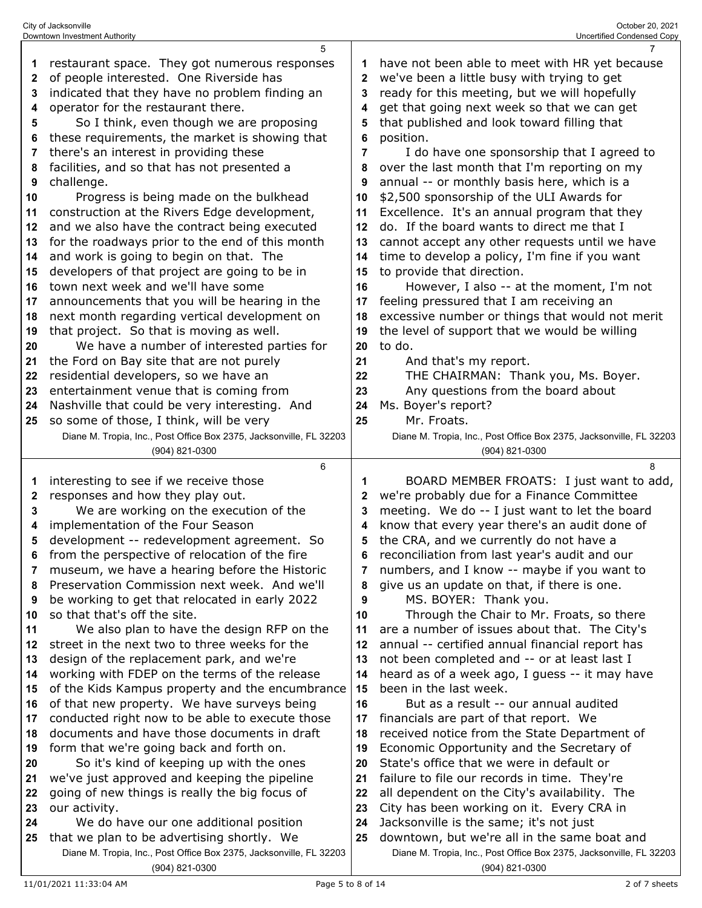restaurant space. They got numerous responses of people interested. One Riverside has indicated that they have no problem finding an operator for the restaurant there.

So I think, even though we are proposing these requirements, the market is showing that there's an interest in providing these facilities, and so that has not presented a challenge.

Progress is being made on the bulkhead construction at the Rivers Edge development, and we also have the contract being executed for the roadways prior to the end of this month and work is going to begin on that. The developers of that project are going to be in town next week and we'll have some announcements that you will be hearing in the next month regarding vertical development on that project. So that is moving as well.

We have a number of interested parties for the Ford on Bay site that are not purely residential developers, so we have an entertainment venue that is coming from Nashville that could be very interesting. And so some of those, I think, will be very interesting to see if we receive those responses and how they play out.

We are working on the execution of the implementation of the Four Season development -- redevelopment agreement. So from the perspective of relocation of the fire museum, we have a hearing before the Historic Preservation Commission next week. And we'll be working to get that relocated in early 2022 so that that's off the site.

We also plan to have the design RFP on the street in the next two to three weeks for the design of the replacement park, and we're working with FDEP on the terms of the release of the Kids Kampus property and the encumbrance of that new property. We have surveys being conducted right now to be able to execute those documents and have those documents in draft form that we're going back and forth on.

So it's kind of keeping up with the ones we've just approved and keeping the pipeline going of new things is really the big focus of our activity.

We do have our one additional position that we plan to be advertising shortly. We have not been able to meet with HR yet because we've been a little busy with trying to get ready for this meeting, but we will hopefully get that going next week so that we can get that published and look toward filling that position.

I do have one sponsorship that I agreed to over the last month that I'm reporting on my annual -- or monthly basis here, which is a $2,500 sponsorship of the ULI Awards for Excellence. It's an annual program that they do. If the board wants to direct me that I cannot accept any other requests until we have time to develop a policy, I'm fine if you want to provide that direction.

However, I also -- at the moment, I'm not feeling pressured that I am receiving an excessive number or things that would not merit the level of support that we would be willing to do.

And that's my report.

THE CHAIRMAN: Thank you, Ms. Boyer.

Any questions from the board about Ms. Boyer's report?

Mr. Froats.

BOARD MEMBER FROATS: I just want to add, we're probably due for a Finance Committee meeting. We do -- I just want to let the board know that every year there's an audit done of the CRA, and we currently do not have a reconciliation from last year's audit and our numbers, and I know -- maybe if you want to give us an update on that, if there is one.

MS. BOYER: Thank you.

Through the Chair to Mr. Froats, so there are a number of issues about that. The City's annual -- certified annual financial report has not been completed and -- or at least last I heard as of a week ago, I guess -- it may have been in the last week.

But as a result -- our annual audited financials are part of that report. We received notice from the State Department of Economic Opportunity and the Secretary of State's office that we were in default or failure to file our records in time. They're all dependent on the City's availability. The City has been working on it. Every CRA in Jacksonville is the same; it's not just downtown, but we're all in the same boat and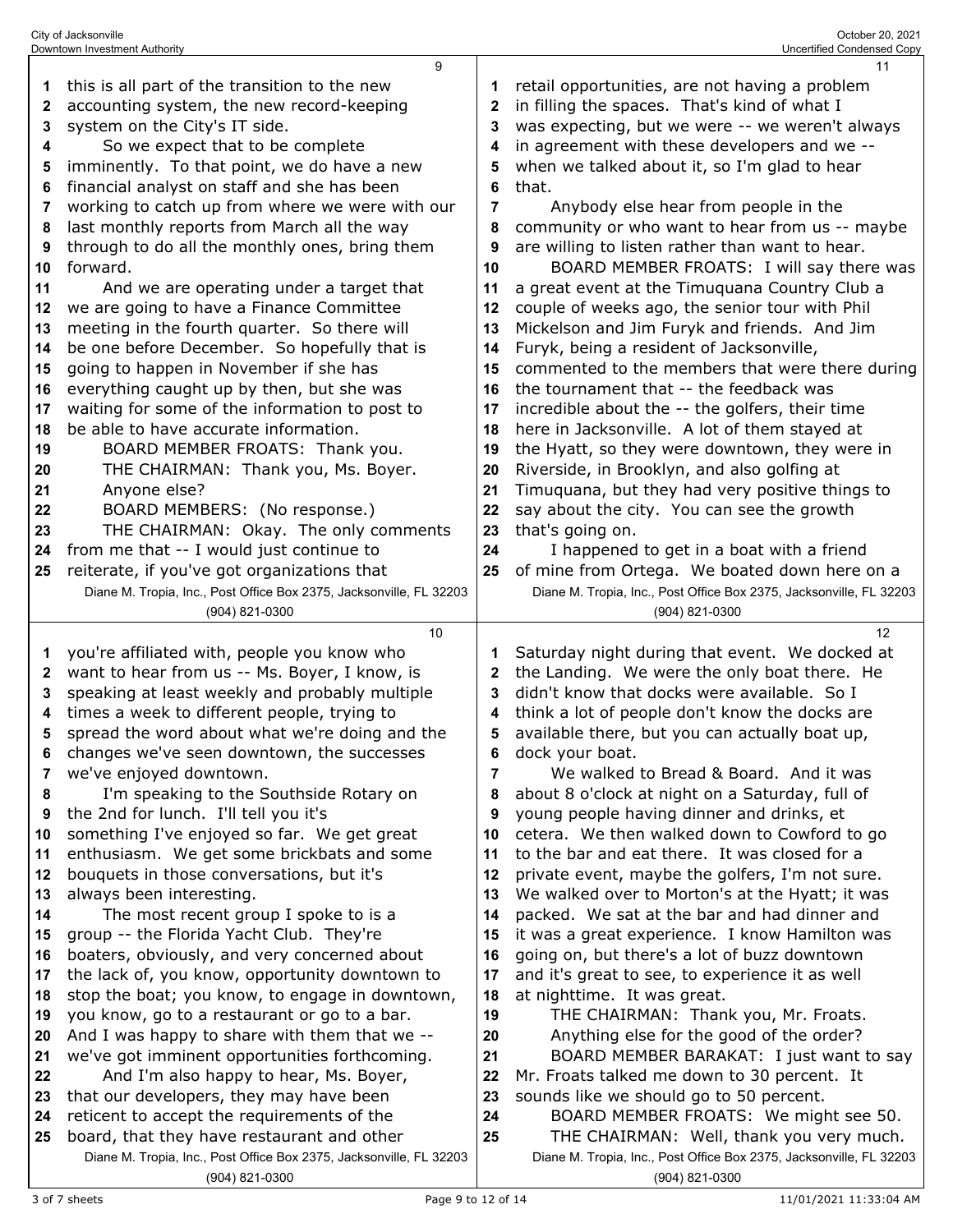this is all part of the transition to the new accounting system, the new record-keeping system on the City's IT side.

So we expect that to be complete imminently. To that point, we do have a new financial analyst on staff and she has been working to catch up from where we were with our last monthly reports from March all the way through to do all the monthly ones, bring them forward.

And we are operating under a target that we are going to have a Finance Committee meeting in the fourth quarter. So there will be one before December. So hopefully that is going to happen in November if she has everything caught up by then, but she was waiting for some of the information to post to be able to have accurate information.

BOARD MEMBER FROATS: Thank you.

THE CHAIRMAN: Thank you, Ms. Boyer.

Anyone else?

BOARD MEMBERS: (No response.)

THE CHAIRMAN: Okay. The only comments from me that -- I would just continue to reiterate, if you've got organizations that you're affiliated with, people you know who want to hear from us -- Ms. Boyer, I know, is speaking at least weekly and probably multiple times a week to different people, trying to spread the word about what we're doing and the changes we've seen downtown, the successes we've enjoyed downtown.

I'm speaking to the Southside Rotary on the 2nd for lunch. I'll tell you it's something I've enjoyed so far. We get great enthusiasm. We get some brickbats and some bouquets in those conversations, but it's always been interesting.

The most recent group I spoke to is a group -- the Florida Yacht Club. They're boaters, obviously, and very concerned about the lack of, you know, opportunity downtown to stop the boat; you know, to engage in downtown, you know, go to a restaurant or go to a bar. And I was happy to share with them that we -- we've got imminent opportunities forthcoming.

And I'm also happy to hear, Ms. Boyer, that our developers, they may have been reticent to accept the requirements of the board, that they have restaurant and other retail opportunities, are not having a problem in filling the spaces. That's kind of what I was expecting, but we were -- we weren't always in agreement with these developers and we -- when we talked about it, so I'm glad to hear that.

Anybody else hear from people in the community or who want to hear from us -- maybe are willing to listen rather than want to hear.

BOARD MEMBER FROATS: I will say there was a great event at the Timuquana Country Club a couple of weeks ago, the senior tour with Phil Mickelson and Jim Furyk and friends. And Jim Furyk, being a resident of Jacksonville, commented to the members that were there during the tournament that -- the feedback was incredible about the -- the golfers, their time here in Jacksonville. A lot of them stayed at the Hyatt, so they were downtown, they were in Riverside, in Brooklyn, and also golfing at Timuquana, but they had very positive things to say about the city. You can see the growth that's going on.

I happened to get in a boat with a friend of mine from Ortega. We boated down here on a Saturday night during that event. We docked at the Landing. We were the only boat there. He didn't know that docks were available. So I think a lot of people don't know the docks are available there, but you can actually boat up, dock your boat.

We walked to Bread & Board. And it was about 8 o'clock at night on a Saturday, full of young people having dinner and drinks, et cetera. We then walked down to Cowford to go to the bar and eat there. It was closed for a private event, maybe the golfers, I'm not sure. We walked over to Morton's at the Hyatt; it was packed. We sat at the bar and had dinner and it was a great experience. I know Hamilton was going on, but there's a lot of buzz downtown and it's great to see, to experience it as well at nighttime. It was great.

THE CHAIRMAN: Thank you, Mr. Froats.

Anything else for the good of the order?

BOARD MEMBER BARAKAT: I just want to say Mr. Froats talked me down to 30 percent. It sounds like we should go to 50 percent.

BOARD MEMBER FROATS: We might see 50.

THE CHAIRMAN: Well, thank you very much.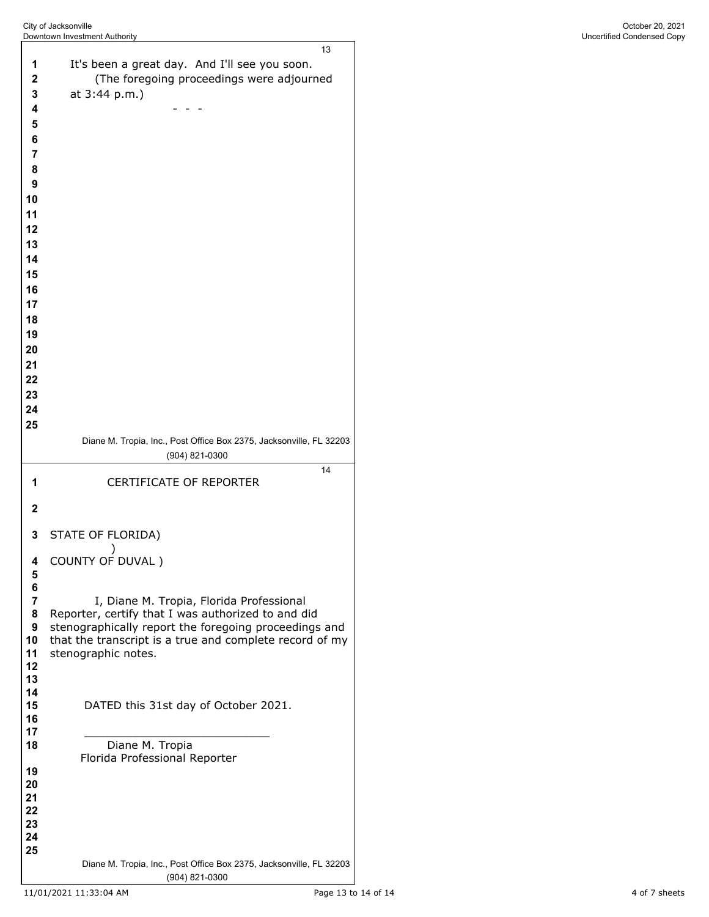It's been a great day. And I'll see you soon.

(The foregoing proceedings were adjourned at 3:44 p.m.)

- - -

CERTIFICATE OF REPORTER

STATE OF FLORIDA)
)
COUNTY OF DUVAL )

I, Diane M. Tropia, Florida Professional Reporter, certify that I was authorized to and did stenographically report the foregoing proceedings and that the transcript is a true and complete record of my stenographic notes.

DATED this 31st day of October 2021.

\_\_\_\_\_\_\_\_\_\_\_\_\_\_\_\_\_\_\_\_\_\_\_\_\_\_\_\_

Diane M. Tropia
Florida Professional Reporter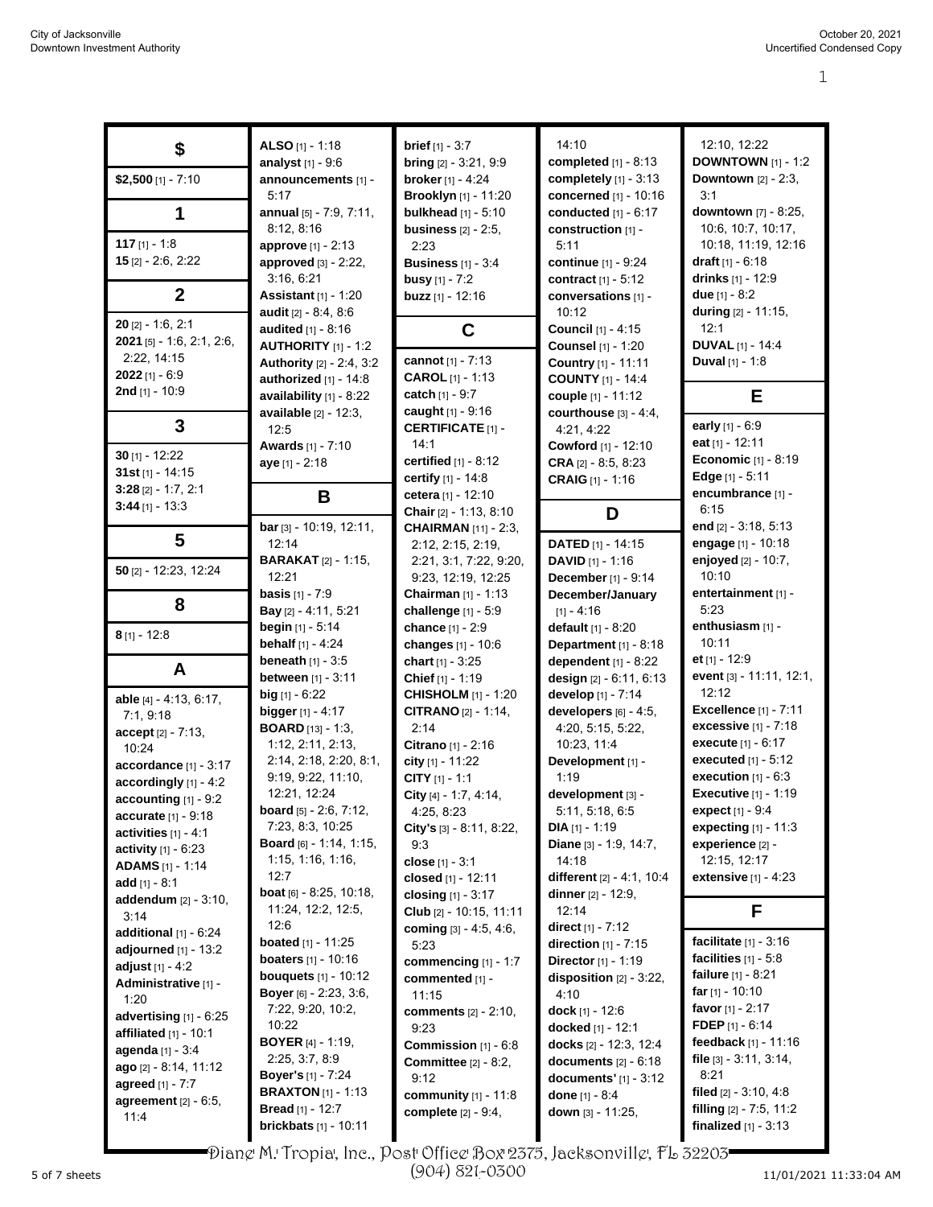## $

**$2,500** [1] - 7:10

## 1

**117** [1] - 1:8
**15** [2] - 2:6, 2:22

## 2

**20** [2] - 1:6, 2:1
**2021** [5] - 1:6, 2:1, 2:6, 2:22, 14:15
**2022** [1] - 6:9
**2nd** [1] - 10:9

## 3

**30** [1] - 12:22
**31st** [1] - 14:15
**3:28** [2] - 1:7, 2:1
**3:44** [1] - 13:3

## 5

**50** [2] - 12:23, 12:24

## 8

**8** [1] - 12:8

## A

**able** [4] - 4:13, 6:17, 7:1, 9:18
**accept** [2] - 7:13, 10:24
**accordance** [1] - 3:17
**accordingly** [1] - 4:2
**accounting** [1] - 9:2
**accurate** [1] - 9:18
**activities** [1] - 4:1
**activity** [1] - 6:23
**ADAMS** [1] - 1:14
**add** [1] - 8:1
**addendum** [2] - 3:10, 3:14
**additional** [1] - 6:24
**adjourned** [1] - 13:2
**adjust** [1] - 4:2
**Administrative** [1] - 1:20
**advertising** [1] - 6:25
**affiliated** [1] - 10:1
**agenda** [1] - 3:4
**ago** [2] - 8:14, 11:12
**agreed** [1] - 7:7
**agreement** [2] - 6:5, 11:4
**ALSO** [1] - 1:18
**analyst** [1] - 9:6
**announcements** [1] - 5:17
**annual** [5] - 7:9, 7:11, 8:12, 8:16
**approve** [1] - 2:13
**approved** [3] - 2:22, 3:16, 6:21
**Assistant** [1] - 1:20
**audit** [2] - 8:4, 8:6
**audited** [1] - 8:16
**AUTHORITY** [1] - 1:2
**Authority** [2] - 2:4, 3:2
**authorized** [1] - 14:8
**availability** [1] - 8:22
**available** [2] - 12:3, 12:5
**Awards** [1] - 7:10
**aye** [1] - 2:18

## B

**bar** [3] - 10:19, 12:11, 12:14
**BARAKAT** [2] - 1:15, 12:21
**basis** [1] - 7:9
**Bay** [2] - 4:11, 5:21
**begin** [1] - 5:14
**behalf** [1] - 4:24
**beneath** [1] - 3:5
**between** [1] - 3:11
**big** [1] - 6:22
**bigger** [1] - 4:17
**BOARD** [13] - 1:3, 1:12, 2:11, 2:13, 2:14, 2:18, 2:20, 8:1, 9:19, 9:22, 11:10, 12:21, 12:24
**board** [5] - 2:6, 7:12, 7:23, 8:3, 10:25
**Board** [6] - 1:14, 1:15, 1:15, 1:16, 1:16, 12:7
**boat** [6] - 8:25, 10:18, 11:24, 12:2, 12:5, 12:6
**boated** [1] - 11:25
**boaters** [1] - 10:16
**bouquets** [1] - 10:12
**Boyer** [6] - 2:23, 3:6, 7:22, 9:20, 10:2, 10:22
**BOYER** [4] - 1:19, 2:25, 3:7, 8:9
**Boyer's** [1] - 7:24
**BRAXTON** [1] - 1:13
**Bread** [1] - 12:7
**brickbats** [1] - 10:11
**brief** [1] - 3:7
**bring** [2] - 3:21, 9:9
**broker** [1] - 4:24
**Brooklyn** [1] - 11:20
**bulkhead** [1] - 5:10
**business** [2] - 2:5, 2:23
**Business** [1] - 3:4
**busy** [1] - 7:2
**buzz** [1] - 12:16

## C

**cannot** [1] - 7:13
**CAROL** [1] - 1:13
**catch** [1] - 9:7
**caught** [1] - 9:16
**CERTIFICATE** [1] - 14:1
**certified** [1] - 8:12
**certify** [1] - 14:8
**cetera** [1] - 12:10
**Chair** [2] - 1:13, 8:10
**CHAIRMAN** [11] - 2:3, 2:12, 2:15, 2:19, 2:21, 3:1, 7:22, 9:20, 9:23, 12:19, 12:25
**Chairman** [1] - 1:13
**challenge** [1] - 5:9
**chance** [1] - 2:9
**changes** [1] - 10:6
**chart** [1] - 3:25
**Chief** [1] - 1:19
**CHISHOLM** [1] - 1:20
**CITRANO** [2] - 1:14, 2:14
**Citrano** [1] - 2:16
**city** [1] - 11:22
**CITY** [1] - 1:1
**City** [4] - 1:7, 4:14, 4:25, 8:23
**City's** [3] - 8:11, 8:22, 9:3
**close** [1] - 3:1
**closed** [1] - 12:11
**closing** [1] - 3:17
**Club** [2] - 10:15, 11:11
**coming** [3] - 4:5, 4:6, 5:23
**commencing** [1] - 1:7
**commented** [1] - 11:15
**comments** [2] - 2:10, 9:23
**Commission** [1] - 6:8
**Committee** [2] - 8:2, 9:12
**community** [1] - 11:8
**complete** [2] - 9:4, 14:10
**completed** [1] - 8:13
**completely** [1] - 3:13
**concerned** [1] - 10:16
**conducted** [1] - 6:17
**construction** [1] - 5:11
**continue** [1] - 9:24
**contract** [1] - 5:12
**conversations** [1] - 10:12
**Council** [1] - 4:15
**Counsel** [1] - 1:20
**Country** [1] - 11:11
**COUNTY** [1] - 14:4
**couple** [1] - 11:12
**courthouse** [3] - 4:4, 4:21, 4:22
**Cowford** [1] - 12:10
**CRA** [2] - 8:5, 8:23
**CRAIG** [1] - 1:16

## D

**DATED** [1] - 14:15
**DAVID** [1] - 1:16
**December** [1] - 9:14
**December/January** [1] - 4:16
**default** [1] - 8:20
**Department** [1] - 8:18
**dependent** [1] - 8:22
**design** [2] - 6:11, 6:13
**develop** [1] - 7:14
**developers** [6] - 4:5, 4:20, 5:15, 5:22, 10:23, 11:4
**Development** [1] - 1:19
**development** [3] - 5:11, 5:18, 6:5
**DIA** [1] - 1:19
**Diane** [3] - 1:9, 14:7, 14:18
**different** [2] - 4:1, 10:4
**dinner** [2] - 12:9, 12:14
**direct** [1] - 7:12
**direction** [1] - 7:15
**Director** [1] - 1:19
**disposition** [2] - 3:22, 4:10
**dock** [1] - 12:6
**docked** [1] - 12:1
**docks** [2] - 12:3, 12:4
**documents** [2] - 6:18
**documents'** [1] - 3:12
**done** [1] - 8:4
**down** [3] - 11:25, 12:10, 12:22
**DOWNTOWN** [1] - 1:2
**Downtown** [2] - 2:3, 3:1
**downtown** [7] - 8:25, 10:6, 10:7, 10:17, 10:18, 11:19, 12:16
**draft** [1] - 6:18
**drinks** [1] - 12:9
**due** [1] - 8:2
**during** [2] - 11:15, 12:1
**DUVAL** [1] - 14:4
**Duval** [1] - 1:8

## E

**early** [1] - 6:9
**eat** [1] - 12:11
**Economic** [1] - 8:19
**Edge** [1] - 5:11
**encumbrance** [1] - 6:15
**end** [2] - 3:18, 5:13
**engage** [1] - 10:18
**enjoyed** [2] - 10:7, 10:10
**entertainment** [1] - 5:23
**enthusiasm** [1] - 10:11
**et** [1] - 12:9
**event** [3] - 11:11, 12:1, 12:12
**Excellence** [1] - 7:11
**excessive** [1] - 7:18
**execute** [1] - 6:17
**executed** [1] - 5:12
**execution** [1] - 6:3
**Executive** [1] - 1:19
**expect** [1] - 9:4
**expecting** [1] - 11:3
**experience** [2] - 12:15, 12:17
**extensive** [1] - 4:23

## F

**facilitate** [1] - 3:16
**facilities** [1] - 5:8
**failure** [1] - 8:21
**far** [1] - 10:10
**favor** [1] - 2:17
**FDEP** [1] - 6:14
**feedback** [1] - 11:16
**file** [3] - 3:11, 3:14, 8:21
**filed** [2] - 3:10, 4:8
**filling** [2] - 7:5, 11:2
**finalized** [1] - 3:13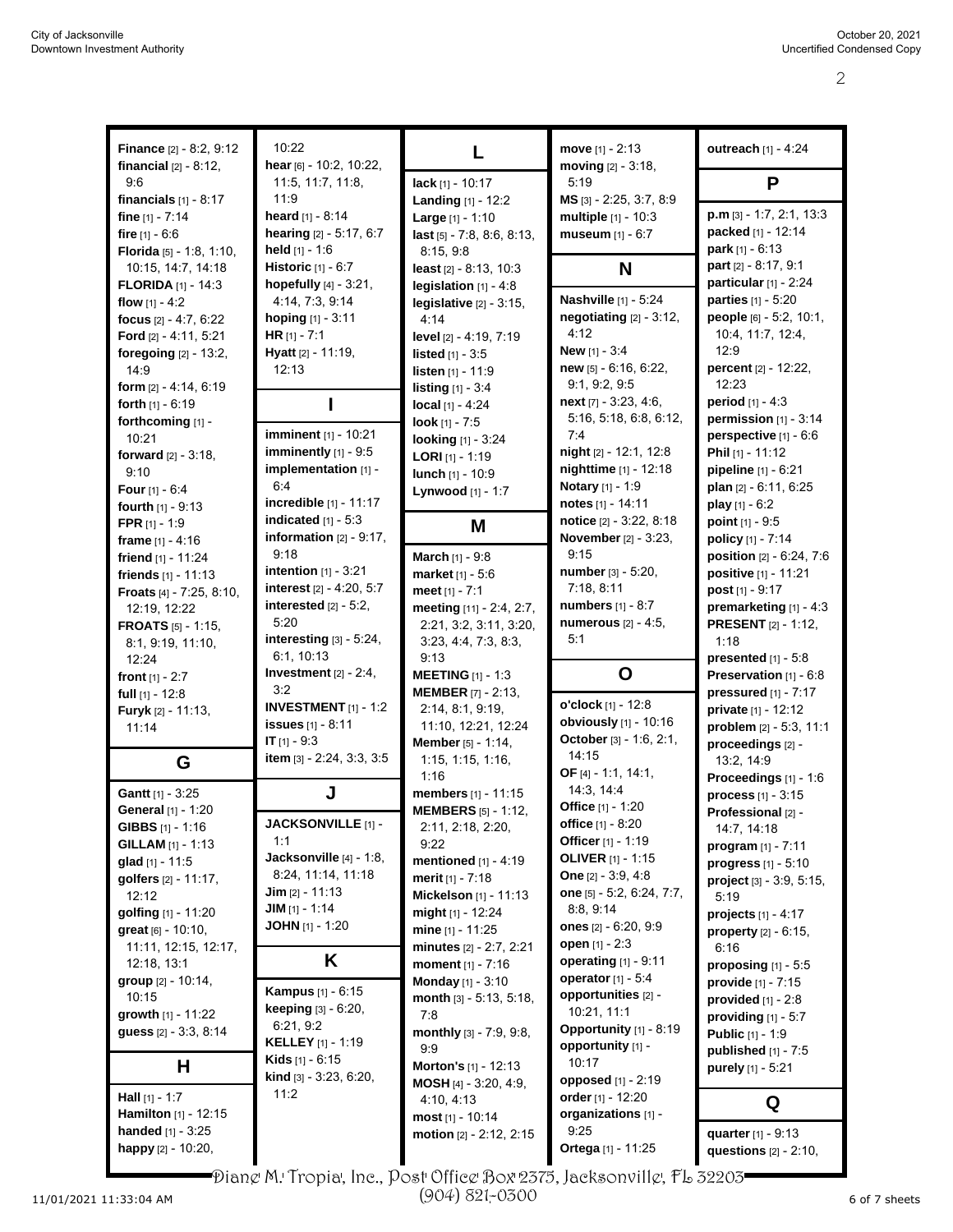**Finance** [2] - 8:2, 9:12
**financial** [2] - 8:12, 9:6
**financials** [1] - 8:17
**fine** [1] - 7:14
**fire** [1] - 6:6
**Florida** [5] - 1:8, 1:10, 10:15, 14:7, 14:18
**FLORIDA** [1] - 14:3
**flow** [1] - 4:2
**focus** [2] - 4:7, 6:22
**Ford** [2] - 4:11, 5:21
**foregoing** [2] - 13:2, 14:9
**form** [2] - 4:14, 6:19
**forth** [1] - 6:19
**forthcoming** [1] - 10:21
**forward** [2] - 3:18, 9:10
**Four** [1] - 6:4
**fourth** [1] - 9:13
**FPR** [1] - 1:9
**frame** [1] - 4:16
**friend** [1] - 11:24
**friends** [1] - 11:13
**Froats** [4] - 7:25, 8:10, 12:19, 12:22
**FROATS** [5] - 1:15, 8:1, 9:19, 11:10, 12:24
**front** [1] - 2:7
**full** [1] - 12:8
**Furyk** [2] - 11:13, 11:14

## G

**Gantt** [1] - 3:25
**General** [1] - 1:20
**GIBBS** [1] - 1:16
**GILLAM** [1] - 1:13
**glad** [1] - 11:5
**golfers** [2] - 11:17, 12:12
**golfing** [1] - 11:20
**great** [6] - 10:10, 11:11, 12:15, 12:17, 12:18, 13:1
**group** [2] - 10:14, 10:15
**growth** [1] - 11:22
**guess** [2] - 3:3, 8:14

## H

**Hall** [1] - 1:7
**Hamilton** [1] - 12:15
**handed** [1] - 3:25
**happy** [2] - 10:20, 10:22
**hear** [6] - 10:2, 10:22, 11:5, 11:7, 11:8, 11:9
**heard** [1] - 8:14
**hearing** [2] - 5:17, 6:7
**held** [1] - 1:6
**Historic** [1] - 6:7
**hopefully** [4] - 3:21, 4:14, 7:3, 9:14
**hoping** [1] - 3:11
**HR** [1] - 7:1
**Hyatt** [2] - 11:19, 12:13

## I

**imminent** [1] - 10:21
**imminently** [1] - 9:5
**implementation** [1] - 6:4
**incredible** [1] - 11:17
**indicated** [1] - 5:3
**information** [2] - 9:17, 9:18
**intention** [1] - 3:21
**interest** [2] - 4:20, 5:7
**interested** [2] - 5:2, 5:20
**interesting** [3] - 5:24, 6:1, 10:13
**Investment** [2] - 2:4, 3:2
**INVESTMENT** [1] - 1:2
**issues** [1] - 8:11
**IT** [1] - 9:3
**item** [3] - 2:24, 3:3, 3:5

## J

**JACKSONVILLE** [1] - 1:1
**Jacksonville** [4] - 1:8, 8:24, 11:14, 11:18
**Jim** [2] - 11:13
**JIM** [1] - 1:14
**JOHN** [1] - 1:20

## K

**Kampus** [1] - 6:15
**keeping** [3] - 6:20, 6:21, 9:2
**KELLEY** [1] - 1:19
**Kids** [1] - 6:15
**kind** [3] - 3:23, 6:20, 11:2

## L

**lack** [1] - 10:17
**Landing** [1] - 12:2
**Large** [1] - 1:10
**last** [5] - 7:8, 8:6, 8:13, 8:15, 9:8
**least** [2] - 8:13, 10:3
**legislation** [1] - 4:8
**legislative** [2] - 3:15, 4:14
**level** [2] - 4:19, 7:19
**listed** [1] - 3:5
**listen** [1] - 11:9
**listing** [1] - 3:4
**local** [1] - 4:24
**look** [1] - 7:5
**looking** [1] - 3:24
**LORI** [1] - 1:19
**lunch** [1] - 10:9
**Lynwood** [1] - 1:7

## M

**March** [1] - 9:8
**market** [1] - 5:6
**meet** [1] - 7:1
**meeting** [11] - 2:4, 2:7, 2:21, 3:2, 3:11, 3:20, 3:23, 4:4, 7:3, 8:3, 9:13
**MEETING** [1] - 1:3
**MEMBER** [7] - 2:13, 2:14, 8:1, 9:19, 11:10, 12:21, 12:24
**Member** [5] - 1:14, 1:15, 1:15, 1:16, 1:16
**members** [1] - 11:15
**MEMBERS** [5] - 1:12, 2:11, 2:18, 2:20, 9:22
**mentioned** [1] - 4:19
**merit** [1] - 7:18
**Mickelson** [1] - 11:13
**might** [1] - 12:24
**mine** [1] - 11:25
**minutes** [2] - 2:7, 2:21
**moment** [1] - 7:16
**Monday** [1] - 3:10
**month** [3] - 5:13, 5:18, 7:8
**monthly** [3] - 7:9, 9:8, 9:9
**Morton's** [1] - 12:13
**MOSH** [4] - 3:20, 4:9, 4:10, 4:13
**most** [1] - 10:14
**motion** [2] - 2:12, 2:15
**move** [1] - 2:13
**moving** [2] - 3:18, 5:19
**MS** [3] - 2:25, 3:7, 8:9
**multiple** [1] - 10:3
**museum** [1] - 6:7

## N

**Nashville** [1] - 5:24
**negotiating** [2] - 3:12, 4:12
**New** [1] - 3:4
**new** [5] - 6:16, 6:22, 9:1, 9:2, 9:5
**next** [7] - 3:23, 4:6, 5:16, 5:18, 6:8, 6:12, 7:4
**night** [2] - 12:1, 12:8
**nighttime** [1] - 12:18
**Notary** [1] - 1:9
**notes** [1] - 14:11
**notice** [2] - 3:22, 8:18
**November** [2] - 3:23, 9:15
**number** [3] - 5:20, 7:18, 8:11
**numbers** [1] - 8:7
**numerous** [2] - 4:5, 5:1

## O

**o'clock** [1] - 12:8
**obviously** [1] - 10:16
**October** [3] - 1:6, 2:1, 14:15
**OF** [4] - 1:1, 14:1, 14:3, 14:4
**Office** [1] - 1:20
**office** [1] - 8:20
**Officer** [1] - 1:19
**OLIVER** [1] - 1:15
**One** [2] - 3:9, 4:8
**one** [5] - 5:2, 6:24, 7:7, 8:8, 9:14
**ones** [2] - 6:20, 9:9
**open** [1] - 2:3
**operating** [1] - 9:11
**operator** [1] - 5:4
**opportunities** [2] - 10:21, 11:1
**Opportunity** [1] - 8:19
**opportunity** [1] - 10:17
**opposed** [1] - 2:19
**order** [1] - 12:20
**organizations** [1] - 9:25
**Ortega** [1] - 11:25
**outreach** [1] - 4:24

## P

**p.m** [3] - 1:7, 2:1, 13:3
**packed** [1] - 12:14
**park** [1] - 6:13
**part** [2] - 8:17, 9:1
**particular** [1] - 2:24
**parties** [1] - 5:20
**people** [6] - 5:2, 10:1, 10:4, 11:7, 12:4, 12:9
**percent** [2] - 12:22, 12:23
**period** [1] - 4:3
**permission** [1] - 3:14
**perspective** [1] - 6:6
**Phil** [1] - 11:12
**pipeline** [1] - 6:21
**plan** [2] - 6:11, 6:25
**play** [1] - 6:2
**point** [1] - 9:5
**policy** [1] - 7:14
**position** [2] - 6:24, 7:6
**positive** [1] - 11:21
**post** [1] - 9:17
**premarketing** [1] - 4:3
**PRESENT** [2] - 1:12, 1:18
**presented** [1] - 5:8
**Preservation** [1] - 6:8
**pressured** [1] - 7:17
**private** [1] - 12:12
**problem** [2] - 5:3, 11:1
**proceedings** [2] - 13:2, 14:9
**Proceedings** [1] - 1:6
**process** [1] - 3:15
**Professional** [2] - 14:7, 14:18
**program** [1] - 7:11
**progress** [1] - 5:10
**project** [3] - 3:9, 5:15, 5:19
**projects** [1] - 4:17
**property** [2] - 6:15, 6:16
**proposing** [1] - 5:5
**provide** [1] - 7:15
**provided** [1] - 2:8
**providing** [1] - 5:7
**Public** [1] - 1:9
**published** [1] - 7:5
**purely** [1] - 5:21

## Q

**quarter** [1] - 9:13
**questions** [2] - 2:10,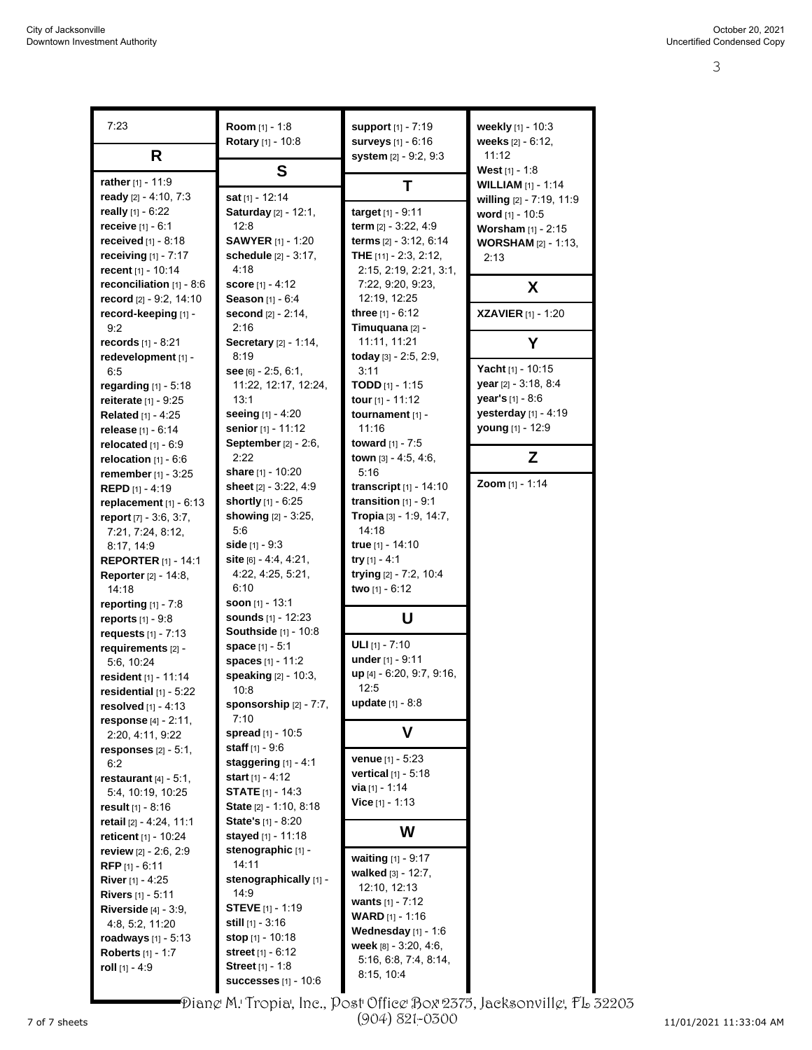7:23

## R

**rather** [1] - 11:9
**ready** [2] - 4:10, 7:3
**really** [1] - 6:22
**receive** [1] - 6:1
**received** [1] - 8:18
**receiving** [1] - 7:17
**recent** [1] - 10:14
**reconciliation** [1] - 8:6
**record** [2] - 9:2, 14:10
**record-keeping** [1] - 9:2
**records** [1] - 8:21
**redevelopment** [1] - 6:5
**regarding** [1] - 5:18
**reiterate** [1] - 9:25
**Related** [1] - 4:25
**release** [1] - 6:14
**relocated** [1] - 6:9
**relocation** [1] - 6:6
**remember** [1] - 3:25
**REPD** [1] - 4:19
**replacement** [1] - 6:13
**report** [7] - 3:6, 3:7, 7:21, 7:24, 8:12, 8:17, 14:9
**REPORTER** [1] - 14:1
**Reporter** [2] - 14:8, 14:18
**reporting** [1] - 7:8
**reports** [1] - 9:8
**requests** [1] - 7:13
**requirements** [2] - 5:6, 10:24
**resident** [1] - 11:14
**residential** [1] - 5:22
**resolved** [1] - 4:13
**response** [4] - 2:11, 2:20, 4:11, 9:22
**responses** [2] - 5:1, 6:2
**restaurant** [4] - 5:1, 5:4, 10:19, 10:25
**result** [1] - 8:16
**retail** [2] - 4:24, 11:1
**reticent** [1] - 10:24
**review** [2] - 2:6, 2:9
**RFP** [1] - 6:11
**River** [1] - 4:25
**Rivers** [1] - 5:11
**Riverside** [4] - 3:9, 4:8, 5:2, 11:20
**roadways** [1] - 5:13
**Roberts** [1] - 7:7
**roll** [1] - 4:9
**Room** [1] - 1:8
**Rotary** [1] - 10:8

## S

**sat** [1] - 12:14
**Saturday** [2] - 12:1, 12:8
**SAWYER** [1] - 1:20
**schedule** [2] - 3:17, 4:18
**score** [1] - 4:12
**Season** [1] - 6:4
**second** [2] - 2:14, 2:16
**Secretary** [2] - 1:14, 8:19
**see** [6] - 2:5, 6:1, 11:22, 12:17, 12:24, 13:1
**seeing** [1] - 4:20
**senior** [1] - 11:12
**September** [2] - 2:6, 2:22
**share** [1] - 10:20
**sheet** [2] - 3:22, 4:9
**shortly** [1] - 6:25
**showing** [2] - 3:25, 5:6
**side** [1] - 9:3
**site** [6] - 4:4, 4:21, 4:22, 4:25, 5:21, 6:10
**soon** [1] - 13:1
**sounds** [1] - 12:23
**Southside** [1] - 10:8
**space** [1] - 5:1
**spaces** [1] - 11:2
**speaking** [2] - 10:3, 10:8
**sponsorship** [2] - 7:7, 7:10
**spread** [1] - 10:5
**staff** [1] - 9:6
**staggering** [1] - 4:1
**start** [1] - 4:12
**STATE** [1] - 14:3
**State** [2] - 1:10, 8:18
**State's** [1] - 8:20
**stayed** [1] - 11:18
**stenographic** [1] - 14:11
**stenographically** [1] - 14:9
**STEVE** [1] - 1:19
**still** [1] - 3:16
**stop** [1] - 10:18
**street** [1] - 6:12
**Street** [1] - 1:8
**successes** [1] - 10:6
**support** [1] - 7:19
**surveys** [1] - 6:16
**system** [2] - 9:2, 9:3

## T

**target** [1] - 9:11
**term** [2] - 3:22, 4:9
**terms** [2] - 3:12, 6:14
**THE** [11] - 2:3, 2:12, 2:15, 2:19, 2:21, 3:1, 7:22, 9:20, 9:23, 12:19, 12:25
**three** [1] - 6:12
**Timuquana** [2] - 11:11, 11:21
**today** [3] - 2:5, 2:9, 3:11
**TODD** [1] - 1:15
**tour** [1] - 11:12
**tournament** [1] - 11:16
**toward** [1] - 7:5
**town** [3] - 4:5, 4:6, 5:16
**transcript** [1] - 14:10
**transition** [1] - 9:1
**Tropia** [3] - 1:9, 14:7, 14:18
**true** [1] - 14:10
**try** [1] - 4:1
**trying** [2] - 7:2, 10:4
**two** [1] - 6:12

## U

**ULI** [1] - 7:10
**under** [1] - 9:11
**up** [4] - 6:20, 9:7, 9:16, 12:5
**update** [1] - 8:8

## V

**venue** [1] - 5:23
**vertical** [1] - 5:18
**via** [1] - 1:14
**Vice** [1] - 1:13

## W

**waiting** [1] - 9:17
**walked** [3] - 12:7, 12:10, 12:13
**wants** [1] - 7:12
**WARD** [1] - 1:16
**Wednesday** [1] - 1:6
**week** [8] - 3:20, 4:6, 5:16, 6:8, 7:4, 8:14, 8:15, 10:4
**weekly** [1] - 10:3
**weeks** [2] - 6:12, 11:12
**West** [1] - 1:8
**WILLIAM** [1] - 1:14
**willing** [2] - 7:19, 11:9
**word** [1] - 10:5
**Worsham** [1] - 2:15
**WORSHAM** [2] - 1:13, 2:13

## X

**XZAVIER** [1] - 1:20

## Y

**Yacht** [1] - 10:15
**year** [2] - 3:18, 8:4
**year's** [1] - 8:6
**yesterday** [1] - 4:19
**young** [1] - 12:9

## Z

**Zoom** [1] - 1:14

Diane M. Tropia, Inc., Post Office Box 2375, Jacksonville, FL 32203
(904) 821-0300